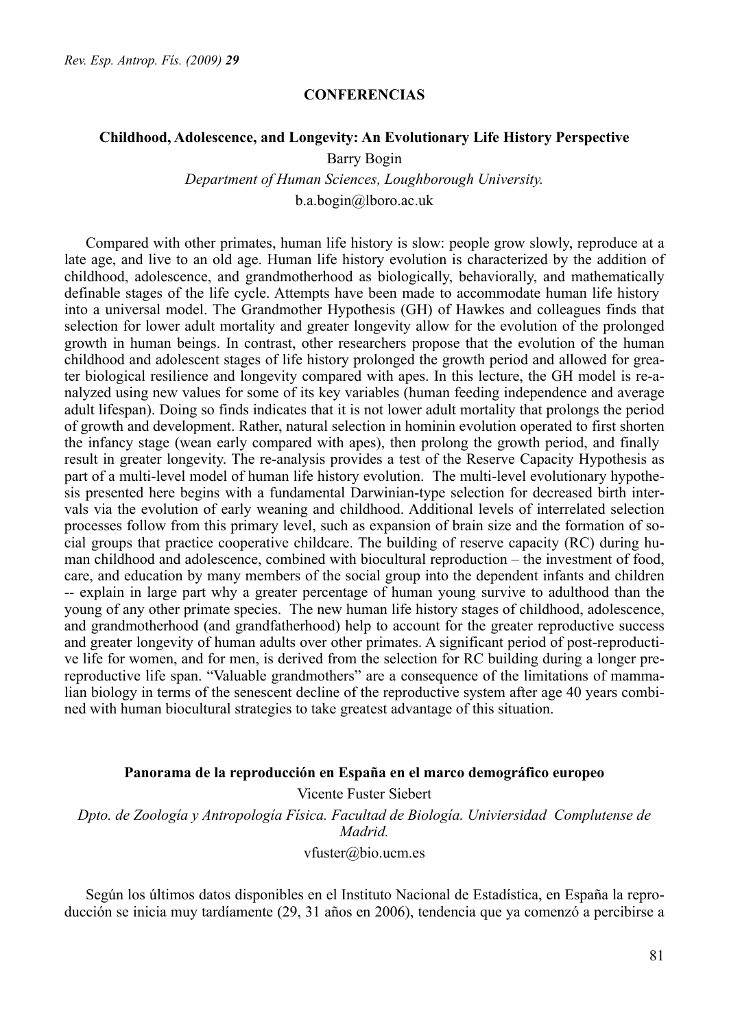## CONFERENCIAS

### Childhood, Adolescence, and Longevity: An Evolutionary Life History Perspective

Barry Bogin

*Department of Human Sciences, Loughborough University.*

b.a.bogin@lboro.ac.uk

Compared with other primates, human life history is slow: people grow slowly, reproduce at a late age, and live to an old age. Human life history evolution is characterized by the addition of childhood, adolescence, and grandmotherhood as biologically, behaviorally, and mathematically definable stages of the life cycle. Attempts have been made to accommodate human life history into a universal model. The Grandmother Hypothesis (GH) of Hawkes and colleagues finds that selection for lower adult mortality and greater longevity allow for the evolution of the prolonged growth in human beings. In contrast, other researchers propose that the evolution of the human childhood and adolescent stages of life history prolonged the growth period and allowed for greater biological resilience and longevity compared with apes. In this lecture, the GH model is re-analyzed using new values for some of its key variables (human feeding independence and average adult lifespan). Doing so finds indicates that it is not lower adult mortality that prolongs the period of growth and development. Rather, natural selection in hominin evolution operated to first shorten the infancy stage (wean early compared with apes), then prolong the growth period, and finally result in greater longevity. The re-analysis provides a test of the Reserve Capacity Hypothesis as part of a multi-level model of human life history evolution. The multi-level evolutionary hypothesis presented here begins with a fundamental Darwinian-type selection for decreased birth intervals via the evolution of early weaning and childhood. Additional levels of interrelated selection processes follow from this primary level, such as expansion of brain size and the formation of social groups that practice cooperative childcare. The building of reserve capacity (RC) during human childhood and adolescence, combined with biocultural reproduction – the investment of food, care, and education by many members of the social group into the dependent infants and children -- explain in large part why a greater percentage of human young survive to adulthood than the young of any other primate species. The new human life history stages of childhood, adolescence, and grandmotherhood (and grandfatherhood) help to account for the greater reproductive success and greater longevity of human adults over other primates. A significant period of post-reproductive life for women, and for men, is derived from the selection for RC building during a longer pre-reproductive life span. "Valuable grandmothers" are a consequence of the limitations of mammalian biology in terms of the senescent decline of the reproductive system after age 40 years combined with human biocultural strategies to take greatest advantage of this situation.

### Panorama de la reproducción en España en el marco demográfico europeo

Vicente Fuster Siebert

*Dpto. de Zoología y Antropología Física. Facultad de Biología. Univiersidad Complutense de Madrid.*

vfuster@bio.ucm.es

Según los últimos datos disponibles en el Instituto Nacional de Estadística, en España la reproducción se inicia muy tardíamente (29, 31 años en 2006), tendencia que ya comenzó a percibirse a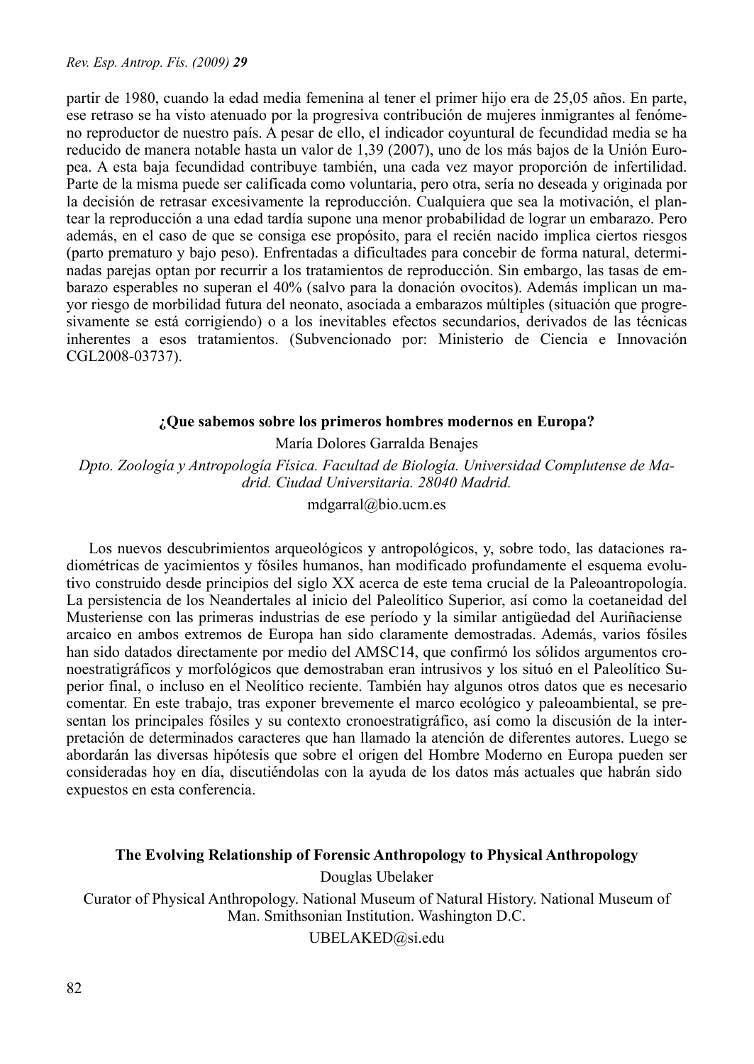partir de 1980, cuando la edad media femenina al tener el primer hijo era de 25,05 años. En parte, ese retraso se ha visto atenuado por la progresiva contribución de mujeres inmigrantes al fenómeno reproductor de nuestro país. A pesar de ello, el indicador coyuntural de fecundidad media se ha reducido de manera notable hasta un valor de 1,39 (2007), uno de los más bajos de la Unión Europea. A esta baja fecundidad contribuye también, una cada vez mayor proporción de infertilidad. Parte de la misma puede ser calificada como voluntaria, pero otra, sería no deseada y originada por la decisión de retrasar excesivamente la reproducción. Cualquiera que sea la motivación, el plantear la reproducción a una edad tardía supone una menor probabilidad de lograr un embarazo. Pero además, en el caso de que se consiga ese propósito, para el recién nacido implica ciertos riesgos (parto prematuro y bajo peso). Enfrentadas a dificultades para concebir de forma natural, determinadas parejas optan por recurrir a los tratamientos de reproducción. Sin embargo, las tasas de embarazo esperables no superan el 40% (salvo para la donación ovocitos). Además implican un mayor riesgo de morbilidad futura del neonato, asociada a embarazos múltiples (situación que progresivamente se está corrigiendo) o a los inevitables efectos secundarios, derivados de las técnicas inherentes a esos tratamientos. (Subvencionado por: Ministerio de Ciencia e Innovación CGL2008-03737).

## ¿Que sabemos sobre los primeros hombres modernos en Europa?

María Dolores Garralda Benajes

*Dpto. Zoología y Antropología Física. Facultad de Biología. Universidad Complutense de Madrid. Ciudad Universitaria. 28040 Madrid.*

mdgarral@bio.ucm.es

Los nuevos descubrimientos arqueológicos y antropológicos, y, sobre todo, las dataciones radiométricas de yacimientos y fósiles humanos, han modificado profundamente el esquema evolutivo construido desde principios del siglo XX acerca de este tema crucial de la Paleoantropología. La persistencia de los Neandertales al inicio del Paleolítico Superior, así como la coetaneidad del Musteriense con las primeras industrias de ese período y la similar antigüedad del Auriñaciense arcaico en ambos extremos de Europa han sido claramente demostradas. Además, varios fósiles han sido datados directamente por medio del AMSC14, que confirmó los sólidos argumentos cronoestratigráficos y morfológicos que demostraban eran intrusivos y los situó en el Paleolítico Superior final, o incluso en el Neolítico reciente. También hay algunos otros datos que es necesario comentar. En este trabajo, tras exponer brevemente el marco ecológico y paleoambiental, se presentan los principales fósiles y su contexto cronoestratigráfico, así como la discusión de la interpretación de determinados caracteres que han llamado la atención de diferentes autores. Luego se abordarán las diversas hipótesis que sobre el origen del Hombre Moderno en Europa pueden ser consideradas hoy en día, discutiéndolas con la ayuda de los datos más actuales que habrán sido expuestos en esta conferencia.

## The Evolving Relationship of Forensic Anthropology to Physical Anthropology

Douglas Ubelaker

Curator of Physical Anthropology. National Museum of Natural History. National Museum of Man. Smithsonian Institution. Washington D.C.

UBELAKED@si.edu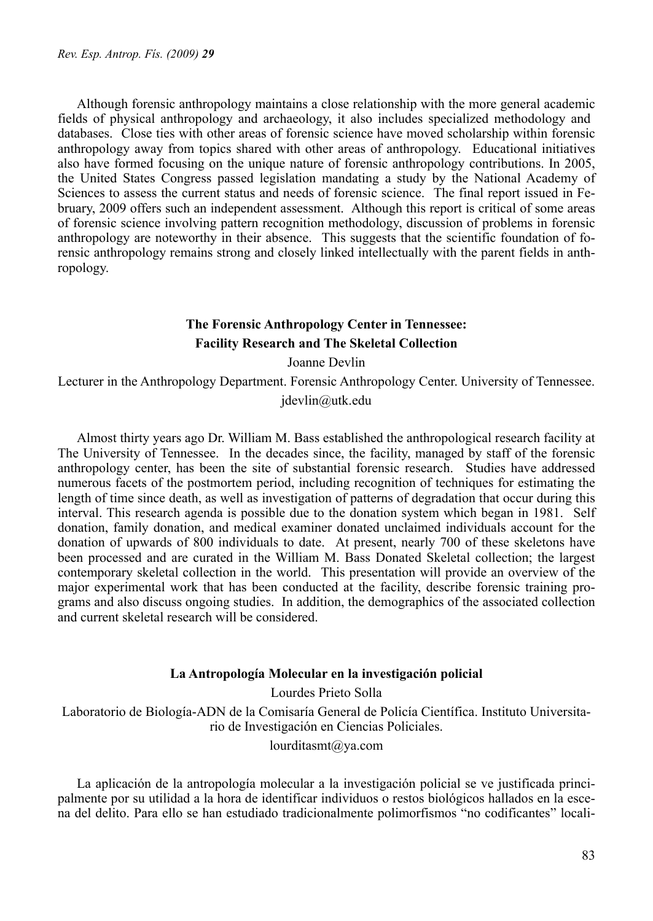Although forensic anthropology maintains a close relationship with the more general academic fields of physical anthropology and archaeology, it also includes specialized methodology and databases. Close ties with other areas of forensic science have moved scholarship within forensic anthropology away from topics shared with other areas of anthropology. Educational initiatives also have formed focusing on the unique nature of forensic anthropology contributions. In 2005, the United States Congress passed legislation mandating a study by the National Academy of Sciences to assess the current status and needs of forensic science. The final report issued in February, 2009 offers such an independent assessment. Although this report is critical of some areas of forensic science involving pattern recognition methodology, discussion of problems in forensic anthropology are noteworthy in their absence. This suggests that the scientific foundation of forensic anthropology remains strong and closely linked intellectually with the parent fields in anthropology.

## The Forensic Anthropology Center in Tennessee: Facility Research and The Skeletal Collection

Joanne Devlin

Lecturer in the Anthropology Department. Forensic Anthropology Center. University of Tennessee.

jdevlin@utk.edu

Almost thirty years ago Dr. William M. Bass established the anthropological research facility at The University of Tennessee. In the decades since, the facility, managed by staff of the forensic anthropology center, has been the site of substantial forensic research. Studies have addressed numerous facets of the postmortem period, including recognition of techniques for estimating the length of time since death, as well as investigation of patterns of degradation that occur during this interval. This research agenda is possible due to the donation system which began in 1981. Self donation, family donation, and medical examiner donated unclaimed individuals account for the donation of upwards of 800 individuals to date. At present, nearly 700 of these skeletons have been processed and are curated in the William M. Bass Donated Skeletal collection; the largest contemporary skeletal collection in the world. This presentation will provide an overview of the major experimental work that has been conducted at the facility, describe forensic training programs and also discuss ongoing studies. In addition, the demographics of the associated collection and current skeletal research will be considered.

## La Antropología Molecular en la investigación policial

Lourdes Prieto Solla

Laboratorio de Biología-ADN de la Comisaría General de Policía Científica. Instituto Universitario de Investigación en Ciencias Policiales.

lourditasmt@ya.com

La aplicación de la antropología molecular a la investigación policial se ve justificada principalmente por su utilidad a la hora de identificar individuos o restos biológicos hallados en la escena del delito. Para ello se han estudiado tradicionalmente polimorfismos "no codificantes" locali-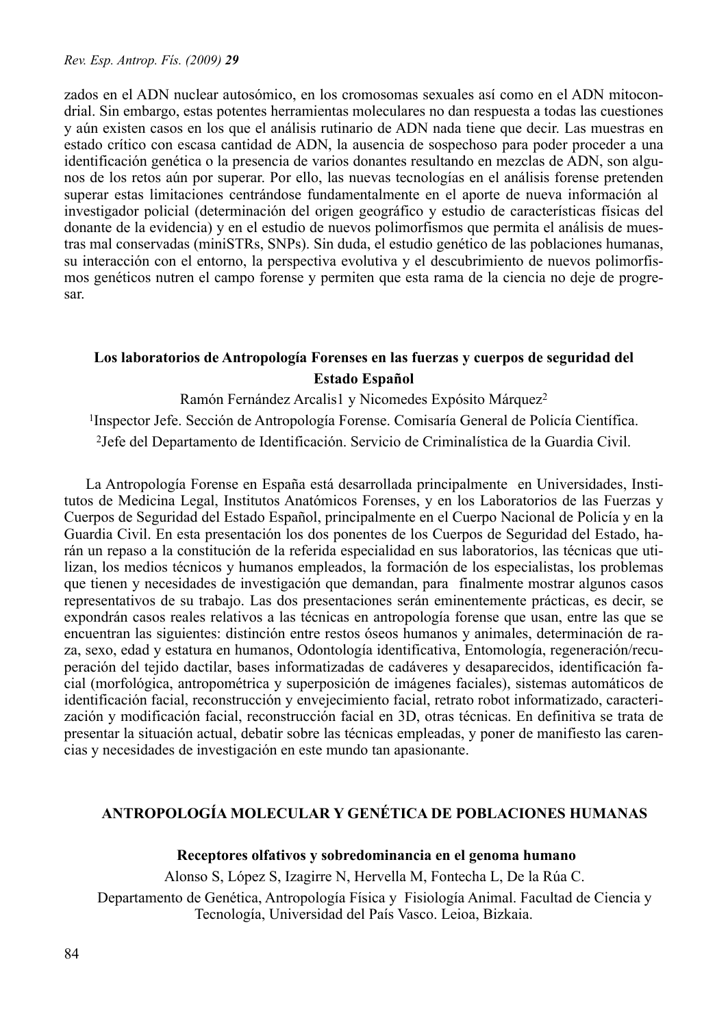zados en el ADN nuclear autosómico, en los cromosomas sexuales así como en el ADN mitocondrial. Sin embargo, estas potentes herramientas moleculares no dan respuesta a todas las cuestiones y aún existen casos en los que el análisis rutinario de ADN nada tiene que decir. Las muestras en estado crítico con escasa cantidad de ADN, la ausencia de sospechoso para poder proceder a una identificación genética o la presencia de varios donantes resultando en mezclas de ADN, son algunos de los retos aún por superar. Por ello, las nuevas tecnologías en el análisis forense pretenden superar estas limitaciones centrándose fundamentalmente en el aporte de nueva información al investigador policial (determinación del origen geográfico y estudio de características físicas del donante de la evidencia) y en el estudio de nuevos polimorfismos que permita el análisis de muestras mal conservadas (miniSTRs, SNPs). Sin duda, el estudio genético de las poblaciones humanas, su interacción con el entorno, la perspectiva evolutiva y el descubrimiento de nuevos polimorfismos genéticos nutren el campo forense y permiten que esta rama de la ciencia no deje de progresar.

### Los laboratorios de Antropología Forenses en las fuerzas y cuerpos de seguridad del Estado Español

Ramón Fernández Arcalis1 y Nicomedes Expósito Márquez[2]

[1]Inspector Jefe. Sección de Antropología Forense. Comisaría General de Policía Científica.

[2]Jefe del Departamento de Identificación. Servicio de Criminalística de la Guardia Civil.

La Antropología Forense en España está desarrollada principalmente en Universidades, Institutos de Medicina Legal, Institutos Anatómicos Forenses, y en los Laboratorios de las Fuerzas y Cuerpos de Seguridad del Estado Español, principalmente en el Cuerpo Nacional de Policía y en la Guardia Civil. En esta presentación los dos ponentes de los Cuerpos de Seguridad del Estado, harán un repaso a la constitución de la referida especialidad en sus laboratorios, las técnicas que utilizan, los medios técnicos y humanos empleados, la formación de los especialistas, los problemas que tienen y necesidades de investigación que demandan, para finalmente mostrar algunos casos representativos de su trabajo. Las dos presentaciones serán eminentemente prácticas, es decir, se expondrán casos reales relativos a las técnicas en antropología forense que usan, entre las que se encuentran las siguientes: distinción entre restos óseos humanos y animales, determinación de raza, sexo, edad y estatura en humanos, Odontología identificativa, Entomología, regeneración/recuperación del tejido dactilar, bases informatizadas de cadáveres y desaparecidos, identificación facial (morfológica, antropométrica y superposición de imágenes faciales), sistemas automáticos de identificación facial, reconstrucción y envejecimiento facial, retrato robot informatizado, caracterización y modificación facial, reconstrucción facial en 3D, otras técnicas. En definitiva se trata de presentar la situación actual, debatir sobre las técnicas empleadas, y poner de manifiesto las carencias y necesidades de investigación en este mundo tan apasionante.

## ANTROPOLOGÍA MOLECULAR Y GENÉTICA DE POBLACIONES HUMANAS

### Receptores olfativos y sobredominancia en el genoma humano

Alonso S, López S, Izagirre N, Hervella M, Fontecha L, De la Rúa C.

Departamento de Genética, Antropología Física y Fisiología Animal. Facultad de Ciencia y Tecnología, Universidad del País Vasco. Leioa, Bizkaia.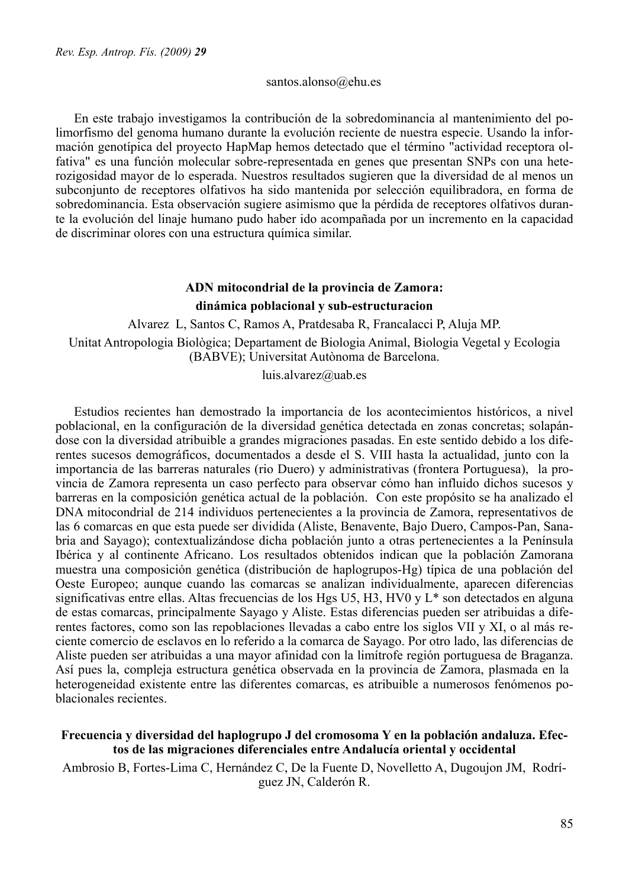santos.alonso@ehu.es

En este trabajo investigamos la contribución de la sobredominancia al mantenimiento del polimorfismo del genoma humano durante la evolución reciente de nuestra especie. Usando la información genotípica del proyecto HapMap hemos detectado que el término "actividad receptora olfativa" es una función molecular sobre-representada en genes que presentan SNPs con una heterozigosidad mayor de lo esperada. Nuestros resultados sugieren que la diversidad de al menos un subconjunto de receptores olfativos ha sido mantenida por selección equilibradora, en forma de sobredominancia. Esta observación sugiere asimismo que la pérdida de receptores olfativos durante la evolución del linaje humano pudo haber ido acompañada por un incremento en la capacidad de discriminar olores con una estructura química similar.

## ADN mitocondrial de la provincia de Zamora: dinámica poblacional y sub-estructuracion

Alvarez L, Santos C, Ramos A, Pratdesaba R, Francalacci P, Aluja MP.

Unitat Antropologia Biològica; Departament de Biologia Animal, Biologia Vegetal y Ecologia (BABVE); Universitat Autònoma de Barcelona.

luis.alvarez@uab.es

Estudios recientes han demostrado la importancia de los acontecimientos históricos, a nivel poblacional, en la configuración de la diversidad genética detectada en zonas concretas; solapándose con la diversidad atribuible a grandes migraciones pasadas. En este sentido debido a los diferentes sucesos demográficos, documentados a desde el S. VIII hasta la actualidad, junto con la importancia de las barreras naturales (rio Duero) y administrativas (frontera Portuguesa), la provincia de Zamora representa un caso perfecto para observar cómo han influido dichos sucesos y barreras en la composición genética actual de la población. Con este propósito se ha analizado el DNA mitocondrial de 214 individuos pertenecientes a la provincia de Zamora, representativos de las 6 comarcas en que esta puede ser dividida (Aliste, Benavente, Bajo Duero, Campos-Pan, Sanabria and Sayago); contextualizándose dicha población junto a otras pertenecientes a la Península Ibérica y al continente Africano. Los resultados obtenidos indican que la población Zamorana muestra una composición genética (distribución de haplogrupos-Hg) típica de una población del Oeste Europeo; aunque cuando las comarcas se analizan individualmente, aparecen diferencias significativas entre ellas. Altas frecuencias de los Hgs U5, H3, HV0 y L* son detectados en alguna de estas comarcas, principalmente Sayago y Aliste. Estas diferencias pueden ser atribuidas a diferentes factores, como son las repoblaciones llevadas a cabo entre los siglos VII y XI, o al más reciente comercio de esclavos en lo referido a la comarca de Sayago. Por otro lado, las diferencias de Aliste pueden ser atribuidas a una mayor afinidad con la limítrofe región portuguesa de Braganza. Así pues la, compleja estructura genética observada en la provincia de Zamora, plasmada en la heterogeneidad existente entre las diferentes comarcas, es atribuible a numerosos fenómenos poblacionales recientes.

## Frecuencia y diversidad del haplogrupo J del cromosoma Y en la población andaluza. Efectos de las migraciones diferenciales entre Andalucía oriental y occidental

Ambrosio B, Fortes-Lima C, Hernández C, De la Fuente D, Novelletto A, Dugoujon JM, Rodríguez JN, Calderón R.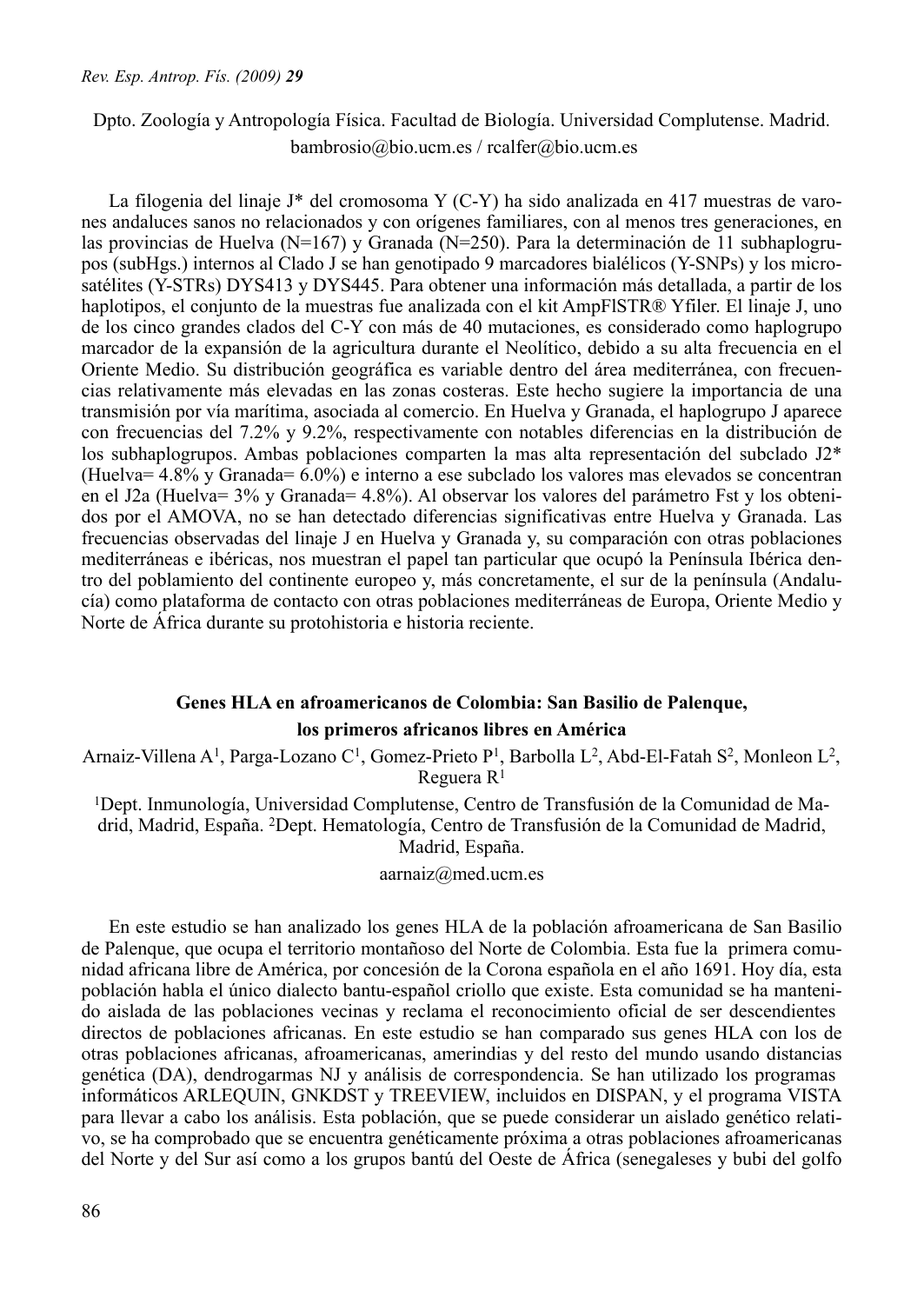Dpto. Zoología y Antropología Física. Facultad de Biología. Universidad Complutense. Madrid.
bambrosio@bio.ucm.es / rcalfer@bio.ucm.es

La filogenia del linaje J* del cromosoma Y (C-Y) ha sido analizada en 417 muestras de varones andaluces sanos no relacionados y con orígenes familiares, con al menos tres generaciones, en las provincias de Huelva (N=167) y Granada (N=250). Para la determinación de 11 subhaplogrupos (subHgs.) internos al Clado J se han genotipado 9 marcadores bialélicos (Y-SNPs) y los microsatélites (Y-STRs) DYS413 y DYS445. Para obtener una información más detallada, a partir de los haplotipos, el conjunto de la muestras fue analizada con el kit AmpFlSTR® Yfiler. El linaje J, uno de los cinco grandes clados del C-Y con más de 40 mutaciones, es considerado como haplogrupo marcador de la expansión de la agricultura durante el Neolítico, debido a su alta frecuencia en el Oriente Medio. Su distribución geográfica es variable dentro del área mediterránea, con frecuencias relativamente más elevadas en las zonas costeras. Este hecho sugiere la importancia de una transmisión por vía marítima, asociada al comercio. En Huelva y Granada, el haplogrupo J aparece con frecuencias del 7.2% y 9.2%, respectivamente con notables diferencias en la distribución de los subhaplogrupos. Ambas poblaciones comparten la mas alta representación del subclado J2* (Huelva= 4.8% y Granada= 6.0%) e interno a ese subclado los valores mas elevados se concentran en el J2a (Huelva= 3% y Granada= 4.8%). Al observar los valores del parámetro Fst y los obtenidos por el AMOVA, no se han detectado diferencias significativas entre Huelva y Granada. Las frecuencias observadas del linaje J en Huelva y Granada y, su comparación con otras poblaciones mediterráneas e ibéricas, nos muestran el papel tan particular que ocupó la Península Ibérica dentro del poblamiento del continente europeo y, más concretamente, el sur de la península (Andalucía) como plataforma de contacto con otras poblaciones mediterráneas de Europa, Oriente Medio y Norte de África durante su protohistoria e historia reciente.

### Genes HLA en afroamericanos de Colombia: San Basilio de Palenque, los primeros africanos libres en América

Arnaiz-Villena A[1], Parga-Lozano C[1], Gomez-Prieto P[1], Barbolla L[2], Abd-El-Fatah S[2], Monleon L[2], Reguera R[1]

[1]Dept. Inmunología, Universidad Complutense, Centro de Transfusión de la Comunidad de Madrid, Madrid, España. [2]Dept. Hematología, Centro de Transfusión de la Comunidad de Madrid, Madrid, España.

aarnaiz@med.ucm.es

En este estudio se han analizado los genes HLA de la población afroamericana de San Basilio de Palenque, que ocupa el territorio montañoso del Norte de Colombia. Esta fue la primera comunidad africana libre de América, por concesión de la Corona española en el año 1691. Hoy día, esta población habla el único dialecto bantu-español criollo que existe. Esta comunidad se ha mantenido aislada de las poblaciones vecinas y reclama el reconocimiento oficial de ser descendientes directos de poblaciones africanas. En este estudio se han comparado sus genes HLA con los de otras poblaciones africanas, afroamericanas, amerindias y del resto del mundo usando distancias genética (DA), dendrogarmas NJ y análisis de correspondencia. Se han utilizado los programas informáticos ARLEQUIN, GNKDST y TREEVIEW, incluidos en DISPAN, y el programa VISTA para llevar a cabo los análisis. Esta población, que se puede considerar un aislado genético relativo, se ha comprobado que se encuentra genéticamente próxima a otras poblaciones afroamericanas del Norte y del Sur así como a los grupos bantú del Oeste de África (senegaleses y bubi del golfo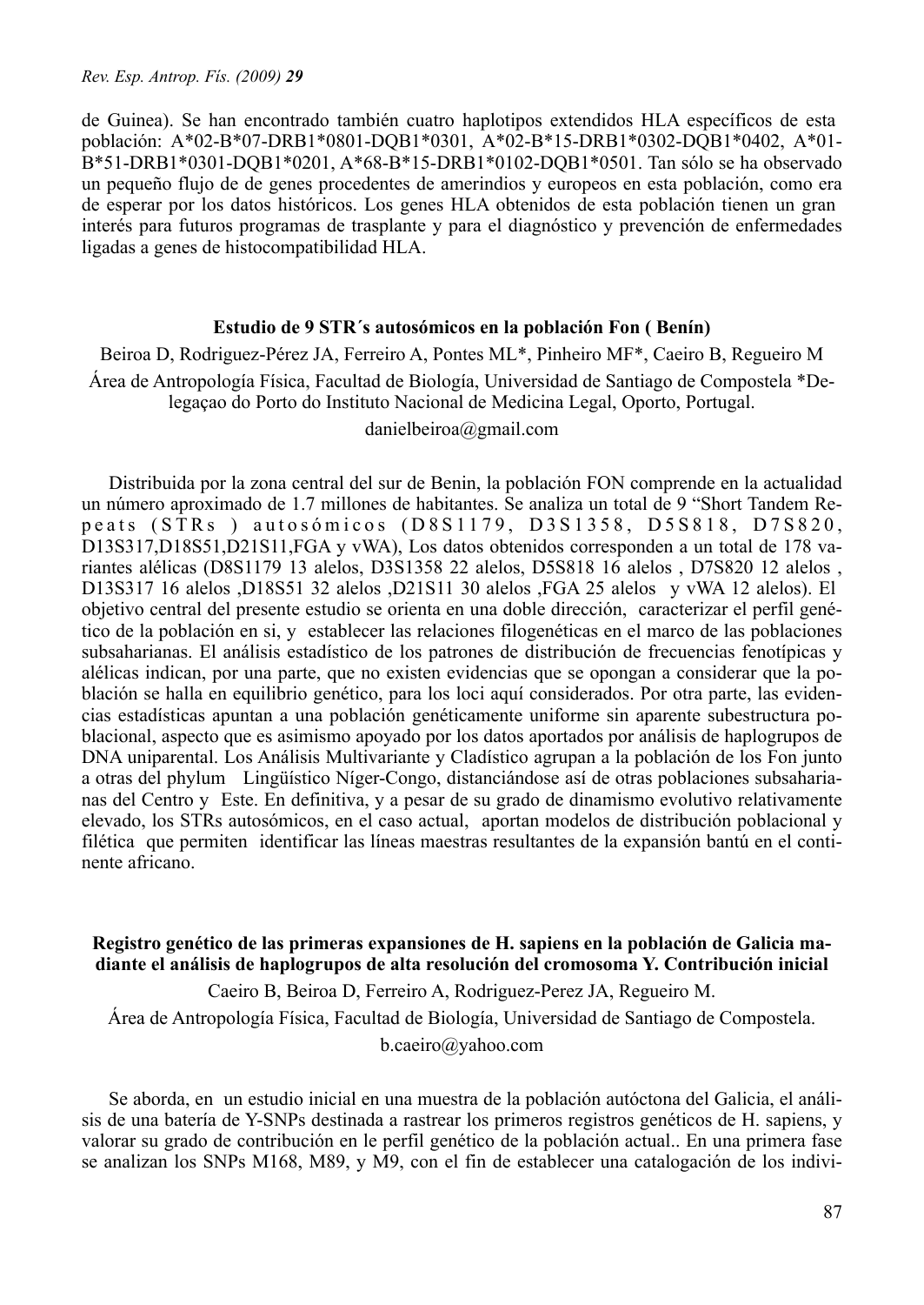de Guinea). Se han encontrado también cuatro haplotipos extendidos HLA específicos de esta población: A*02-B*07-DRB1*0801-DQB1*0301, A*02-B*15-DRB1*0302-DQB1*0402, A*01-B*51-DRB1*0301-DQB1*0201, A*68-B*15-DRB1*0102-DQB1*0501. Tan sólo se ha observado un pequeño flujo de de genes procedentes de amerindios y europeos en esta población, como era de esperar por los datos históricos. Los genes HLA obtenidos de esta población tienen un gran interés para futuros programas de trasplante y para el diagnóstico y prevención de enfermedades ligadas a genes de histocompatibilidad HLA.

### Estudio de 9 STR´s autosómicos en la población Fon ( Benín)

Beiroa D, Rodriguez-Pérez JA, Ferreiro A, Pontes ML*, Pinheiro MF*, Caeiro B, Regueiro M

Área de Antropología Física, Facultad de Biología, Universidad de Santiago de Compostela *Delegaçao do Porto do Instituto Nacional de Medicina Legal, Oporto, Portugal.

danielbeiroa@gmail.com

Distribuida por la zona central del sur de Benin, la población FON comprende en la actualidad un número aproximado de 1.7 millones de habitantes. Se analiza un total de 9 "Short Tandem Repeats (STRs ) autosómicos (D8S1179, D3S1358, D5S818, D7S820, D13S317,D18S51,D21S11,FGA y vWA), Los datos obtenidos corresponden a un total de 178 variantes alélicas (D8S1179 13 alelos, D3S1358 22 alelos, D5S818 16 alelos , D7S820 12 alelos , D13S317 16 alelos ,D18S51 32 alelos ,D21S11 30 alelos ,FGA 25 alelos y vWA 12 alelos). El objetivo central del presente estudio se orienta en una doble dirección, caracterizar el perfil genético de la población en si, y establecer las relaciones filogenéticas en el marco de las poblaciones subsaharianas. El análisis estadístico de los patrones de distribución de frecuencias fenotípicas y alélicas indican, por una parte, que no existen evidencias que se opongan a considerar que la población se halla en equilibrio genético, para los loci aquí considerados. Por otra parte, las evidencias estadísticas apuntan a una población genéticamente uniforme sin aparente subestructura poblacional, aspecto que es asimismo apoyado por los datos aportados por análisis de haplogrupos de DNA uniparental. Los Análisis Multivariante y Cladístico agrupan a la población de los Fon junto a otras del phylum Lingüístico Níger-Congo, distanciándose así de otras poblaciones subsaharianas del Centro y Este. En definitiva, y a pesar de su grado de dinamismo evolutivo relativamente elevado, los STRs autosómicos, en el caso actual, aportan modelos de distribución poblacional y filética que permiten identificar las líneas maestras resultantes de la expansión bantú en el continente africano.

### Registro genético de las primeras expansiones de H. sapiens en la población de Galicia madiante el análisis de haplogrupos de alta resolución del cromosoma Y. Contribución inicial

Caeiro B, Beiroa D, Ferreiro A, Rodriguez-Perez JA, Regueiro M.

Área de Antropología Física, Facultad de Biología, Universidad de Santiago de Compostela.

b.caeiro@yahoo.com

Se aborda, en un estudio inicial en una muestra de la población autóctona del Galicia, el análisis de una batería de Y-SNPs destinada a rastrear los primeros registros genéticos de H. sapiens, y valorar su grado de contribución en le perfil genético de la población actual.. En una primera fase se analizan los SNPs M168, M89, y M9, con el fin de establecer una catalogación de los indivi-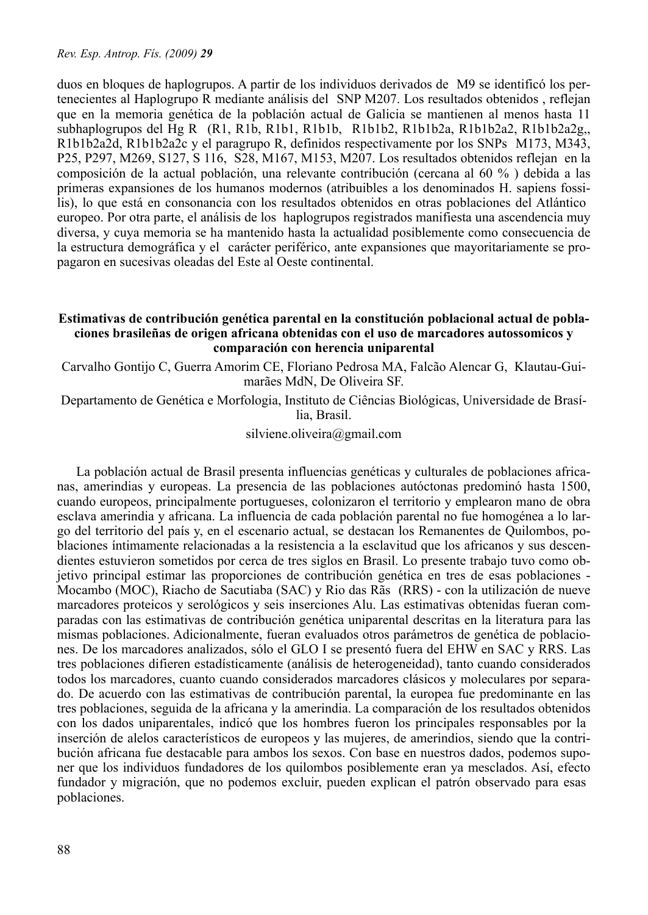duos en bloques de haplogrupos. A partir de los individuos derivados de M9 se identificó los pertenecientes al Haplogrupo R mediante análisis del SNP M207. Los resultados obtenidos , reflejan que en la memoria genética de la población actual de Galicia se mantienen al menos hasta 11 subhaplogrupos del Hg R (R1, R1b, R1b1, R1b1b, R1b1b2, R1b1b2a, R1b1b2a2, R1b1b2a2g,, R1b1b2a2d, R1b1b2a2c y el paragrupo R, definidos respectivamente por los SNPs M173, M343, P25, P297, M269, S127, S 116, S28, M167, M153, M207. Los resultados obtenidos reflejan en la composición de la actual población, una relevante contribución (cercana al 60 % ) debida a las primeras expansiones de los humanos modernos (atribuibles a los denominados H. sapiens fossilis), lo que está en consonancia con los resultados obtenidos en otras poblaciones del Atlántico europeo. Por otra parte, el análisis de los haplogrupos registrados manifiesta una ascendencia muy diversa, y cuya memoria se ha mantenido hasta la actualidad posiblemente como consecuencia de la estructura demográfica y el carácter periférico, ante expansiones que mayoritariamente se propagaron en sucesivas oleadas del Este al Oeste continental.

## Estimativas de contribución genética parental en la constitución poblacional actual de poblaciones brasileñas de origen africana obtenidas con el uso de marcadores autossomicos y comparación con herencia uniparental

Carvalho Gontijo C, Guerra Amorim CE, Floriano Pedrosa MA, Falcão Alencar G, Klautau-Guimarães MdN, De Oliveira SF.

Departamento de Genética e Morfologia, Instituto de Ciências Biológicas, Universidade de Brasília, Brasil.

silviene.oliveira@gmail.com

La población actual de Brasil presenta influencias genéticas y culturales de poblaciones africanas, amerindias y europeas. La presencia de las poblaciones autóctonas predominó hasta 1500, cuando europeos, principalmente portugueses, colonizaron el territorio y emplearon mano de obra esclava amerindia y africana. La influencia de cada población parental no fue homogénea a lo largo del territorio del país y, en el escenario actual, se destacan los Remanentes de Quilombos, poblaciones íntimamente relacionadas a la resistencia a la esclavitud que los africanos y sus descendientes estuvieron sometidos por cerca de tres siglos en Brasil. Lo presente trabajo tuvo como objetivo principal estimar las proporciones de contribución genética en tres de esas poblaciones - Mocambo (MOC), Riacho de Sacutiaba (SAC) y Rio das Rãs (RRS) - con la utilización de nueve marcadores proteicos y serológicos y seis inserciones Alu. Las estimativas obtenidas fueran comparadas con las estimativas de contribución genética uniparental descritas en la literatura para las mismas poblaciones. Adicionalmente, fueran evaluados otros parámetros de genética de poblaciones. De los marcadores analizados, sólo el GLO I se presentó fuera del EHW en SAC y RRS. Las tres poblaciones difieren estadísticamente (análisis de heterogeneidad), tanto cuando considerados todos los marcadores, cuanto cuando considerados marcadores clásicos y moleculares por separado. De acuerdo con las estimativas de contribución parental, la europea fue predominante en las tres poblaciones, seguida de la africana y la amerindia. La comparación de los resultados obtenidos con los dados uniparentales, indicó que los hombres fueron los principales responsables por la inserción de alelos característicos de europeos y las mujeres, de amerindios, siendo que la contribución africana fue destacable para ambos los sexos. Con base en nuestros dados, podemos suponer que los individuos fundadores de los quilombos posiblemente eran ya mesclados. Así, efecto fundador y migración, que no podemos excluir, pueden explican el patrón observado para esas poblaciones.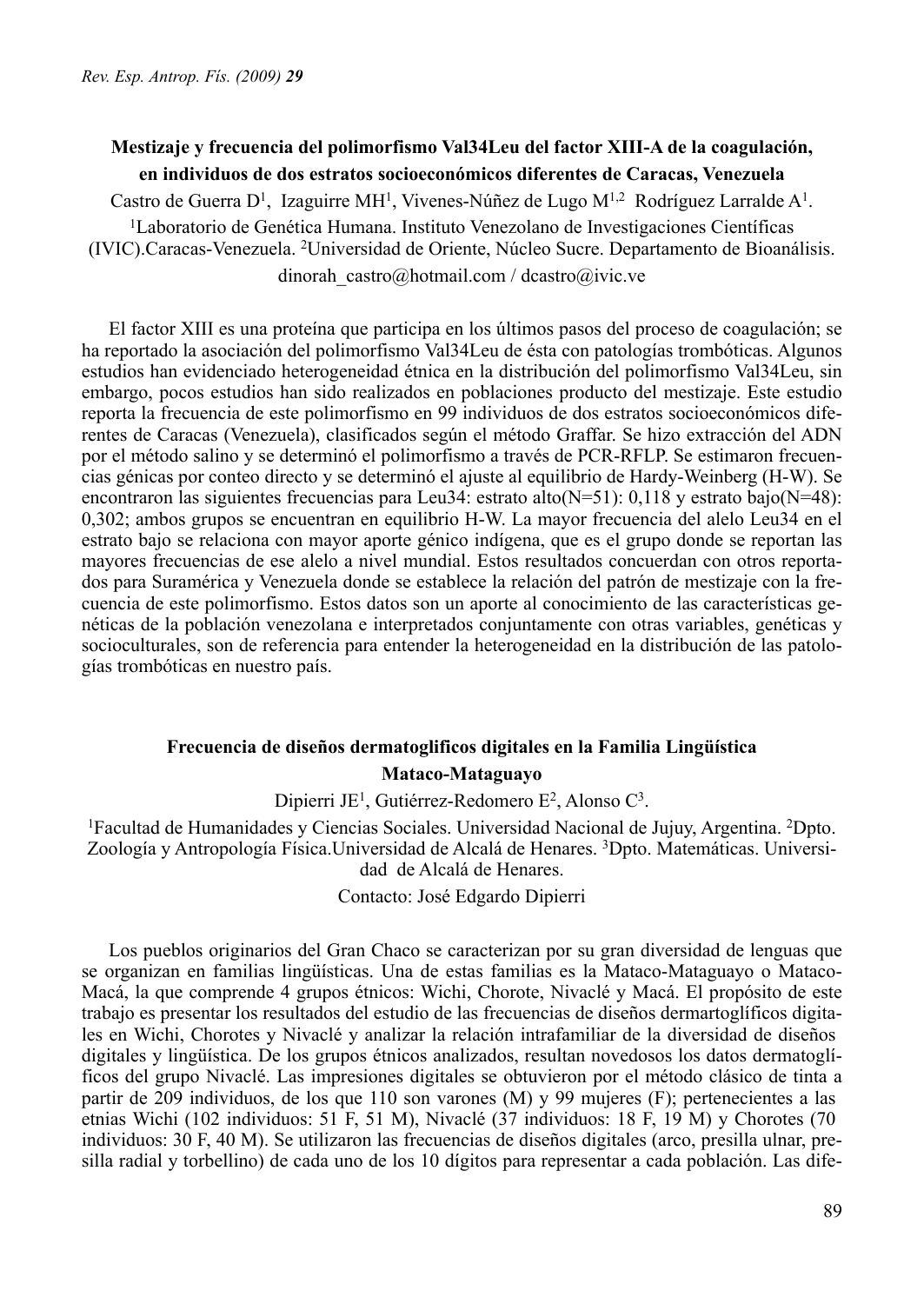### Mestizaje y frecuencia del polimorfismo Val34Leu del factor XIII-A de la coagulación, en individuos de dos estratos socioeconómicos diferentes de Caracas, Venezuela

Castro de Guerra D[1], Izaguirre MH[1], Vivenes-Núñez de Lugo M[1,2] Rodríguez Larralde A[1].

[1]Laboratorio de Genética Humana. Instituto Venezolano de Investigaciones Científicas (IVIC).Caracas-Venezuela. [2]Universidad de Oriente, Núcleo Sucre. Departamento de Bioanálisis.

dinorah_castro@hotmail.com / dcastro@ivic.ve

El factor XIII es una proteína que participa en los últimos pasos del proceso de coagulación; se ha reportado la asociación del polimorfismo Val34Leu de ésta con patologías trombóticas. Algunos estudios han evidenciado heterogeneidad étnica en la distribución del polimorfismo Val34Leu, sin embargo, pocos estudios han sido realizados en poblaciones producto del mestizaje. Este estudio reporta la frecuencia de este polimorfismo en 99 individuos de dos estratos socioeconómicos diferentes de Caracas (Venezuela), clasificados según el método Graffar. Se hizo extracción del ADN por el método salino y se determinó el polimorfismo a través de PCR-RFLP. Se estimaron frecuencias génicas por conteo directo y se determinó el ajuste al equilibrio de Hardy-Weinberg (H-W). Se encontraron las siguientes frecuencias para Leu34: estrato alto(N=51): 0,118 y estrato bajo(N=48): 0,302; ambos grupos se encuentran en equilibrio H-W. La mayor frecuencia del alelo Leu34 en el estrato bajo se relaciona con mayor aporte génico indígena, que es el grupo donde se reportan las mayores frecuencias de ese alelo a nivel mundial. Estos resultados concuerdan con otros reportados para Suramérica y Venezuela donde se establece la relación del patrón de mestizaje con la frecuencia de este polimorfismo. Estos datos son un aporte al conocimiento de las características genéticas de la población venezolana e interpretados conjuntamente con otras variables, genéticas y socioculturales, son de referencia para entender la heterogeneidad en la distribución de las patologías trombóticas en nuestro país.

### Frecuencia de diseños dermatoglificos digitales en la Familia Lingüística Mataco-Mataguayo

Dipierri JE[1], Gutiérrez-Redomero E[2], Alonso C[3].

[1]Facultad de Humanidades y Ciencias Sociales. Universidad Nacional de Jujuy, Argentina. [2]Dpto. Zoología y Antropología Física.Universidad de Alcalá de Henares. [3]Dpto. Matemáticas. Universidad de Alcalá de Henares.

Contacto: José Edgardo Dipierri

Los pueblos originarios del Gran Chaco se caracterizan por su gran diversidad de lenguas que se organizan en familias lingüísticas. Una de estas familias es la Mataco-Mataguayo o Mataco-Macá, la que comprende 4 grupos étnicos: Wichi, Chorote, Nivaclé y Macá. El propósito de este trabajo es presentar los resultados del estudio de las frecuencias de diseños dermartoglíficos digitales en Wichi, Chorotes y Nivaclé y analizar la relación intrafamiliar de la diversidad de diseños digitales y lingüística. De los grupos étnicos analizados, resultan novedosos los datos dermatoglíficos del grupo Nivaclé. Las impresiones digitales se obtuvieron por el método clásico de tinta a partir de 209 individuos, de los que 110 son varones (M) y 99 mujeres (F); pertenecientes a las etnias Wichi (102 individuos: 51 F, 51 M), Nivaclé (37 individuos: 18 F, 19 M) y Chorotes (70 individuos: 30 F, 40 M). Se utilizaron las frecuencias de diseños digitales (arco, presilla ulnar, presilla radial y torbellino) de cada uno de los 10 dígitos para representar a cada población. Las dife-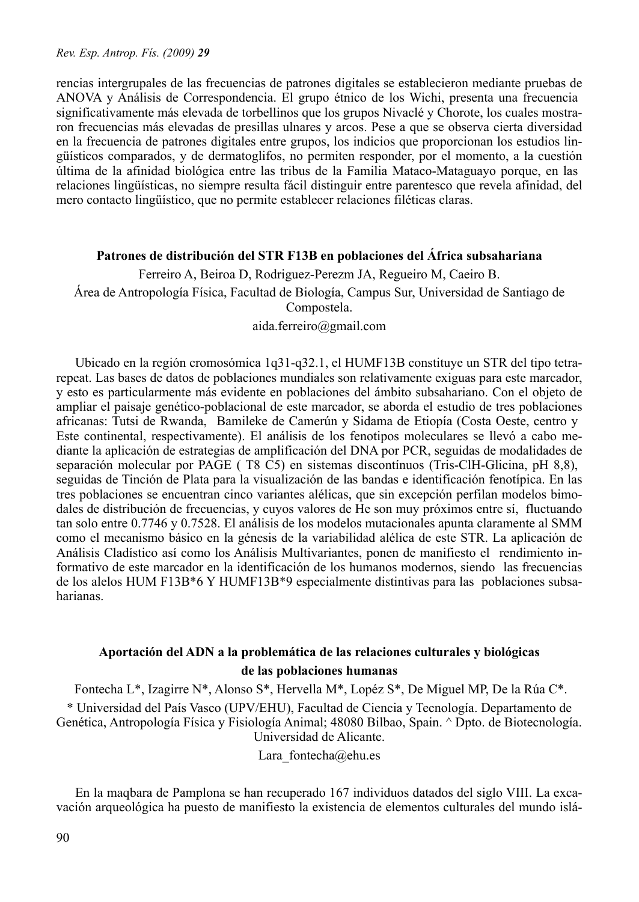rencias intergrupales de las frecuencias de patrones digitales se establecieron mediante pruebas de ANOVA y Análisis de Correspondencia. El grupo étnico de los Wichi, presenta una frecuencia significativamente más elevada de torbellinos que los grupos Nivaclé y Chorote, los cuales mostraron frecuencias más elevadas de presillas ulnares y arcos. Pese a que se observa cierta diversidad en la frecuencia de patrones digitales entre grupos, los indicios que proporcionan los estudios lingüísticos comparados, y de dermatoglifos, no permiten responder, por el momento, a la cuestión última de la afinidad biológica entre las tribus de la Familia Mataco-Mataguayo porque, en las relaciones lingüísticas, no siempre resulta fácil distinguir entre parentesco que revela afinidad, del mero contacto lingüístico, que no permite establecer relaciones filéticas claras.

## Patrones de distribución del STR F13B en poblaciones del África subsahariana

Ferreiro A, Beiroa D, Rodriguez-Perezm JA, Regueiro M, Caeiro B.

Área de Antropología Física, Facultad de Biología, Campus Sur, Universidad de Santiago de Compostela.

aida.ferreiro@gmail.com

Ubicado en la región cromosómica 1q31-q32.1, el HUMF13B constituye un STR del tipo tetra-repeat. Las bases de datos de poblaciones mundiales son relativamente exiguas para este marcador, y esto es particularmente más evidente en poblaciones del ámbito subsahariano. Con el objeto de ampliar el paisaje genético-poblacional de este marcador, se aborda el estudio de tres poblaciones africanas: Tutsi de Rwanda, Bamileke de Camerún y Sidama de Etiopía (Costa Oeste, centro y Este continental, respectivamente). El análisis de los fenotipos moleculares se llevó a cabo mediante la aplicación de estrategias de amplificación del DNA por PCR, seguidas de modalidades de separación molecular por PAGE ( T8 C5) en sistemas discontínuos (Tris-ClH-Glicina, pH 8,8), seguidas de Tinción de Plata para la visualización de las bandas e identificación fenotípica. En las tres poblaciones se encuentran cinco variantes alélicas, que sin excepción perfilan modelos bimodales de distribución de frecuencias, y cuyos valores de He son muy próximos entre sí, fluctuando tan solo entre 0.7746 y 0.7528. El análisis de los modelos mutacionales apunta claramente al SMM como el mecanismo básico en la génesis de la variabilidad alélica de este STR. La aplicación de Análisis Cladístico así como los Análisis Multivariantes, ponen de manifiesto el rendimiento informativo de este marcador en la identificación de los humanos modernos, siendo las frecuencias de los alelos HUM F13B*6 Y HUMF13B*9 especialmente distintivas para las poblaciones subsaharianas.

## Aportación del ADN a la problemática de las relaciones culturales y biológicas de las poblaciones humanas

Fontecha L*, Izagirre N*, Alonso S*, Hervella M*, Lopéz S*, De Miguel MP, De la Rúa C*.

* Universidad del País Vasco (UPV/EHU), Facultad de Ciencia y Tecnología. Departamento de Genética, Antropología Física y Fisiología Animal; 48080 Bilbao, Spain. ^ Dpto. de Biotecnología. Universidad de Alicante.

Lara_fontecha@ehu.es

En la maqbara de Pamplona se han recuperado 167 individuos datados del siglo VIII. La excavación arqueológica ha puesto de manifiesto la existencia de elementos culturales del mundo islá-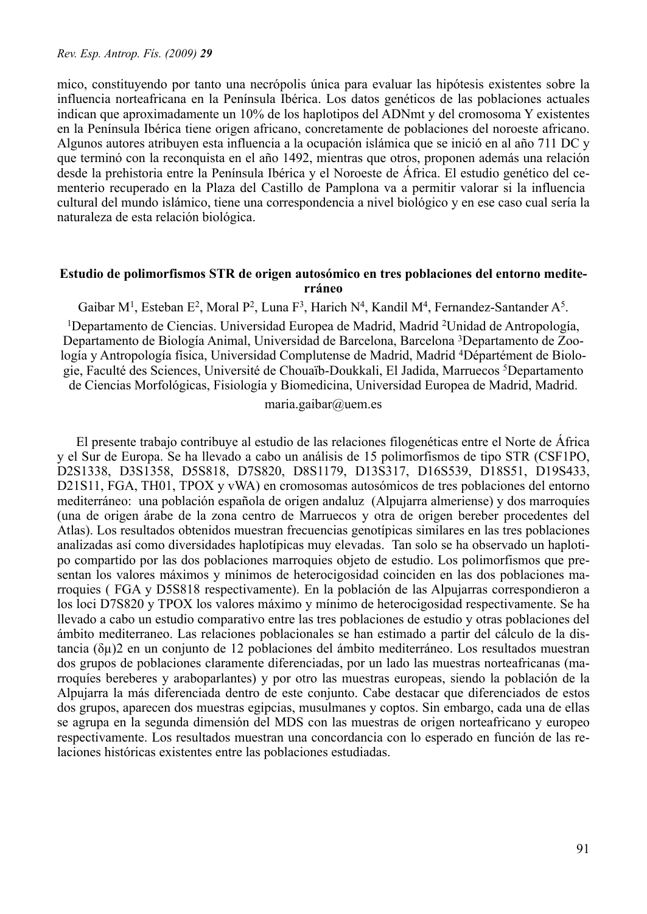mico, constituyendo por tanto una necrópolis única para evaluar las hipótesis existentes sobre la influencia norteafricana en la Península Ibérica. Los datos genéticos de las poblaciones actuales indican que aproximadamente un 10% de los haplotipos del ADNmt y del cromosoma Y existentes en la Península Ibérica tiene origen africano, concretamente de poblaciones del noroeste africano. Algunos autores atribuyen esta influencia a la ocupación islámica que se inició en al año 711 DC y que terminó con la reconquista en el año 1492, mientras que otros, proponen además una relación desde la prehistoria entre la Península Ibérica y el Noroeste de África. El estudio genético del cementerio recuperado en la Plaza del Castillo de Pamplona va a permitir valorar si la influencia cultural del mundo islámico, tiene una correspondencia a nivel biológico y en ese caso cual sería la naturaleza de esta relación biológica.

**Estudio de polimorfismos STR de origen autosómico en tres poblaciones del entorno mediterráneo**

Gaibar M[1], Esteban E[2], Moral P[2], Luna F[3], Harich N[4], Kandil M[4], Fernandez-Santander A[5].

[1]Departamento de Ciencias. Universidad Europea de Madrid, Madrid [2]Unidad de Antropología, Departamento de Biología Animal, Universidad de Barcelona, Barcelona [3]Departamento de Zoología y Antropología física, Universidad Complutense de Madrid, Madrid [4]Départément de Biologie, Faculté des Sciences, Université de Chouaïb-Doukkali, El Jadida, Marruecos [5]Departamento de Ciencias Morfológicas, Fisiología y Biomedicina, Universidad Europea de Madrid, Madrid.

maria.gaibar@uem.es

El presente trabajo contribuye al estudio de las relaciones filogenéticas entre el Norte de África y el Sur de Europa. Se ha llevado a cabo un análisis de 15 polimorfismos de tipo STR (CSF1PO, D2S1338, D3S1358, D5S818, D7S820, D8S1179, D13S317, D16S539, D18S51, D19S433, D21S11, FGA, TH01, TPOX y vWA) en cromosomas autosómicos de tres poblaciones del entorno mediterráneo: una población española de origen andaluz (Alpujarra almeriense) y dos marroquíes (una de origen árabe de la zona centro de Marruecos y otra de origen bereber procedentes del Atlas). Los resultados obtenidos muestran frecuencias genotípicas similares en las tres poblaciones analizadas así como diversidades haplotípicas muy elevadas. Tan solo se ha observado un haplotipo compartido por las dos poblaciones marroquies objeto de estudio. Los polimorfismos que presentan los valores máximos y mínimos de heterocigosidad coinciden en las dos poblaciones marroquies ( FGA y D5S818 respectivamente). En la población de las Alpujarras correspondieron a los loci D7S820 y TPOX los valores máximo y mínimo de heterocigosidad respectivamente. Se ha llevado a cabo un estudio comparativo entre las tres poblaciones de estudio y otras poblaciones del ámbito mediterraneo. Las relaciones poblacionales se han estimado a partir del cálculo de la distancia $(\delta\mu)2$ en un conjunto de 12 poblaciones del ámbito mediterráneo. Los resultados muestran dos grupos de poblaciones claramente diferenciadas, por un lado las muestras norteafricanas (marroquíes bereberes y araboparlantes) y por otro las muestras europeas, siendo la población de la Alpujarra la más diferenciada dentro de este conjunto. Cabe destacar que diferenciados de estos dos grupos, aparecen dos muestras egipcias, musulmanes y coptos. Sin embargo, cada una de ellas se agrupa en la segunda dimensión del MDS con las muestras de origen norteafricano y europeo respectivamente. Los resultados muestran una concordancia con lo esperado en función de las relaciones históricas existentes entre las poblaciones estudiadas.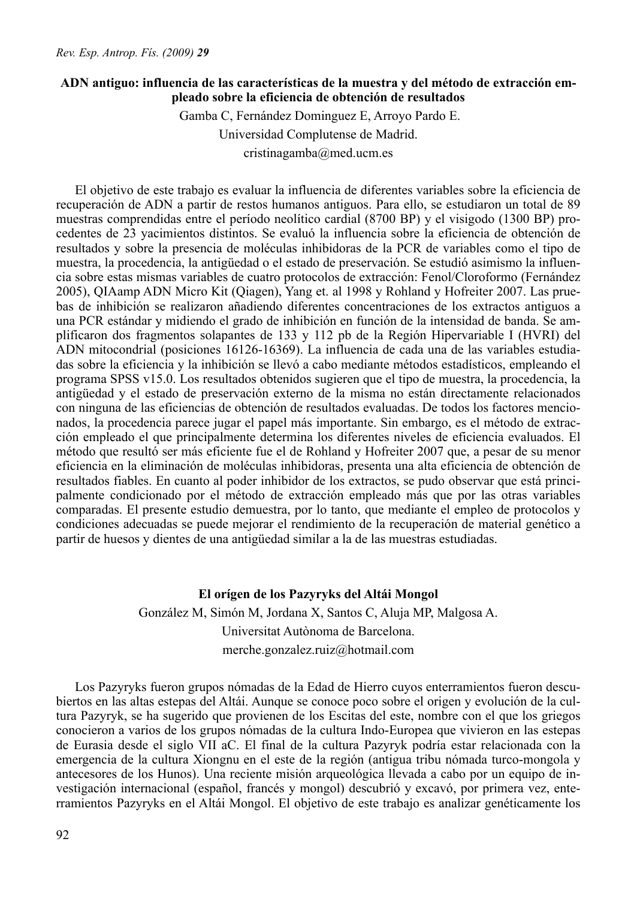**ADN antiguo: influencia de las características de la muestra y del método de extracción empleado sobre la eficiencia de obtención de resultados**

Gamba C, Fernández Dominguez E, Arroyo Pardo E.

Universidad Complutense de Madrid.

cristinagamba@med.ucm.es

El objetivo de este trabajo es evaluar la influencia de diferentes variables sobre la eficiencia de recuperación de ADN a partir de restos humanos antiguos. Para ello, se estudiaron un total de 89 muestras comprendidas entre el período neolítico cardial (8700 BP) y el visigodo (1300 BP) procedentes de 23 yacimientos distintos. Se evaluó la influencia sobre la eficiencia de obtención de resultados y sobre la presencia de moléculas inhibidoras de la PCR de variables como el tipo de muestra, la procedencia, la antigüedad o el estado de preservación. Se estudió asimismo la influencia sobre estas mismas variables de cuatro protocolos de extracción: Fenol/Cloroformo (Fernández 2005), QIAamp ADN Micro Kit (Qiagen), Yang et. al 1998 y Rohland y Hofreiter 2007. Las pruebas de inhibición se realizaron añadiendo diferentes concentraciones de los extractos antiguos a una PCR estándar y midiendo el grado de inhibición en función de la intensidad de banda. Se amplificaron dos fragmentos solapantes de 133 y 112 pb de la Región Hipervariable I (HVRI) del ADN mitocondrial (posiciones 16126-16369). La influencia de cada una de las variables estudiadas sobre la eficiencia y la inhibición se llevó a cabo mediante métodos estadísticos, empleando el programa SPSS v15.0. Los resultados obtenidos sugieren que el tipo de muestra, la procedencia, la antigüedad y el estado de preservación externo de la misma no están directamente relacionados con ninguna de las eficiencias de obtención de resultados evaluadas. De todos los factores mencionados, la procedencia parece jugar el papel más importante. Sin embargo, es el método de extracción empleado el que principalmente determina los diferentes niveles de eficiencia evaluados. El método que resultó ser más eficiente fue el de Rohland y Hofreiter 2007 que, a pesar de su menor eficiencia en la eliminación de moléculas inhibidoras, presenta una alta eficiencia de obtención de resultados fiables. En cuanto al poder inhibidor de los extractos, se pudo observar que está principalmente condicionado por el método de extracción empleado más que por las otras variables comparadas. El presente estudio demuestra, por lo tanto, que mediante el empleo de protocolos y condiciones adecuadas se puede mejorar el rendimiento de la recuperación de material genético a partir de huesos y dientes de una antigüedad similar a la de las muestras estudiadas.

**El orígen de los Pazyryks del Altái Mongol**

González M, Simón M, Jordana X, Santos C, Aluja MP, Malgosa A.

Universitat Autònoma de Barcelona.

merche.gonzalez.ruiz@hotmail.com

Los Pazyryks fueron grupos nómadas de la Edad de Hierro cuyos enterramientos fueron descubiertos en las altas estepas del Altái. Aunque se conoce poco sobre el origen y evolución de la cultura Pazyryk, se ha sugerido que provienen de los Escitas del este, nombre con el que los griegos conocieron a varios de los grupos nómadas de la cultura Indo-Europea que vivieron en las estepas de Eurasia desde el siglo VII aC. El final de la cultura Pazyryk podría estar relacionada con la emergencia de la cultura Xiongnu en el este de la región (antigua tribu nómada turco-mongola y antecesores de los Hunos). Una reciente misión arqueológica llevada a cabo por un equipo de investigación internacional (español, francés y mongol) descubrió y excavó, por primera vez, enterramientos Pazyryks en el Altái Mongol. El objetivo de este trabajo es analizar genéticamente los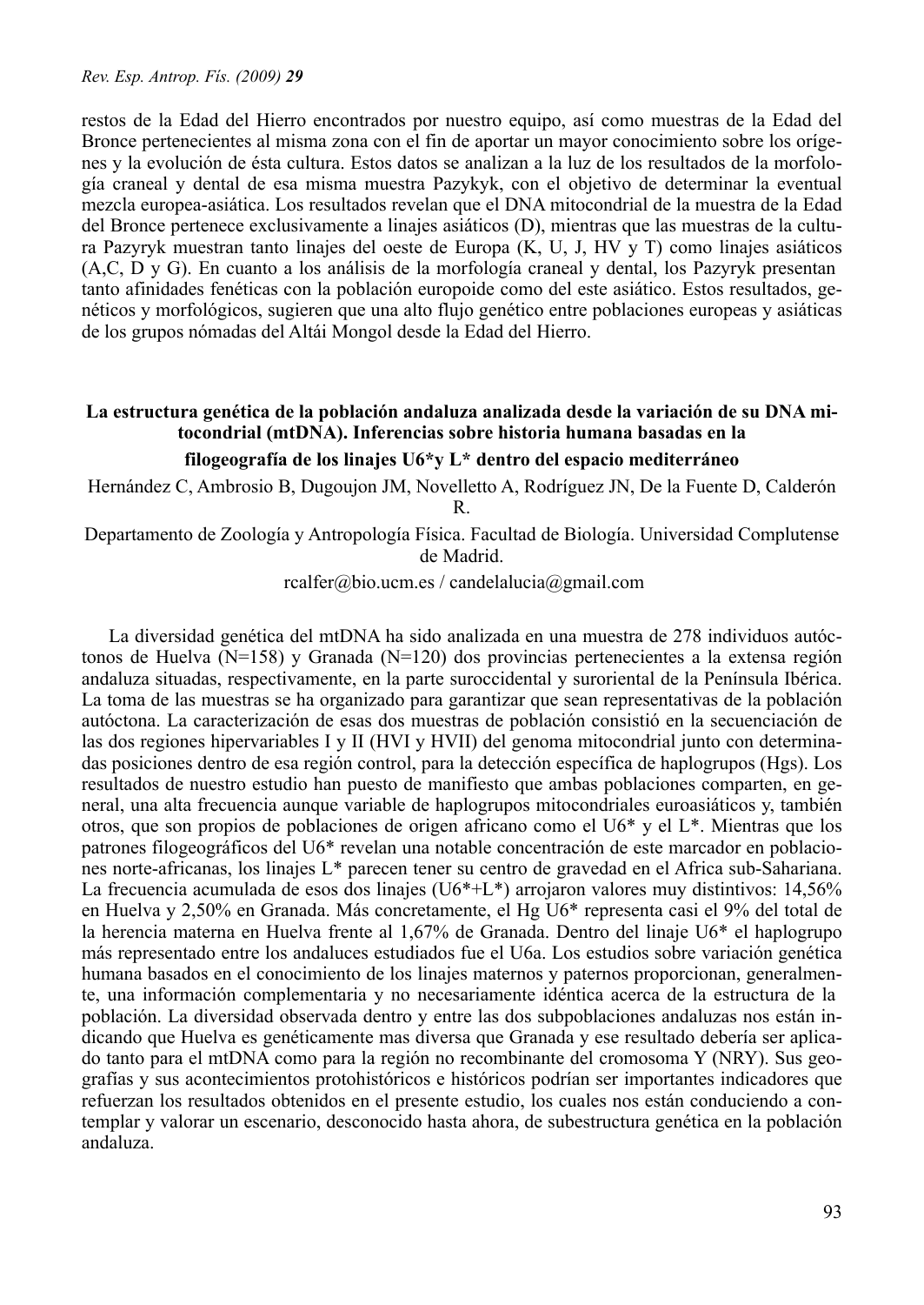restos de la Edad del Hierro encontrados por nuestro equipo, así como muestras de la Edad del Bronce pertenecientes al misma zona con el fin de aportar un mayor conocimiento sobre los orígenes y la evolución de ésta cultura. Estos datos se analizan a la luz de los resultados de la morfología craneal y dental de esa misma muestra Pazykyk, con el objetivo de determinar la eventual mezcla europea-asiática. Los resultados revelan que el DNA mitocondrial de la muestra de la Edad del Bronce pertenece exclusivamente a linajes asiáticos (D), mientras que las muestras de la cultura Pazyryk muestran tanto linajes del oeste de Europa (K, U, J, HV y T) como linajes asiáticos (A,C, D y G). En cuanto a los análisis de la morfología craneal y dental, los Pazyryk presentan tanto afinidades fenéticas con la población europoide como del este asiático. Estos resultados, genéticos y morfológicos, sugieren que una alto flujo genético entre poblaciones europeas y asiáticas de los grupos nómadas del Altái Mongol desde la Edad del Hierro.

## La estructura genética de la población andaluza analizada desde la variación de su DNA mitocondrial (mtDNA). Inferencias sobre historia humana basadas en la filogeografía de los linajes U6*y L* dentro del espacio mediterráneo

Hernández C, Ambrosio B, Dugoujon JM, Novelletto A, Rodríguez JN, De la Fuente D, Calderón R.

Departamento de Zoología y Antropología Física. Facultad de Biología. Universidad Complutense de Madrid.

rcalfer@bio.ucm.es / candelalucia@gmail.com

La diversidad genética del mtDNA ha sido analizada en una muestra de 278 individuos autóctonos de Huelva (N=158) y Granada (N=120) dos provincias pertenecientes a la extensa región andaluza situadas, respectivamente, en la parte suroccidental y suroriental de la Península Ibérica. La toma de las muestras se ha organizado para garantizar que sean representativas de la población autóctona. La caracterización de esas dos muestras de población consistió en la secuenciación de las dos regiones hipervariables I y II (HVI y HVII) del genoma mitocondrial junto con determinadas posiciones dentro de esa región control, para la detección específica de haplogrupos (Hgs). Los resultados de nuestro estudio han puesto de manifiesto que ambas poblaciones comparten, en general, una alta frecuencia aunque variable de haplogrupos mitocondriales euroasiáticos y, también otros, que son propios de poblaciones de origen africano como el U6* y el L*. Mientras que los patrones filogeográficos del U6* revelan una notable concentración de este marcador en poblaciones norte-africanas, los linajes L* parecen tener su centro de gravedad en el Africa sub-Sahariana. La frecuencia acumulada de esos dos linajes (U6*+L*) arrojaron valores muy distintivos: 14,56% en Huelva y 2,50% en Granada. Más concretamente, el Hg U6* representa casi el 9% del total de la herencia materna en Huelva frente al 1,67% de Granada. Dentro del linaje U6* el haplogrupo más representado entre los andaluces estudiados fue el U6a. Los estudios sobre variación genética humana basados en el conocimiento de los linajes maternos y paternos proporcionan, generalmente, una información complementaria y no necesariamente idéntica acerca de la estructura de la población. La diversidad observada dentro y entre las dos subpoblaciones andaluzas nos están indicando que Huelva es genéticamente mas diversa que Granada y ese resultado debería ser aplicado tanto para el mtDNA como para la región no recombinante del cromosoma Y (NRY). Sus geografías y sus acontecimientos protohistóricos e históricos podrían ser importantes indicadores que refuercen los resultados obtenidos en el presente estudio, los cuales nos están conduciendo a contemplar y valorar un escenario, desconocido hasta ahora, de subestructura genética en la población andaluza.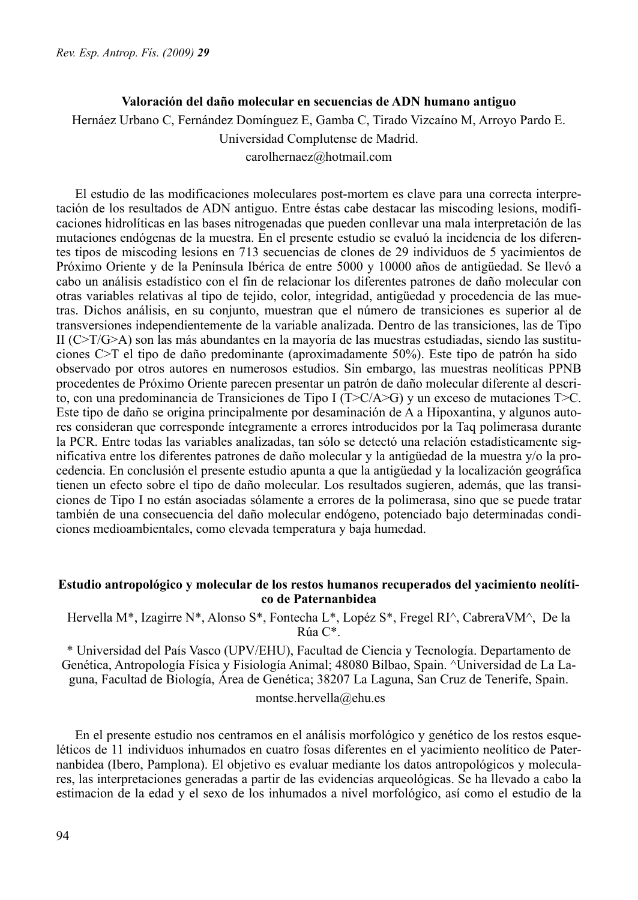### Valoración del daño molecular en secuencias de ADN humano antiguo

Hernáez Urbano C, Fernández Domínguez E, Gamba C, Tirado Vizcaíno M, Arroyo Pardo E.

Universidad Complutense de Madrid.

carolhernaez@hotmail.com

El estudio de las modificaciones moleculares post-mortem es clave para una correcta interpretación de los resultados de ADN antiguo. Entre éstas cabe destacar las miscoding lesions, modificaciones hidrolíticas en las bases nitrogenadas que pueden conllevar una mala interpretación de las mutaciones endógenas de la muestra. En el presente estudio se evaluó la incidencia de los diferentes tipos de miscoding lesions en 713 secuencias de clones de 29 individuos de 5 yacimientos de Próximo Oriente y de la Península Ibérica de entre 5000 y 10000 años de antigüedad. Se llevó a cabo un análisis estadístico con el fin de relacionar los diferentes patrones de daño molecular con otras variables relativas al tipo de tejido, color, integridad, antigüedad y procedencia de las muetras. Dichos análisis, en su conjunto, muestran que el número de transiciones es superior al de transversiones independientemente de la variable analizada. Dentro de las transiciones, las de Tipo II (C>T/G>A) son las más abundantes en la mayoría de las muestras estudiadas, siendo las sustituciones C>T el tipo de daño predominante (aproximadamente 50%). Este tipo de patrón ha sido observado por otros autores en numerosos estudios. Sin embargo, las muestras neolíticas PPNB procedentes de Próximo Oriente parecen presentar un patrón de daño molecular diferente al descrito, con una predominancia de Transiciones de Tipo I (T>C/A>G) y un exceso de mutaciones T>C. Este tipo de daño se origina principalmente por desaminación de A a Hipoxantina, y algunos autores consideran que corresponde íntegramente a errores introducidos por la Taq polimerasa durante la PCR. Entre todas las variables analizadas, tan sólo se detectó una relación estadísticamente significativa entre los diferentes patrones de daño molecular y la antigüedad de la muestra y/o la procedencia. En conclusión el presente estudio apunta a que la antigüedad y la localización geográfica tienen un efecto sobre el tipo de daño molecular. Los resultados sugieren, además, que las transiciones de Tipo I no están asociadas sólamente a errores de la polimerasa, sino que se puede tratar también de una consecuencia del daño molecular endógeno, potenciado bajo determinadas condiciones medioambientales, como elevada temperatura y baja humedad.

### Estudio antropológico y molecular de los restos humanos recuperados del yacimiento neolítico de Paternanbidea

Hervella M*, Izagirre N*, Alonso S*, Fontecha L*, Lopéz S*, Fregel RI^, CabreraVM^, De la Rúa C*.

\* Universidad del País Vasco (UPV/EHU), Facultad de Ciencia y Tecnología. Departamento de Genética, Antropología Física y Fisiología Animal; 48080 Bilbao, Spain. ^Universidad de La Laguna, Facultad de Biología, Área de Genética; 38207 La Laguna, San Cruz de Tenerife, Spain.

montse.hervella@ehu.es

En el presente estudio nos centramos en el análisis morfológico y genético de los restos esqueléticos de 11 individuos inhumados en cuatro fosas diferentes en el yacimiento neolítico de Paternanbidea (Ibero, Pamplona). El objetivo es evaluar mediante los datos antropológicos y moleculares, las interpretaciones generadas a partir de las evidencias arqueológicas. Se ha llevado a cabo la estimacion de la edad y el sexo de los inhumados a nivel morfológico, así como el estudio de la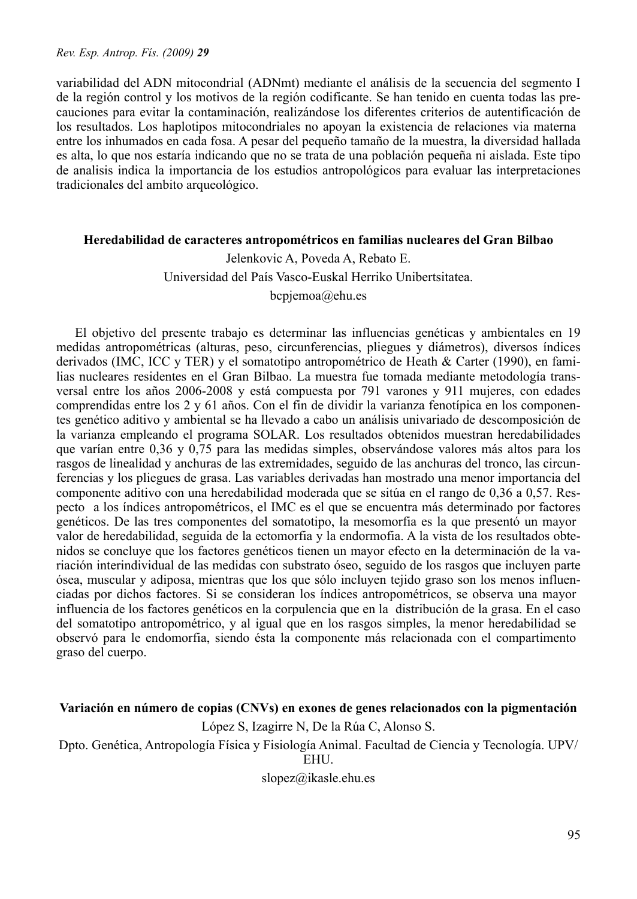variabilidad del ADN mitocondrial (ADNmt) mediante el análisis de la secuencia del segmento I de la región control y los motivos de la región codificante. Se han tenido en cuenta todas las precauciones para evitar la contaminación, realizándose los diferentes criterios de autentificación de los resultados. Los haplotipos mitocondriales no apoyan la existencia de relaciones via materna entre los inhumados en cada fosa. A pesar del pequeño tamaño de la muestra, la diversidad hallada es alta, lo que nos estaría indicando que no se trata de una población pequeña ni aislada. Este tipo de analisis indica la importancia de los estudios antropológicos para evaluar las interpretaciones tradicionales del ambito arqueológico.

**Heredabilidad de caracteres antropométricos en familias nucleares del Gran Bilbao**

Jelenkovic A, Poveda A, Rebato E.

Universidad del País Vasco-Euskal Herriko Unibertsitatea.

bcpjemoa@ehu.es

El objetivo del presente trabajo es determinar las influencias genéticas y ambientales en 19 medidas antropométricas (alturas, peso, circunferencias, pliegues y diámetros), diversos índices derivados (IMC, ICC y TER) y el somatotipo antropométrico de Heath & Carter (1990), en familias nucleares residentes en el Gran Bilbao. La muestra fue tomada mediante metodología transversal entre los años 2006-2008 y está compuesta por 791 varones y 911 mujeres, con edades comprendidas entre los 2 y 61 años. Con el fin de dividir la varianza fenotípica en los componentes genético aditivo y ambiental se ha llevado a cabo un análisis univariado de descomposición de la varianza empleando el programa SOLAR. Los resultados obtenidos muestran heredabilidades que varían entre 0,36 y 0,75 para las medidas simples, observándose valores más altos para los rasgos de linealidad y anchuras de las extremidades, seguido de las anchuras del tronco, las circunferencias y los pliegues de grasa. Las variables derivadas han mostrado una menor importancia del componente aditivo con una heredabilidad moderada que se sitúa en el rango de 0,36 a 0,57. Respecto a los índices antropométricos, el IMC es el que se encuentra más determinado por factores genéticos. De las tres componentes del somatotipo, la mesomorfia es la que presentó un mayor valor de heredabilidad, seguida de la ectomorfia y la endormofia. A la vista de los resultados obtenidos se concluye que los factores genéticos tienen un mayor efecto en la determinación de la variación interindividual de las medidas con substrato óseo, seguido de los rasgos que incluyen parte ósea, muscular y adiposa, mientras que los que sólo incluyen tejido graso son los menos influenciadas por dichos factores. Si se consideran los índices antropométricos, se observa una mayor influencia de los factores genéticos en la corpulencia que en la distribución de la grasa. En el caso del somatotipo antropométrico, y al igual que en los rasgos simples, la menor heredabilidad se observó para le endomorfia, siendo ésta la componente más relacionada con el compartimento graso del cuerpo.

**Variación en número de copias (CNVs) en exones de genes relacionados con la pigmentación**

López S, Izagirre N, De la Rúa C, Alonso S.

Dpto. Genética, Antropología Física y Fisiología Animal. Facultad de Ciencia y Tecnología. UPV/EHU.

slopez@ikasle.ehu.es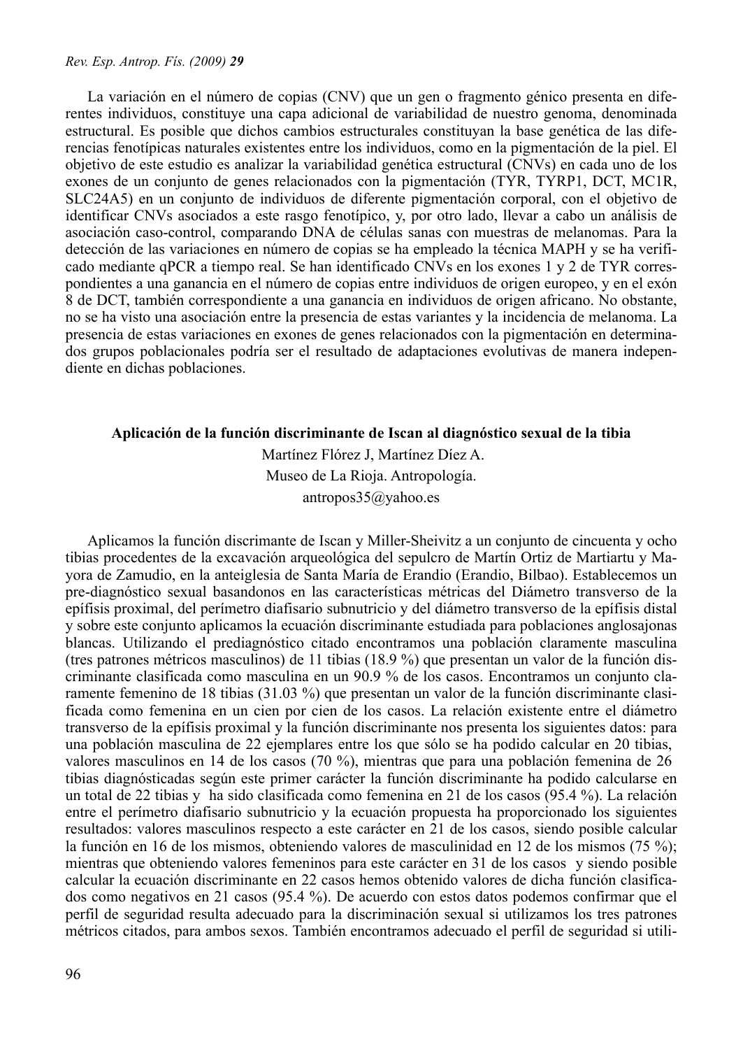La variación en el número de copias (CNV) que un gen o fragmento génico presenta en diferentes individuos, constituye una capa adicional de variabilidad de nuestro genoma, denominada estructural. Es posible que dichos cambios estructurales constituyan la base genética de las diferencias fenotípicas naturales existentes entre los individuos, como en la pigmentación de la piel. El objetivo de este estudio es analizar la variabilidad genética estructural (CNVs) en cada uno de los exones de un conjunto de genes relacionados con la pigmentación (TYR, TYRP1, DCT, MC1R, SLC24A5) en un conjunto de individuos de diferente pigmentación corporal, con el objetivo de identificar CNVs asociados a este rasgo fenotípico, y, por otro lado, llevar a cabo un análisis de asociación caso-control, comparando DNA de células sanas con muestras de melanomas. Para la detección de las variaciones en número de copias se ha empleado la técnica MAPH y se ha verificado mediante qPCR a tiempo real. Se han identificado CNVs en los exones 1 y 2 de TYR correspondientes a una ganancia en el número de copias entre individuos de origen europeo, y en el exón 8 de DCT, también correspondiente a una ganancia en individuos de origen africano. No obstante, no se ha visto una asociación entre la presencia de estas variantes y la incidencia de melanoma. La presencia de estas variaciones en exones de genes relacionados con la pigmentación en determinados grupos poblacionales podría ser el resultado de adaptaciones evolutivas de manera independiente en dichas poblaciones.

**Aplicación de la función discriminante de Iscan al diagnóstico sexual de la tibia**

Martínez Flórez J, Martínez Díez A.

Museo de La Rioja. Antropología.

antropos35@yahoo.es

Aplicamos la función discrimante de Iscan y Miller-Sheivitz a un conjunto de cincuenta y ocho tibias procedentes de la excavación arqueológica del sepulcro de Martín Ortiz de Martiartu y Mayora de Zamudio, en la anteiglesia de Santa María de Erandio (Erandio, Bilbao). Establecemos un pre-diagnóstico sexual basandonos en las características métricas del Diámetro transverso de la epífisis proximal, del perímetro diafisario subnutricio y del diámetro transverso de la epífisis distal y sobre este conjunto aplicamos la ecuación discriminante estudiada para poblaciones anglosajonas blancas. Utilizando el prediagnóstico citado encontramos una población claramente masculina (tres patrones métricos masculinos) de 11 tibias (18.9 %) que presentan un valor de la función discriminante clasificada como masculina en un 90.9 % de los casos. Encontramos un conjunto claramente femenino de 18 tibias (31.03 %) que presentan un valor de la función discriminante clasificada como femenina en un cien por cien de los casos. La relación existente entre el diámetro transverso de la epífisis proximal y la función discriminante nos presenta los siguientes datos: para una población masculina de 22 ejemplares entre los que sólo se ha podido calcular en 20 tibias, valores masculinos en 14 de los casos (70 %), mientras que para una población femenina de 26 tibias diagnósticadas según este primer carácter la función discriminante ha podido calcularse en un total de 22 tibias y ha sido clasificada como femenina en 21 de los casos (95.4 %). La relación entre el perímetro diafisario subnutricio y la ecuación propuesta ha proporcionado los siguientes resultados: valores masculinos respecto a este carácter en 21 de los casos, siendo posible calcular la función en 16 de los mismos, obteniendo valores de masculinidad en 12 de los mismos (75 %); mientras que obteniendo valores femeninos para este carácter en 31 de los casos y siendo posible calcular la ecuación discriminante en 22 casos hemos obtenido valores de dicha función clasificados como negativos en 21 casos (95.4 %). De acuerdo con estos datos podemos confirmar que el perfil de seguridad resulta adecuado para la discriminación sexual si utilizamos los tres patrones métricos citados, para ambos sexos. También encontramos adecuado el perfil de seguridad si utili-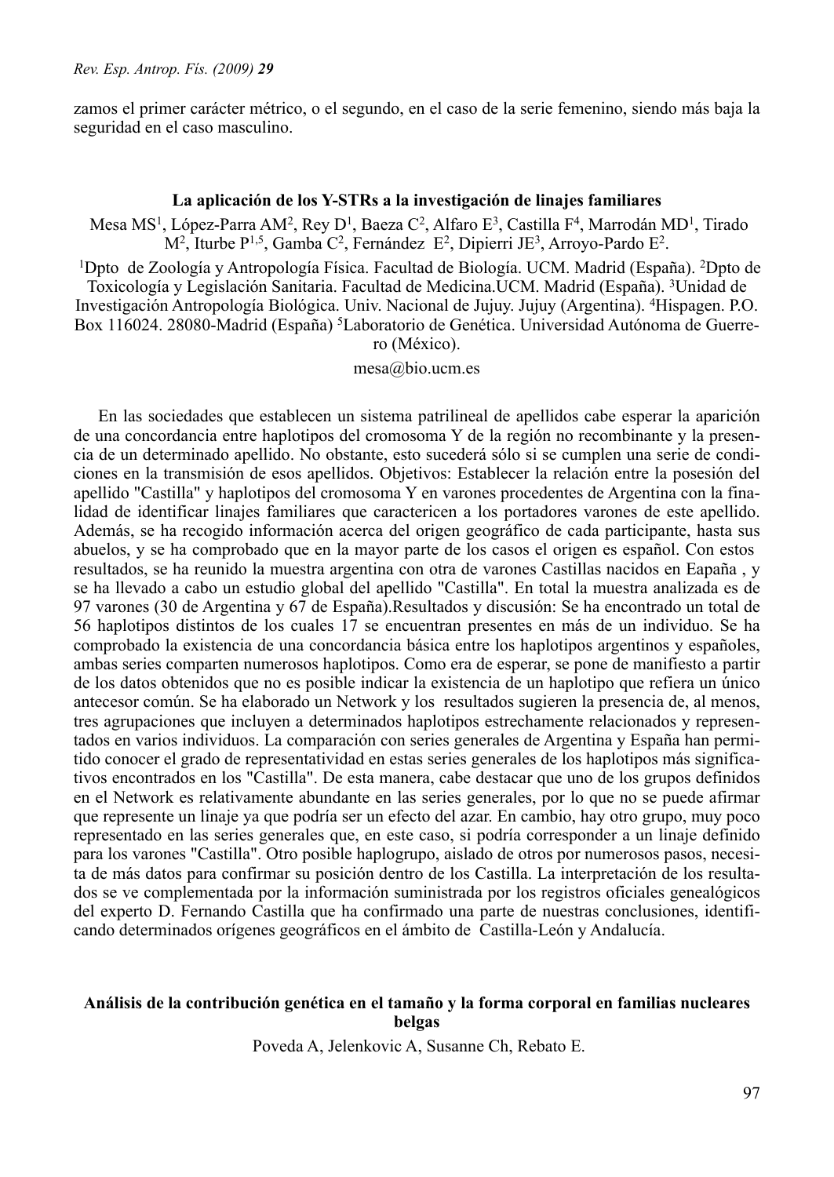zamos el primer carácter métrico, o el segundo, en el caso de la serie femenino, siendo más baja la seguridad en el caso masculino.

### La aplicación de los Y-STRs a la investigación de linajes familiares

Mesa MS[1], López-Parra AM[2], Rey D[1], Baeza C[2], Alfaro E[3], Castilla F[4], Marrodán MD[1], Tirado M[2], Iturbe P[1,5], Gamba C[2], Fernández E[2], Dipierri JE[3], Arroyo-Pardo E[2].

[1]Dpto de Zoología y Antropología Física. Facultad de Biología. UCM. Madrid (España). [2]Dpto de Toxicología y Legislación Sanitaria. Facultad de Medicina.UCM. Madrid (España). [3]Unidad de Investigación Antropología Biológica. Univ. Nacional de Jujuy. Jujuy (Argentina). [4]Hispagen. P.O. Box 116024. 28080-Madrid (España) [5]Laboratorio de Genética. Universidad Autónoma de Guerrero (México).

mesa@bio.ucm.es

En las sociedades que establecen un sistema patrilineal de apellidos cabe esperar la aparición de una concordancia entre haplotipos del cromosoma Y de la región no recombinante y la presencia de un determinado apellido. No obstante, esto sucederá sólo si se cumplen una serie de condiciones en la transmisión de esos apellidos. Objetivos: Establecer la relación entre la posesión del apellido "Castilla" y haplotipos del cromosoma Y en varones procedentes de Argentina con la finalidad de identificar linajes familiares que caractericen a los portadores varones de este apellido. Además, se ha recogido información acerca del origen geográfico de cada participante, hasta sus abuelos, y se ha comprobado que en la mayor parte de los casos el origen es español. Con estos resultados, se ha reunido la muestra argentina con otra de varones Castillas nacidos en Eapaña , y se ha llevado a cabo un estudio global del apellido "Castilla". En total la muestra analizada es de 97 varones (30 de Argentina y 67 de España).Resultados y discusión: Se ha encontrado un total de 56 haplotipos distintos de los cuales 17 se encuentran presentes en más de un individuo. Se ha comprobado la existencia de una concordancia básica entre los haplotipos argentinos y españoles, ambas series comparten numerosos haplotipos. Como era de esperar, se pone de manifiesto a partir de los datos obtenidos que no es posible indicar la existencia de un haplotipo que refiera un único antecesor común. Se ha elaborado un Network y los resultados sugieren la presencia de, al menos, tres agrupaciones que incluyen a determinados haplotipos estrechamente relacionados y representados en varios individuos. La comparación con series generales de Argentina y España han permitido conocer el grado de representatividad en estas series generales de los haplotipos más significativos encontrados en los "Castilla". De esta manera, cabe destacar que uno de los grupos definidos en el Network es relativamente abundante en las series generales, por lo que no se puede afirmar que represente un linaje ya que podría ser un efecto del azar. En cambio, hay otro grupo, muy poco representado en las series generales que, en este caso, si podría corresponder a un linaje definido para los varones "Castilla". Otro posible haplogrupo, aislado de otros por numerosos pasos, necesita de más datos para confirmar su posición dentro de los Castilla. La interpretación de los resultados se ve complementada por la información suministrada por los registros oficiales genealógicos del experto D. Fernando Castilla que ha confirmado una parte de nuestras conclusiones, identificando determinados orígenes geográficos en el ámbito de Castilla-León y Andalucía.

### Análisis de la contribución genética en el tamaño y la forma corporal en familias nucleares belgas

Poveda A, Jelenkovic A, Susanne Ch, Rebato E.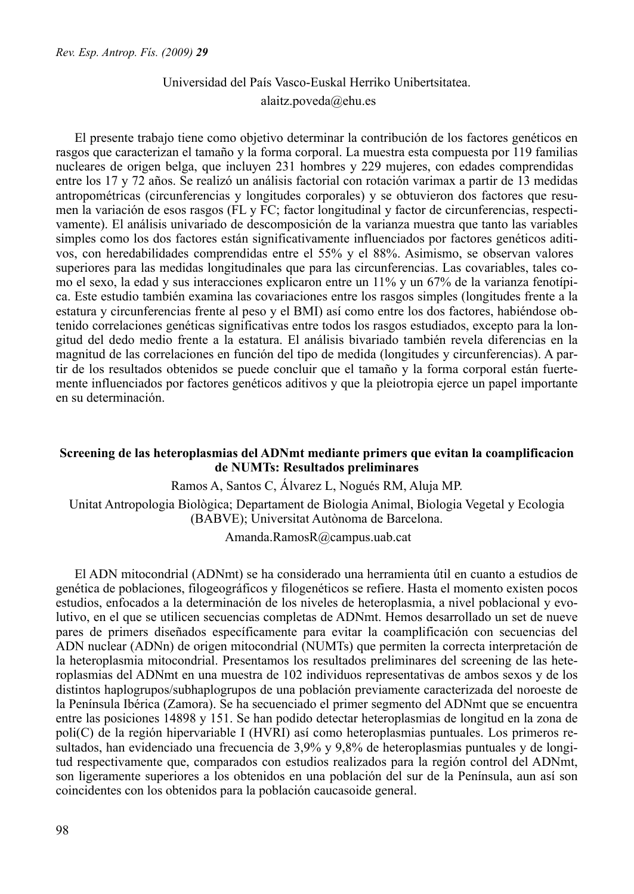Universidad del País Vasco-Euskal Herriko Unibertsitatea.
alaitz.poveda@ehu.es

El presente trabajo tiene como objetivo determinar la contribución de los factores genéticos en rasgos que caracterizan el tamaño y la forma corporal. La muestra esta compuesta por 119 familias nucleares de origen belga, que incluyen 231 hombres y 229 mujeres, con edades comprendidas entre los 17 y 72 años. Se realizó un análisis factorial con rotación varimax a partir de 13 medidas antropométricas (circunferencias y longitudes corporales) y se obtuvieron dos factores que resumen la variación de esos rasgos (FL y FC; factor longitudinal y factor de circunferencias, respectivamente). El análisis univariado de descomposición de la varianza muestra que tanto las variables simples como los dos factores están significativamente influenciados por factores genéticos aditivos, con heredabilidades comprendidas entre el 55% y el 88%. Asimismo, se observan valores superiores para las medidas longitudinales que para las circunferencias. Las covariables, tales como el sexo, la edad y sus interacciones explicaron entre un 11% y un 67% de la varianza fenotípica. Este estudio también examina las covariaciones entre los rasgos simples (longitudes frente a la estatura y circunferencias frente al peso y el BMI) así como entre los dos factores, habiéndose obtenido correlaciones genéticas significativas entre todos los rasgos estudiados, excepto para la longitud del dedo medio frente a la estatura. El análisis bivariado también revela diferencias en la magnitud de las correlaciones en función del tipo de medida (longitudes y circunferencias). A partir de los resultados obtenidos se puede concluir que el tamaño y la forma corporal están fuertemente influenciados por factores genéticos aditivos y que la pleiotropia ejerce un papel importante en su determinación.

**Screening de las heteroplasmias del ADNmt mediante primers que evitan la coamplificacion de NUMTs: Resultados preliminares**

Ramos A, Santos C, Álvarez L, Nogués RM, Aluja MP.

Unitat Antropologia Biològica; Departament de Biologia Animal, Biologia Vegetal y Ecologia (BABVE); Universitat Autònoma de Barcelona.

Amanda.RamosR@campus.uab.cat

El ADN mitocondrial (ADNmt) se ha considerado una herramienta útil en cuanto a estudios de genética de poblaciones, filogeográficos y filogenéticos se refiere. Hasta el momento existen pocos estudios, enfocados a la determinación de los niveles de heteroplasmia, a nivel poblacional y evolutivo, en el que se utilicen secuencias completas de ADNmt. Hemos desarrollado un set de nueve pares de primers diseñados específicamente para evitar la coamplificación con secuencias del ADN nuclear (ADNn) de origen mitocondrial (NUMTs) que permiten la correcta interpretación de la heteroplasmia mitocondrial. Presentamos los resultados preliminares del screening de las heteroplasmias del ADNmt en una muestra de 102 individuos representativas de ambos sexos y de los distintos haplogrupos/subhaplogrupos de una población previamente caracterizada del noroeste de la Península Ibérica (Zamora). Se ha secuenciado el primer segmento del ADNmt que se encuentra entre las posiciones 14898 y 151. Se han podido detectar heteroplasmias de longitud en la zona de poli(C) de la región hipervariable I (HVRI) así como heteroplasmias puntuales. Los primeros resultados, han evidenciado una frecuencia de 3,9% y 9,8% de heteroplasmias puntuales y de longitud respectivamente que, comparados con estudios realizados para la región control del ADNmt, son ligeramente superiores a los obtenidos en una población del sur de la Península, aun así son coincidentes con los obtenidos para la población caucasoide general.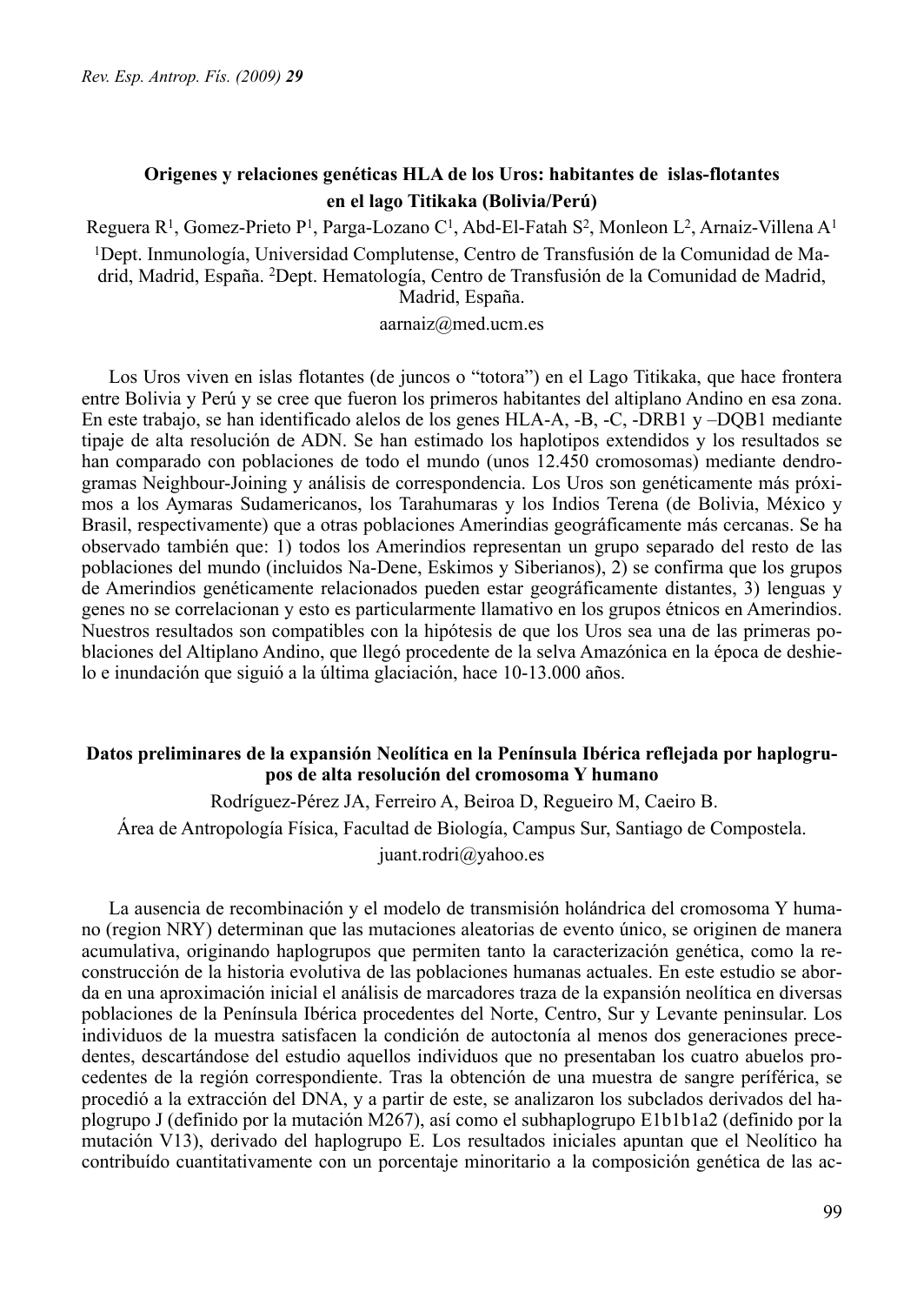**Origenes y relaciones genéticas HLA de los Uros: habitantes de islas-flotantes en el lago Titikaka (Bolivia/Perú)**

Reguera R[1], Gomez-Prieto P[1], Parga-Lozano C[1], Abd-El-Fatah S[2], Monleon L[2], Arnaiz-Villena A[1]

[1]Dept. Inmunología, Universidad Complutense, Centro de Transfusión de la Comunidad de Madrid, Madrid, España. [2]Dept. Hematología, Centro de Transfusión de la Comunidad de Madrid, Madrid, España.

aarnaiz@med.ucm.es

Los Uros viven en islas flotantes (de juncos o "totora") en el Lago Titikaka, que hace frontera entre Bolivia y Perú y se cree que fueron los primeros habitantes del altiplano Andino en esa zona. En este trabajo, se han identificado alelos de los genes HLA-A, -B, -C, -DRB1 y –DQB1 mediante tipaje de alta resolución de ADN. Se han estimado los haplotipos extendidos y los resultados se han comparado con poblaciones de todo el mundo (unos 12.450 cromosomas) mediante dendrogramas Neighbour-Joining y análisis de correspondencia. Los Uros son genéticamente más próximos a los Aymaras Sudamericanos, los Tarahumaras y los Indios Terena (de Bolivia, México y Brasil, respectivamente) que a otras poblaciones Amerindias geográficamente más cercanas. Se ha observado también que: 1) todos los Amerindios representan un grupo separado del resto de las poblaciones del mundo (incluidos Na-Dene, Eskimos y Siberianos), 2) se confirma que los grupos de Amerindios genéticamente relacionados pueden estar geográficamente distantes, 3) lenguas y genes no se correlacionan y esto es particularmente llamativo en los grupos étnicos en Amerindios. Nuestros resultados son compatibles con la hipótesis de que los Uros sea una de las primeras poblaciones del Altiplano Andino, que llegó procedente de la selva Amazónica en la época de deshielo e inundación que siguió a la última glaciación, hace 10-13.000 años.

**Datos preliminares de la expansión Neolítica en la Península Ibérica reflejada por haplogrupos de alta resolución del cromosoma Y humano**

Rodríguez-Pérez JA, Ferreiro A, Beiroa D, Regueiro M, Caeiro B.

Área de Antropología Física, Facultad de Biología, Campus Sur, Santiago de Compostela.

juant.rodri@yahoo.es

La ausencia de recombinación y el modelo de transmisión holándrica del cromosoma Y humano (region NRY) determinan que las mutaciones aleatorias de evento único, se originen de manera acumulativa, originando haplogrupos que permiten tanto la caracterización genética, como la reconstrucción de la historia evolutiva de las poblaciones humanas actuales. En este estudio se aborda en una aproximación inicial el análisis de marcadores traza de la expansión neolítica en diversas poblaciones de la Península Ibérica procedentes del Norte, Centro, Sur y Levante peninsular. Los individuos de la muestra satisfacen la condición de autoctonía al menos dos generaciones precedentes, descartándose del estudio aquellos individuos que no presentaban los cuatro abuelos procedentes de la región correspondiente. Tras la obtención de una muestra de sangre periférica, se procedió a la extracción del DNA, y a partir de este, se analizaron los subclados derivados del haplogrupo J (definido por la mutación M267), así como el subhaplogrupo E1b1b1a2 (definido por la mutación V13), derivado del haplogrupo E. Los resultados iniciales apuntan que el Neolítico ha contribuído cuantitativamente con un porcentaje minoritario a la composición genética de las ac-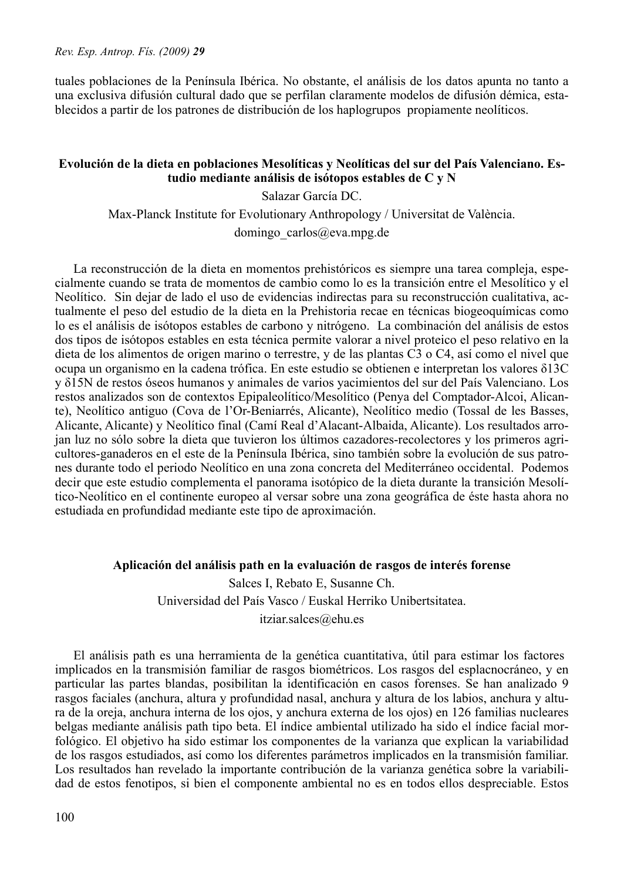tuales poblaciones de la Península Ibérica. No obstante, el análisis de los datos apunta no tanto a una exclusiva difusión cultural dado que se perfilan claramente modelos de difusión démica, establecidos a partir de los patrones de distribución de los haplogrupos propiamente neolíticos.

**Evolución de la dieta en poblaciones Mesolíticas y Neolíticas del sur del País Valenciano. Estudio mediante análisis de isótopos estables de C y N**

Salazar García DC.

Max-Planck Institute for Evolutionary Anthropology / Universitat de València.

domingo_carlos@eva.mpg.de

La reconstrucción de la dieta en momentos prehistóricos es siempre una tarea compleja, especialmente cuando se trata de momentos de cambio como lo es la transición entre el Mesolítico y el Neolítico. Sin dejar de lado el uso de evidencias indirectas para su reconstrucción cualitativa, actualmente el peso del estudio de la dieta en la Prehistoria recae en técnicas biogeoquímicas como lo es el análisis de isótopos estables de carbono y nitrógeno. La combinación del análisis de estos dos tipos de isótopos estables en esta técnica permite valorar a nivel proteico el peso relativo en la dieta de los alimentos de origen marino o terrestre, y de las plantas C3 o C4, así como el nivel que ocupa un organismo en la cadena trófica. En este estudio se obtienen e interpretan los valores $\delta 13C$ y $\delta 15N$ de restos óseos humanos y animales de varios yacimientos del sur del País Valenciano. Los restos analizados son de contextos Epipaleolítico/Mesolítico (Penya del Comptador-Alcoi, Alicante), Neolítico antiguo (Cova de l'Or-Beniarrés, Alicante), Neolítico medio (Tossal de les Basses, Alicante, Alicante) y Neolítico final (Camí Real d'Alacant-Albaida, Alicante). Los resultados arrojan luz no sólo sobre la dieta que tuvieron los últimos cazadores-recolectores y los primeros agricultores-ganaderos en el este de la Península Ibérica, sino también sobre la evolución de sus patrones durante todo el periodo Neolítico en una zona concreta del Mediterráneo occidental. Podemos decir que este estudio complementa el panorama isotópico de la dieta durante la transición Mesolítico-Neolítico en el continente europeo al versar sobre una zona geográfica de éste hasta ahora no estudiada en profundidad mediante este tipo de aproximación.

**Aplicación del análisis path en la evaluación de rasgos de interés forense**

Salces I, Rebato E, Susanne Ch.

Universidad del País Vasco / Euskal Herriko Unibertsitatea.

itziar.salces@ehu.es

El análisis path es una herramienta de la genética cuantitativa, útil para estimar los factores implicados en la transmisión familiar de rasgos biométricos. Los rasgos del esplacnocráneo, y en particular las partes blandas, posibilitan la identificación en casos forenses. Se han analizado 9 rasgos faciales (anchura, altura y profundidad nasal, anchura y altura de los labios, anchura y altura de la oreja, anchura interna de los ojos, y anchura externa de los ojos) en 126 familias nucleares belgas mediante análisis path tipo beta. El índice ambiental utilizado ha sido el índice facial morfológico. El objetivo ha sido estimar los componentes de la varianza que explican la variabilidad de los rasgos estudiados, así como los diferentes parámetros implicados en la transmisión familiar. Los resultados han revelado la importante contribución de la varianza genética sobre la variabilidad de estos fenotipos, si bien el componente ambiental no es en todos ellos despreciable. Estos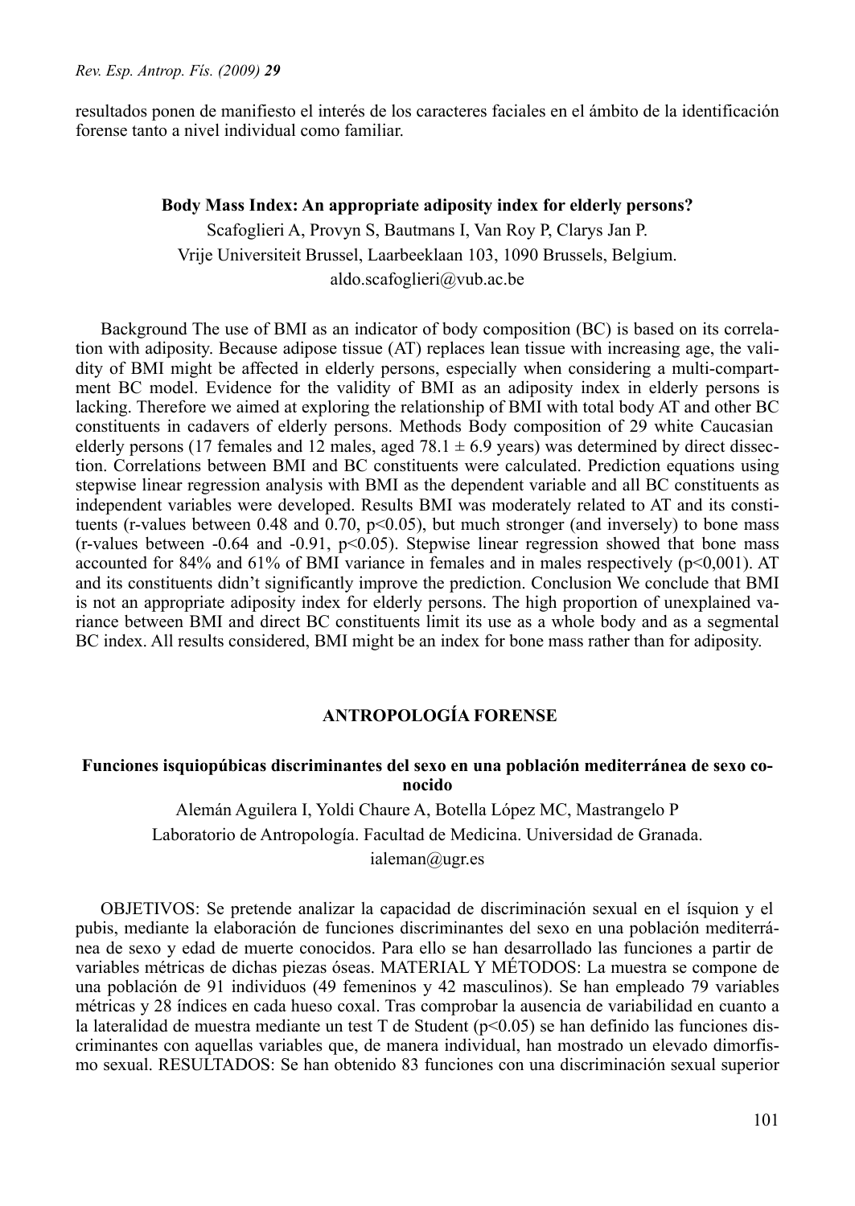resultados ponen de manifiesto el interés de los caracteres faciales en el ámbito de la identificación forense tanto a nivel individual como familiar.

### Body Mass Index: An appropriate adiposity index for elderly persons?

Scafoglieri A, Provyn S, Bautmans I, Van Roy P, Clarys Jan P.

Vrije Universiteit Brussel, Laarbeeklaan 103, 1090 Brussels, Belgium.

aldo.scafoglieri@vub.ac.be

Background The use of BMI as an indicator of body composition (BC) is based on its correlation with adiposity. Because adipose tissue (AT) replaces lean tissue with increasing age, the validity of BMI might be affected in elderly persons, especially when considering a multi-compartment BC model. Evidence for the validity of BMI as an adiposity index in elderly persons is lacking. Therefore we aimed at exploring the relationship of BMI with total body AT and other BC constituents in cadavers of elderly persons. Methods Body composition of 29 white Caucasian elderly persons (17 females and 12 males, aged 78.1 ± 6.9 years) was determined by direct dissection. Correlations between BMI and BC constituents were calculated. Prediction equations using stepwise linear regression analysis with BMI as the dependent variable and all BC constituents as independent variables were developed. Results BMI was moderately related to AT and its constituents (r-values between 0.48 and 0.70, $p<0.05$), but much stronger (and inversely) to bone mass (r-values between -0.64 and -0.91, $p<0.05$). Stepwise linear regression showed that bone mass accounted for 84% and 61% of BMI variance in females and in males respectively ($p<0{,}001$). AT and its constituents didn't significantly improve the prediction. Conclusion We conclude that BMI is not an appropriate adiposity index for elderly persons. The high proportion of unexplained variance between BMI and direct BC constituents limit its use as a whole body and as a segmental BC index. All results considered, BMI might be an index for bone mass rather than for adiposity.

## ANTROPOLOGÍA FORENSE

### Funciones isquiopúbicas discriminantes del sexo en una población mediterránea de sexo conocido

Alemán Aguilera I, Yoldi Chaure A, Botella López MC, Mastrangelo P

Laboratorio de Antropología. Facultad de Medicina. Universidad de Granada.

ialeman@ugr.es

OBJETIVOS: Se pretende analizar la capacidad de discriminación sexual en el ísquion y el pubis, mediante la elaboración de funciones discriminantes del sexo en una población mediterránea de sexo y edad de muerte conocidos. Para ello se han desarrollado las funciones a partir de variables métricas de dichas piezas óseas. MATERIAL Y MÉTODOS: La muestra se compone de una población de 91 individuos (49 femeninos y 42 masculinos). Se han empleado 79 variables métricas y 28 índices en cada hueso coxal. Tras comprobar la ausencia de variabilidad en cuanto a la lateralidad de muestra mediante un test T de Student ($p<0.05$) se han definido las funciones discriminantes con aquellas variables que, de manera individual, han mostrado un elevado dimorfismo sexual. RESULTADOS: Se han obtenido 83 funciones con una discriminación sexual superior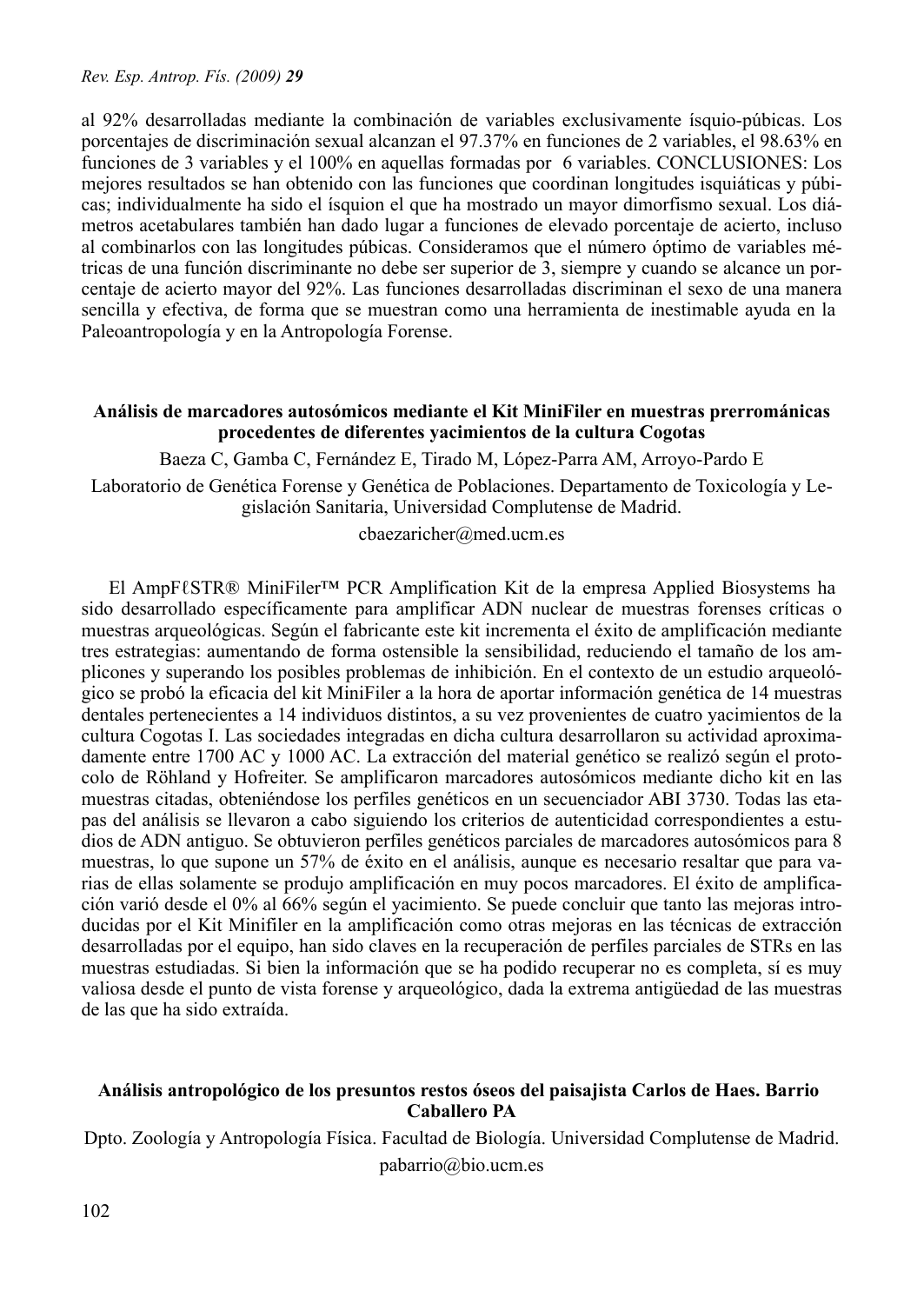al 92% desarrolladas mediante la combinación de variables exclusivamente ísquio-púbicas. Los porcentajes de discriminación sexual alcanzan el 97.37% en funciones de 2 variables, el 98.63% en funciones de 3 variables y el 100% en aquellas formadas por 6 variables. CONCLUSIONES: Los mejores resultados se han obtenido con las funciones que coordinan longitudes isquiáticas y púbicas; individualmente ha sido el ísquion el que ha mostrado un mayor dimorfismo sexual. Los diámetros acetabulares también han dado lugar a funciones de elevado porcentaje de acierto, incluso al combinarlos con las longitudes púbicas. Consideramos que el número óptimo de variables métricas de una función discriminante no debe ser superior de 3, siempre y cuando se alcance un porcentaje de acierto mayor del 92%. Las funciones desarrolladas discriminan el sexo de una manera sencilla y efectiva, de forma que se muestran como una herramienta de inestimable ayuda en la Paleoantropología y en la Antropología Forense.

## Análisis de marcadores autosómicos mediante el Kit MiniFiler en muestras prerrománicas procedentes de diferentes yacimientos de la cultura Cogotas

Baeza C, Gamba C, Fernández E, Tirado M, López-Parra AM, Arroyo-Pardo E

Laboratorio de Genética Forense y Genética de Poblaciones. Departamento de Toxicología y Legislación Sanitaria, Universidad Complutense de Madrid.

cbaezaricher@med.ucm.es

El AmpFℓSTR® MiniFiler™ PCR Amplification Kit de la empresa Applied Biosystems ha sido desarrollado específicamente para amplificar ADN nuclear de muestras forenses críticas o muestras arqueológicas. Según el fabricante este kit incrementa el éxito de amplificación mediante tres estrategias: aumentando de forma ostensible la sensibilidad, reduciendo el tamaño de los amplicones y superando los posibles problemas de inhibición. En el contexto de un estudio arqueológico se probó la eficacia del kit MiniFiler a la hora de aportar información genética de 14 muestras dentales pertenecientes a 14 individuos distintos, a su vez provenientes de cuatro yacimientos de la cultura Cogotas I. Las sociedades integradas en dicha cultura desarrollaron su actividad aproximadamente entre 1700 AC y 1000 AC. La extracción del material genético se realizó según el protocolo de Röhland y Hofreiter. Se amplificaron marcadores autosómicos mediante dicho kit en las muestras citadas, obteniéndose los perfiles genéticos en un secuenciador ABI 3730. Todas las etapas del análisis se llevaron a cabo siguiendo los criterios de autenticidad correspondientes a estudios de ADN antiguo. Se obtuvieron perfiles genéticos parciales de marcadores autosómicos para 8 muestras, lo que supone un 57% de éxito en el análisis, aunque es necesario resaltar que para varias de ellas solamente se produjo amplificación en muy pocos marcadores. El éxito de amplificación varió desde el 0% al 66% según el yacimiento. Se puede concluir que tanto las mejoras introducidas por el Kit Minifiler en la amplificación como otras mejoras en las técnicas de extracción desarrolladas por el equipo, han sido claves en la recuperación de perfiles parciales de STRs en las muestras estudiadas. Si bien la información que se ha podido recuperar no es completa, sí es muy valiosa desde el punto de vista forense y arqueológico, dada la extrema antigüedad de las muestras de las que ha sido extraída.

## Análisis antropológico de los presuntos restos óseos del paisajista Carlos de Haes. Barrio Caballero PA

Dpto. Zoología y Antropología Física. Facultad de Biología. Universidad Complutense de Madrid.

pabarrio@bio.ucm.es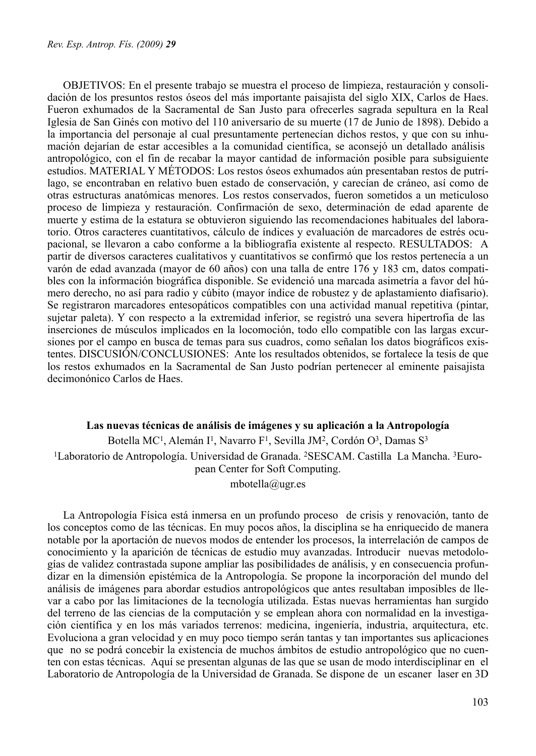OBJETIVOS: En el presente trabajo se muestra el proceso de limpieza, restauración y consolidación de los presuntos restos óseos del más importante paisajista del siglo XIX, Carlos de Haes. Fueron exhumados de la Sacramental de San Justo para ofrecerles sagrada sepultura en la Real Iglesia de San Ginés con motivo del 110 aniversario de su muerte (17 de Junio de 1898). Debido a la importancia del personaje al cual presuntamente pertenecían dichos restos, y que con su inhumación dejarían de estar accesibles a la comunidad científica, se aconsejó un detallado análisis antropológico, con el fin de recabar la mayor cantidad de información posible para subsiguiente estudios. MATERIAL Y MÉTODOS: Los restos óseos exhumados aún presentaban restos de putrílago, se encontraban en relativo buen estado de conservación, y carecían de cráneo, así como de otras estructuras anatómicas menores. Los restos conservados, fueron sometidos a un meticuloso proceso de limpieza y restauración. Confirmación de sexo, determinación de edad aparente de muerte y estima de la estatura se obtuvieron siguiendo las recomendaciones habituales del laboratorio. Otros caracteres cuantitativos, cálculo de índices y evaluación de marcadores de estrés ocupacional, se llevaron a cabo conforme a la bibliografía existente al respecto. RESULTADOS: A partir de diversos caracteres cualitativos y cuantitativos se confirmó que los restos pertenecía a un varón de edad avanzada (mayor de 60 años) con una talla de entre 176 y 183 cm, datos compatibles con la información biográfica disponible. Se evidenció una marcada asimetría a favor del húmero derecho, no así para radio y cúbito (mayor índice de robustez y de aplastamiento diafisario). Se registraron marcadores entesopáticos compatibles con una actividad manual repetitiva (pintar, sujetar paleta). Y con respecto a la extremidad inferior, se registró una severa hipertrofia de las inserciones de músculos implicados en la locomoción, todo ello compatible con las largas excursiones por el campo en busca de temas para sus cuadros, como señalan los datos biográficos existentes. DISCUSIÓN/CONCLUSIONES: Ante los resultados obtenidos, se fortalece la tesis de que los restos exhumados en la Sacramental de San Justo podrían pertenecer al eminente paisajista decimonónico Carlos de Haes.

## Las nuevas técnicas de análisis de imágenes y su aplicación a la Antropología

Botella MC[1], Alemán I[1], Navarro F[1], Sevilla JM[2], Cordón O[3], Damas S[3]

[1]Laboratorio de Antropología. Universidad de Granada. [2]SESCAM. Castilla La Mancha. [3]European Center for Soft Computing.

mbotella@ugr.es

La Antropología Física está inmersa en un profundo proceso de crisis y renovación, tanto de los conceptos como de las técnicas. En muy pocos años, la disciplina se ha enriquecido de manera notable por la aportación de nuevos modos de entender los procesos, la interrelación de campos de conocimiento y la aparición de técnicas de estudio muy avanzadas. Introducir nuevas metodologías de validez contrastada supone ampliar las posibilidades de análisis, y en consecuencia profundizar en la dimensión epistémica de la Antropología. Se propone la incorporación del mundo del análisis de imágenes para abordar estudios antropológicos que antes resultaban imposibles de llevar a cabo por las limitaciones de la tecnología utilizada. Estas nuevas herramientas han surgido del terreno de las ciencias de la computación y se emplean ahora con normalidad en la investigación científica y en los más variados terrenos: medicina, ingeniería, industria, arquitectura, etc. Evoluciona a gran velocidad y en muy poco tiempo serán tantas y tan importantes sus aplicaciones que no se podrá concebir la existencia de muchos ámbitos de estudio antropológico que no cuenten con estas técnicas. Aquí se presentan algunas de las que se usan de modo interdisciplinar en el Laboratorio de Antropología de la Universidad de Granada. Se dispone de un escaner laser en 3D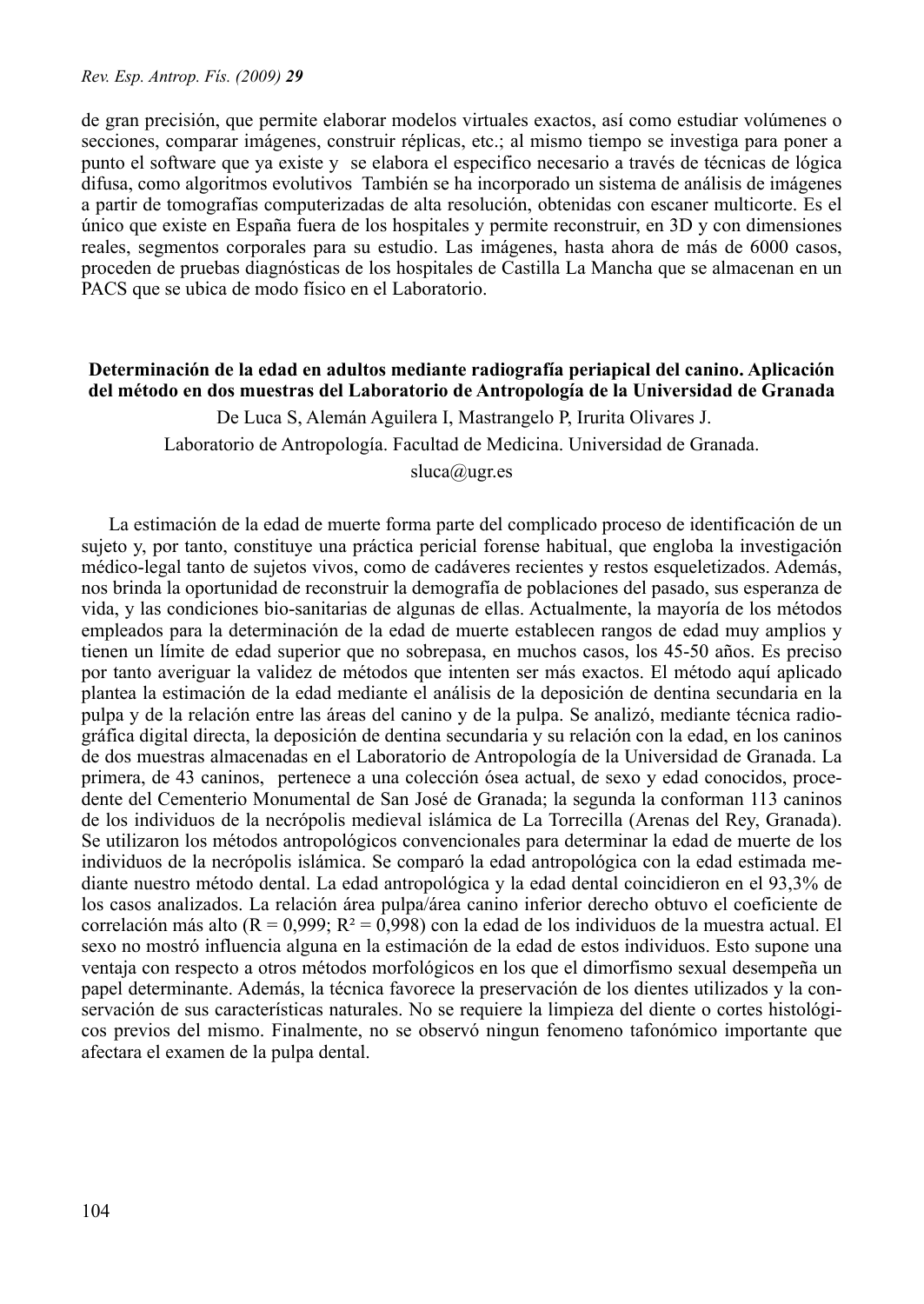de gran precisión, que permite elaborar modelos virtuales exactos, así como estudiar volúmenes o secciones, comparar imágenes, construir réplicas, etc.; al mismo tiempo se investiga para poner a punto el software que ya existe y se elabora el especifico necesario a través de técnicas de lógica difusa, como algoritmos evolutivos También se ha incorporado un sistema de análisis de imágenes a partir de tomografías computerizadas de alta resolución, obtenidas con escaner multicorte. Es el único que existe en España fuera de los hospitales y permite reconstruir, en 3D y con dimensiones reales, segmentos corporales para su estudio. Las imágenes, hasta ahora de más de 6000 casos, proceden de pruebas diagnósticas de los hospitales de Castilla La Mancha que se almacenan en un PACS que se ubica de modo físico en el Laboratorio.

## Determinación de la edad en adultos mediante radiografía periapical del canino. Aplicación del método en dos muestras del Laboratorio de Antropología de la Universidad de Granada

De Luca S, Alemán Aguilera I, Mastrangelo P, Irurita Olivares J.

Laboratorio de Antropología. Facultad de Medicina. Universidad de Granada.

sluca@ugr.es

La estimación de la edad de muerte forma parte del complicado proceso de identificación de un sujeto y, por tanto, constituye una práctica pericial forense habitual, que engloba la investigación médico-legal tanto de sujetos vivos, como de cadáveres recientes y restos esqueletizados. Además, nos brinda la oportunidad de reconstruir la demografía de poblaciones del pasado, sus esperanza de vida, y las condiciones bio-sanitarias de algunas de ellas. Actualmente, la mayoría de los métodos empleados para la determinación de la edad de muerte establecen rangos de edad muy amplios y tienen un límite de edad superior que no sobrepasa, en muchos casos, los 45-50 años. Es preciso por tanto averiguar la validez de métodos que intenten ser más exactos. El método aquí aplicado plantea la estimación de la edad mediante el análisis de la deposición de dentina secundaria en la pulpa y de la relación entre las áreas del canino y de la pulpa. Se analizó, mediante técnica radiográfica digital directa, la deposición de dentina secundaria y su relación con la edad, en los caninos de dos muestras almacenadas en el Laboratorio de Antropología de la Universidad de Granada. La primera, de 43 caninos, pertenece a una colección ósea actual, de sexo y edad conocidos, procedente del Cementerio Monumental de San José de Granada; la segunda la conforman 113 caninos de los individuos de la necrópolis medieval islámica de La Torrecilla (Arenas del Rey, Granada). Se utilizaron los métodos antropológicos convencionales para determinar la edad de muerte de los individuos de la necrópolis islámica. Se comparó la edad antropológica con la edad estimada mediante nuestro método dental. La edad antropológica y la edad dental coincidieron en el 93,3% de los casos analizados. La relación área pulpa/área canino inferior derecho obtuvo el coeficiente de correlación más alto ($R = 0{,}999$; $R^2 = 0{,}998$) con la edad de los individuos de la muestra actual. El sexo no mostró influencia alguna en la estimación de la edad de estos individuos. Esto supone una ventaja con respecto a otros métodos morfológicos en los que el dimorfismo sexual desempeña un papel determinante. Además, la técnica favorece la preservación de los dientes utilizados y la conservación de sus características naturales. No se requiere la limpieza del diente o cortes histológicos previos del mismo. Finalmente, no se observó ningun fenomeno tafonómico importante que afectara el examen de la pulpa dental.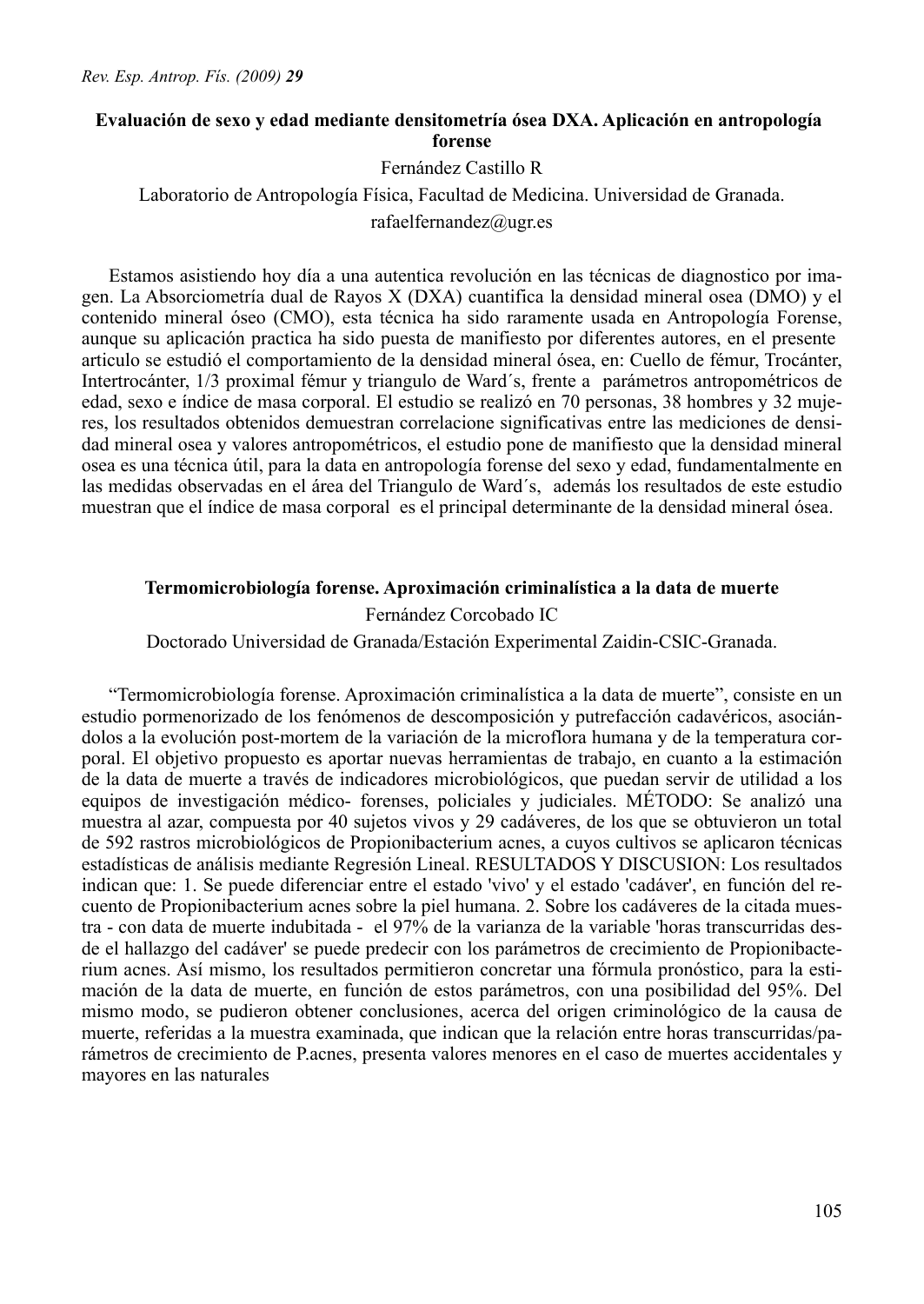### Evaluación de sexo y edad mediante densitometría ósea DXA. Aplicación en antropología forense

Fernández Castillo R

Laboratorio de Antropología Física, Facultad de Medicina. Universidad de Granada.

rafaelfernandez@ugr.es

Estamos asistiendo hoy día a una autentica revolución en las técnicas de diagnostico por imagen. La Absorciometría dual de Rayos X (DXA) cuantifica la densidad mineral osea (DMO) y el contenido mineral óseo (CMO), esta técnica ha sido raramente usada en Antropología Forense, aunque su aplicación practica ha sido puesta de manifiesto por diferentes autores, en el presente articulo se estudió el comportamiento de la densidad mineral ósea, en: Cuello de fémur, Trocánter, Intertrocánter, 1/3 proximal fémur y triangulo de Ward´s, frente a parámetros antropométricos de edad, sexo e índice de masa corporal. El estudio se realizó en 70 personas, 38 hombres y 32 mujeres, los resultados obtenidos demuestran correlacione significativas entre las mediciones de densidad mineral osea y valores antropométricos, el estudio pone de manifiesto que la densidad mineral osea es una técnica útil, para la data en antropología forense del sexo y edad, fundamentalmente en las medidas observadas en el área del Triangulo de Ward´s, además los resultados de este estudio muestran que el índice de masa corporal es el principal determinante de la densidad mineral ósea.

### Termomicrobiología forense. Aproximación criminalística a la data de muerte

Fernández Corcobado IC

Doctorado Universidad de Granada/Estación Experimental Zaidin-CSIC-Granada.

"Termomicrobiología forense. Aproximación criminalística a la data de muerte", consiste en un estudio pormenorizado de los fenómenos de descomposición y putrefacción cadavéricos, asociándolos a la evolución post-mortem de la variación de la microflora humana y de la temperatura corporal. El objetivo propuesto es aportar nuevas herramientas de trabajo, en cuanto a la estimación de la data de muerte a través de indicadores microbiológicos, que puedan servir de utilidad a los equipos de investigación médico- forenses, policiales y judiciales. MÉTODO: Se analizó una muestra al azar, compuesta por 40 sujetos vivos y 29 cadáveres, de los que se obtuvieron un total de 592 rastros microbiológicos de Propionibacterium acnes, a cuyos cultivos se aplicaron técnicas estadísticas de análisis mediante Regresión Lineal. RESULTADOS Y DISCUSION: Los resultados indican que: 1. Se puede diferenciar entre el estado 'vivo' y el estado 'cadáver', en función del recuento de Propionibacterium acnes sobre la piel humana. 2. Sobre los cadáveres de la citada muestra - con data de muerte indubitada - el 97% de la varianza de la variable 'horas transcurridas desde el hallazgo del cadáver' se puede predecir con los parámetros de crecimiento de Propionibacterium acnes. Así mismo, los resultados permitieron concretar una fórmula pronóstico, para la estimación de la data de muerte, en función de estos parámetros, con una posibilidad del 95%. Del mismo modo, se pudieron obtener conclusiones, acerca del origen criminológico de la causa de muerte, referidas a la muestra examinada, que indican que la relación entre horas transcurridas/parámetros de crecimiento de P.acnes, presenta valores menores en el caso de muertes accidentales y mayores en las naturales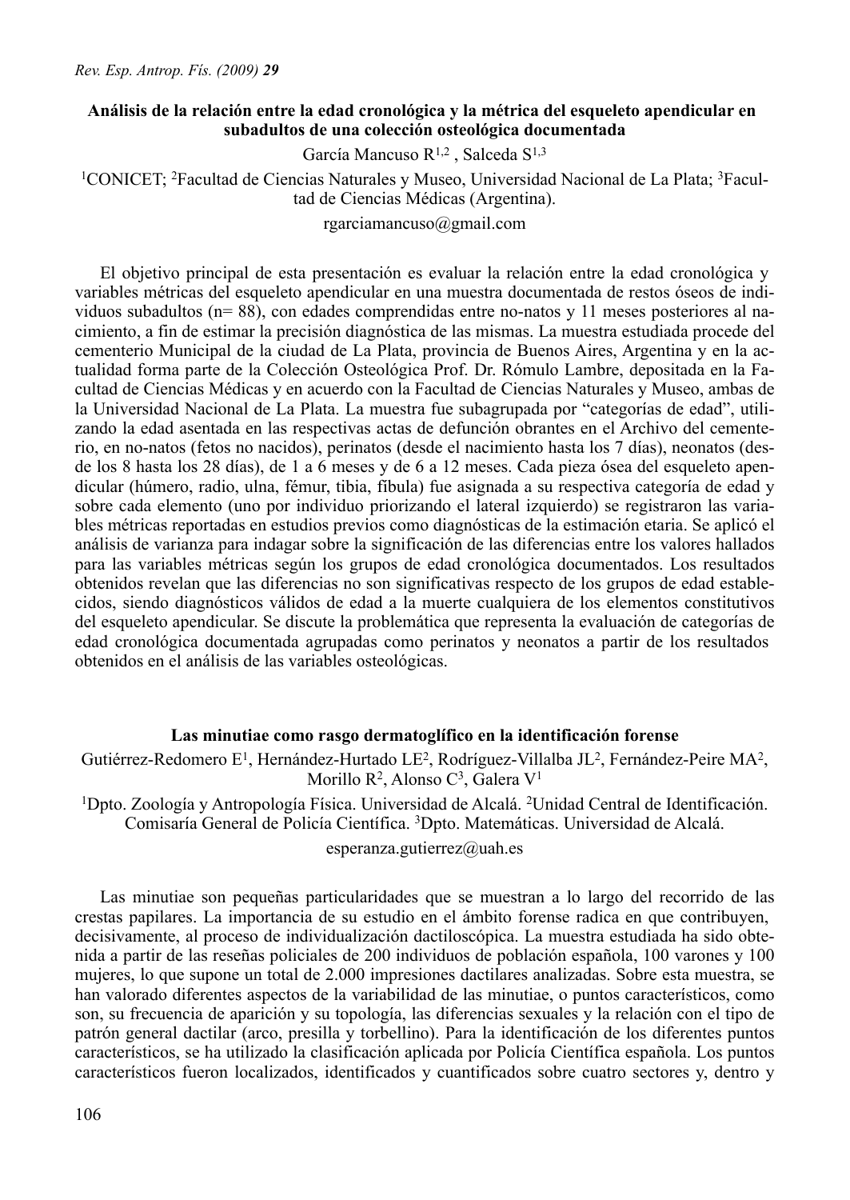### Análisis de la relación entre la edad cronológica y la métrica del esqueleto apendicular en subadultos de una colección osteológica documentada

García Mancuso R[1,2], Salceda S[1,3]

[1]CONICET; [2]Facultad de Ciencias Naturales y Museo, Universidad Nacional de La Plata; [3]Facultad de Ciencias Médicas (Argentina).

rgarciamancuso@gmail.com

El objetivo principal de esta presentación es evaluar la relación entre la edad cronológica y variables métricas del esqueleto apendicular en una muestra documentada de restos óseos de individuos subadultos (n= 88), con edades comprendidas entre no-natos y 11 meses posteriores al nacimiento, a fin de estimar la precisión diagnóstica de las mismas. La muestra estudiada procede del cementerio Municipal de la ciudad de La Plata, provincia de Buenos Aires, Argentina y en la actualidad forma parte de la Colección Osteológica Prof. Dr. Rómulo Lambre, depositada en la Facultad de Ciencias Médicas y en acuerdo con la Facultad de Ciencias Naturales y Museo, ambas de la Universidad Nacional de La Plata. La muestra fue subagrupada por "categorías de edad", utilizando la edad asentada en las respectivas actas de defunción obrantes en el Archivo del cementerio, en no-natos (fetos no nacidos), perinatos (desde el nacimiento hasta los 7 días), neonatos (desde los 8 hasta los 28 días), de 1 a 6 meses y de 6 a 12 meses. Cada pieza ósea del esqueleto apendicular (húmero, radio, ulna, fémur, tibia, fíbula) fue asignada a su respectiva categoría de edad y sobre cada elemento (uno por individuo priorizando el lateral izquierdo) se registraron las variables métricas reportadas en estudios previos como diagnósticas de la estimación etaria. Se aplicó el análisis de varianza para indagar sobre la significación de las diferencias entre los valores hallados para las variables métricas según los grupos de edad cronológica documentados. Los resultados obtenidos revelan que las diferencias no son significativas respecto de los grupos de edad establecidos, siendo diagnósticos válidos de edad a la muerte cualquiera de los elementos constitutivos del esqueleto apendicular. Se discute la problemática que representa la evaluación de categorías de edad cronológica documentada agrupadas como perinatos y neonatos a partir de los resultados obtenidos en el análisis de las variables osteológicas.

### Las minutiae como rasgo dermatoglífico en la identificación forense

Gutiérrez-Redomero E[1], Hernández-Hurtado LE[2], Rodríguez-Villalba JL[2], Fernández-Peire MA[2], Morillo R[2], Alonso C[3], Galera V[1]

[1]Dpto. Zoología y Antropología Física. Universidad de Alcalá. [2]Unidad Central de Identificación. Comisaría General de Policía Científica. [3]Dpto. Matemáticas. Universidad de Alcalá.

esperanza.gutierrez@uah.es

Las minutiae son pequeñas particularidades que se muestran a lo largo del recorrido de las crestas papilares. La importancia de su estudio en el ámbito forense radica en que contribuyen, decisivamente, al proceso de individualización dactiloscópica. La muestra estudiada ha sido obtenida a partir de las reseñas policiales de 200 individuos de población española, 100 varones y 100 mujeres, lo que supone un total de 2.000 impresiones dactilares analizadas. Sobre esta muestra, se han valorado diferentes aspectos de la variabilidad de las minutiae, o puntos característicos, como son, su frecuencia de aparición y su topología, las diferencias sexuales y la relación con el tipo de patrón general dactilar (arco, presilla y torbellino). Para la identificación de los diferentes puntos característicos, se ha utilizado la clasificación aplicada por Policía Científica española. Los puntos característicos fueron localizados, identificados y cuantificados sobre cuatro sectores y, dentro y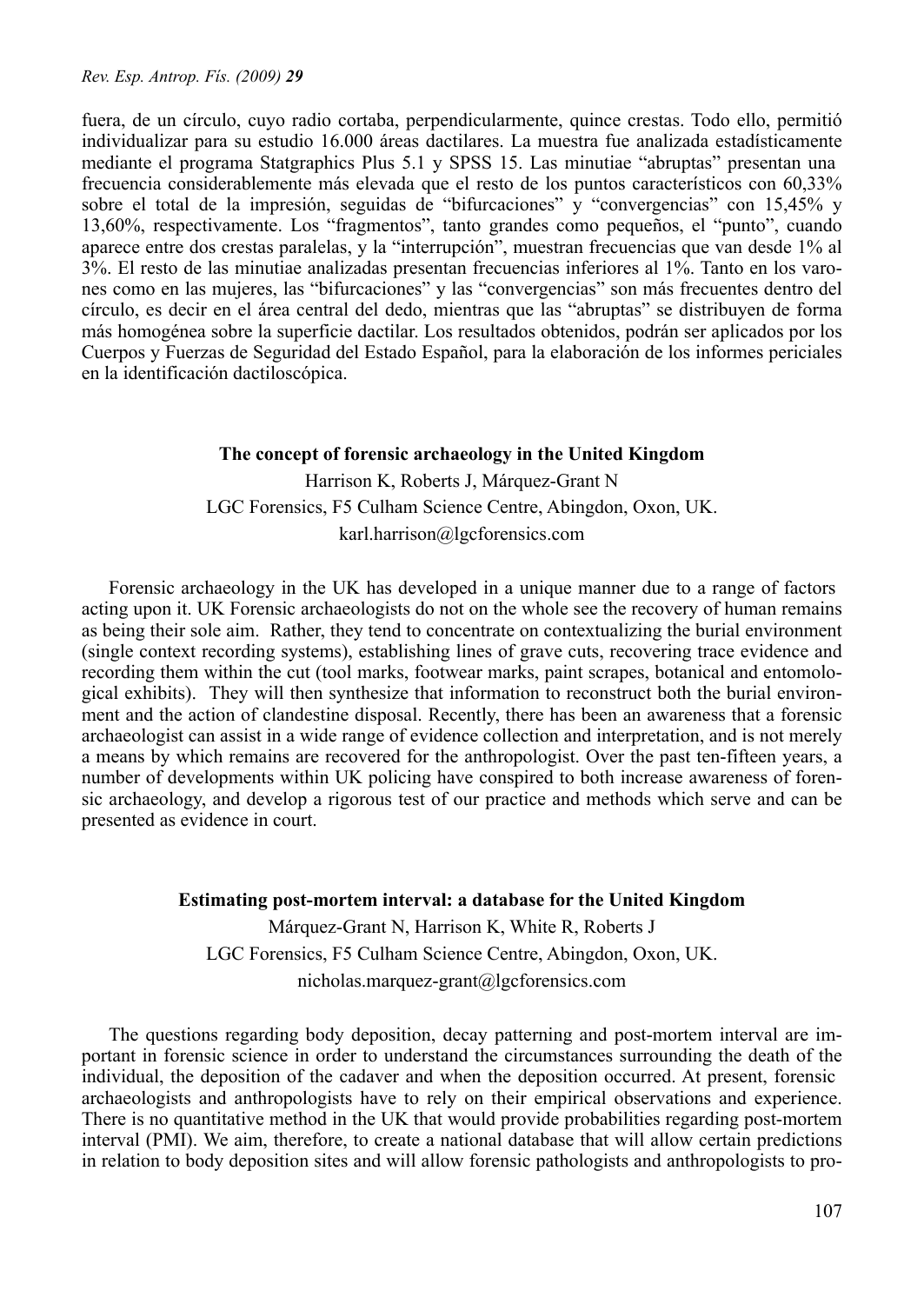fuera, de un círculo, cuyo radio cortaba, perpendicularmente, quince crestas. Todo ello, permitió individualizar para su estudio 16.000 áreas dactilares. La muestra fue analizada estadísticamente mediante el programa Statgraphics Plus 5.1 y SPSS 15. Las minutiae "abruptas" presentan una frecuencia considerablemente más elevada que el resto de los puntos característicos con 60,33% sobre el total de la impresión, seguidas de "bifurcaciones" y "convergencias" con 15,45% y 13,60%, respectivamente. Los "fragmentos", tanto grandes como pequeños, el "punto", cuando aparece entre dos crestas paralelas, y la "interrupción", muestran frecuencias que van desde 1% al 3%. El resto de las minutiae analizadas presentan frecuencias inferiores al 1%. Tanto en los varones como en las mujeres, las "bifurcaciones" y las "convergencias" son más frecuentes dentro del círculo, es decir en el área central del dedo, mientras que las "abruptas" se distribuyen de forma más homogénea sobre la superficie dactilar. Los resultados obtenidos, podrán ser aplicados por los Cuerpos y Fuerzas de Seguridad del Estado Español, para la elaboración de los informes periciales en la identificación dactiloscópica.

## The concept of forensic archaeology in the United Kingdom

Harrison K, Roberts J, Márquez-Grant N

LGC Forensics, F5 Culham Science Centre, Abingdon, Oxon, UK.

karl.harrison@lgcforensics.com

Forensic archaeology in the UK has developed in a unique manner due to a range of factors acting upon it. UK Forensic archaeologists do not on the whole see the recovery of human remains as being their sole aim. Rather, they tend to concentrate on contextualizing the burial environment (single context recording systems), establishing lines of grave cuts, recovering trace evidence and recording them within the cut (tool marks, footwear marks, paint scrapes, botanical and entomological exhibits). They will then synthesize that information to reconstruct both the burial environment and the action of clandestine disposal. Recently, there has been an awareness that a forensic archaeologist can assist in a wide range of evidence collection and interpretation, and is not merely a means by which remains are recovered for the anthropologist. Over the past ten-fifteen years, a number of developments within UK policing have conspired to both increase awareness of forensic archaeology, and develop a rigorous test of our practice and methods which serve and can be presented as evidence in court.

## Estimating post-mortem interval: a database for the United Kingdom

Márquez-Grant N, Harrison K, White R, Roberts J

LGC Forensics, F5 Culham Science Centre, Abingdon, Oxon, UK.

nicholas.marquez-grant@lgcforensics.com

The questions regarding body deposition, decay patterning and post-mortem interval are important in forensic science in order to understand the circumstances surrounding the death of the individual, the deposition of the cadaver and when the deposition occurred. At present, forensic archaeologists and anthropologists have to rely on their empirical observations and experience. There is no quantitative method in the UK that would provide probabilities regarding post-mortem interval (PMI). We aim, therefore, to create a national database that will allow certain predictions in relation to body deposition sites and will allow forensic pathologists and anthropologists to pro-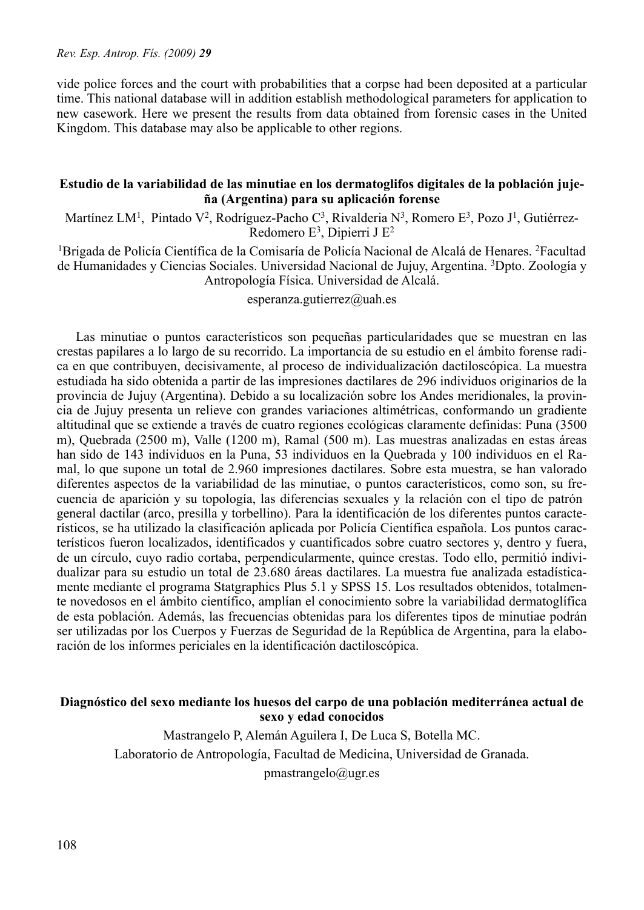vide police forces and the court with probabilities that a corpse had been deposited at a particular time. This national database will in addition establish methodological parameters for application to new casework. Here we present the results from data obtained from forensic cases in the United Kingdom. This database may also be applicable to other regions.

### Estudio de la variabilidad de las minutiae en los dermatoglifos digitales de la población jujeña (Argentina) para su aplicación forense

Martínez LM[1], Pintado V[2], Rodríguez-Pacho C[3], Rivalderia N[3], Romero E[3], Pozo J[1], Gutiérrez-Redomero E[3], Dipierri J E[2]

[1]Brigada de Policía Científica de la Comisaría de Policía Nacional de Alcalá de Henares. [2]Facultad de Humanidades y Ciencias Sociales. Universidad Nacional de Jujuy, Argentina. [3]Dpto. Zoología y Antropología Física. Universidad de Alcalá.

esperanza.gutierrez@uah.es

Las minutiae o puntos característicos son pequeñas particularidades que se muestran en las crestas papilares a lo largo de su recorrido. La importancia de su estudio en el ámbito forense radica en que contribuyen, decisivamente, al proceso de individualización dactiloscópica. La muestra estudiada ha sido obtenida a partir de las impresiones dactilares de 296 individuos originarios de la provincia de Jujuy (Argentina). Debido a su localización sobre los Andes meridionales, la provincia de Jujuy presenta un relieve con grandes variaciones altimétricas, conformando un gradiente altitudinal que se extiende a través de cuatro regiones ecológicas claramente definidas: Puna (3500 m), Quebrada (2500 m), Valle (1200 m), Ramal (500 m). Las muestras analizadas en estas áreas han sido de 143 individuos en la Puna, 53 individuos en la Quebrada y 100 individuos en el Ramal, lo que supone un total de 2.960 impresiones dactilares. Sobre esta muestra, se han valorado diferentes aspectos de la variabilidad de las minutiae, o puntos característicos, como son, su frecuencia de aparición y su topología, las diferencias sexuales y la relación con el tipo de patrón general dactilar (arco, presilla y torbellino). Para la identificación de los diferentes puntos característicos, se ha utilizado la clasificación aplicada por Policía Científica española. Los puntos característicos fueron localizados, identificados y cuantificados sobre cuatro sectores y, dentro y fuera, de un círculo, cuyo radio cortaba, perpendicularmente, quince crestas. Todo ello, permitió individualizar para su estudio un total de 23.680 áreas dactilares. La muestra fue analizada estadísticamente mediante el programa Statgraphics Plus 5.1 y SPSS 15. Los resultados obtenidos, totalmente novedosos en el ámbito científico, amplían el conocimiento sobre la variabilidad dermatoglífica de esta población. Además, las frecuencias obtenidas para los diferentes tipos de minutiae podrán ser utilizadas por los Cuerpos y Fuerzas de Seguridad de la República de Argentina, para la elaboración de los informes periciales en la identificación dactiloscópica.

### Diagnóstico del sexo mediante los huesos del carpo de una población mediterránea actual de sexo y edad conocidos

Mastrangelo P, Alemán Aguilera I, De Luca S, Botella MC.

Laboratorio de Antropología, Facultad de Medicina, Universidad de Granada.

pmastrangelo@ugr.es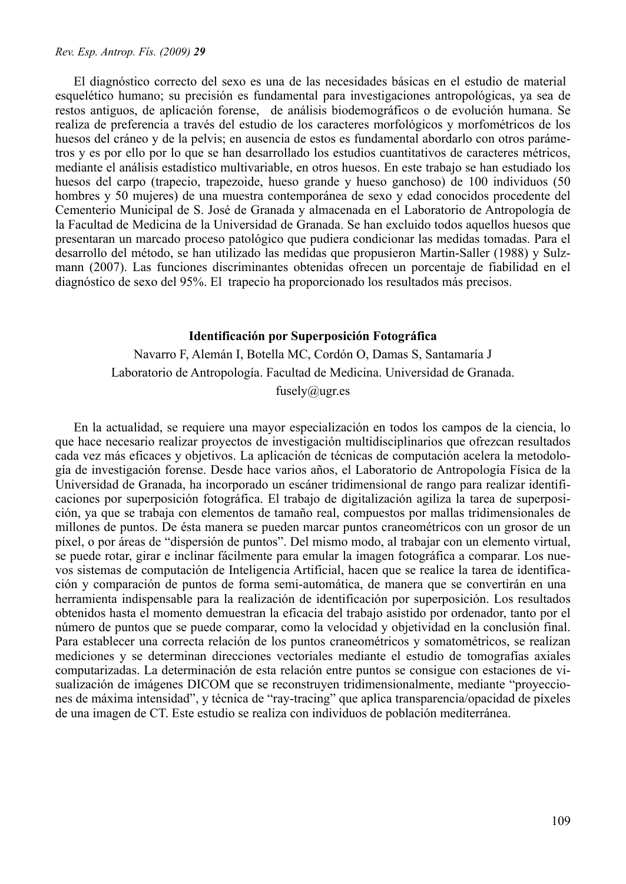El diagnóstico correcto del sexo es una de las necesidades básicas en el estudio de material esquelético humano; su precisión es fundamental para investigaciones antropológicas, ya sea de restos antiguos, de aplicación forense, de análisis biodemográficos o de evolución humana. Se realiza de preferencia a través del estudio de los caracteres morfológicos y morfométricos de los huesos del cráneo y de la pelvis; en ausencia de estos es fundamental abordarlo con otros parámetros y es por ello por lo que se han desarrollado los estudios cuantitativos de caracteres métricos, mediante el análisis estadístico multivariable, en otros huesos. En este trabajo se han estudiado los huesos del carpo (trapecio, trapezoide, hueso grande y hueso ganchoso) de 100 individuos (50 hombres y 50 mujeres) de una muestra contemporánea de sexo y edad conocidos procedente del Cementerio Municipal de S. José de Granada y almacenada en el Laboratorio de Antropología de la Facultad de Medicina de la Universidad de Granada. Se han excluido todos aquellos huesos que presentaran un marcado proceso patológico que pudiera condicionar las medidas tomadas. Para el desarrollo del método, se han utilizado las medidas que propusieron Martin-Saller (1988) y Sulzmann (2007). Las funciones discriminantes obtenidas ofrecen un porcentaje de fiabilidad en el diagnóstico de sexo del 95%. El trapecio ha proporcionado los resultados más precisos.

## Identificación por Superposición Fotográfica

Navarro F, Alemán I, Botella MC, Cordón O, Damas S, Santamaría J

Laboratorio de Antropología. Facultad de Medicina. Universidad de Granada.

fusely@ugr.es

En la actualidad, se requiere una mayor especialización en todos los campos de la ciencia, lo que hace necesario realizar proyectos de investigación multidisciplinarios que ofrezcan resultados cada vez más eficaces y objetivos. La aplicación de técnicas de computación acelera la metodología de investigación forense. Desde hace varios años, el Laboratorio de Antropología Física de la Universidad de Granada, ha incorporado un escáner tridimensional de rango para realizar identificaciones por superposición fotográfica. El trabajo de digitalización agiliza la tarea de superposición, ya que se trabaja con elementos de tamaño real, compuestos por mallas tridimensionales de millones de puntos. De ésta manera se pueden marcar puntos craneométricos con un grosor de un píxel, o por áreas de "dispersión de puntos". Del mismo modo, al trabajar con un elemento virtual, se puede rotar, girar e inclinar fácilmente para emular la imagen fotográfica a comparar. Los nuevos sistemas de computación de Inteligencia Artificial, hacen que se realice la tarea de identificación y comparación de puntos de forma semi-automática, de manera que se convertirán en una herramienta indispensable para la realización de identificación por superposición. Los resultados obtenidos hasta el momento demuestran la eficacia del trabajo asistido por ordenador, tanto por el número de puntos que se puede comparar, como la velocidad y objetividad en la conclusión final. Para establecer una correcta relación de los puntos craneométricos y somatométricos, se realizan mediciones y se determinan direcciones vectoriales mediante el estudio de tomografías axiales computarizadas. La determinación de esta relación entre puntos se consigue con estaciones de visualización de imágenes DICOM que se reconstruyen tridimensionalmente, mediante "proyecciones de máxima intensidad", y técnica de "ray-tracing" que aplica transparencia/opacidad de píxeles de una imagen de CT. Este estudio se realiza con individuos de población mediterránea.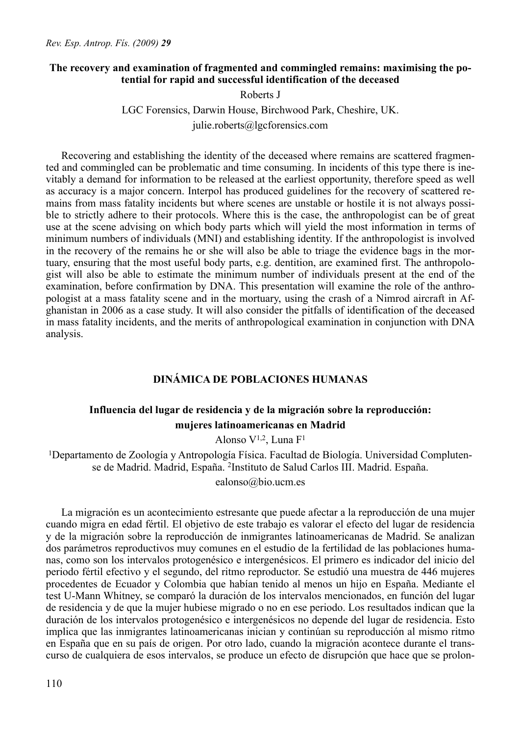### The recovery and examination of fragmented and commingled remains: maximising the potential for rapid and successful identification of the deceased

Roberts J

LGC Forensics, Darwin House, Birchwood Park, Cheshire, UK.

julie.roberts@lgcforensics.com

Recovering and establishing the identity of the deceased where remains are scattered fragmented and commingled can be problematic and time consuming. In incidents of this type there is inevitably a demand for information to be released at the earliest opportunity, therefore speed as well as accuracy is a major concern. Interpol has produced guidelines for the recovery of scattered remains from mass fatality incidents but where scenes are unstable or hostile it is not always possible to strictly adhere to their protocols. Where this is the case, the anthropologist can be of great use at the scene advising on which body parts which will yield the most information in terms of minimum numbers of individuals (MNI) and establishing identity. If the anthropologist is involved in the recovery of the remains he or she will also be able to triage the evidence bags in the mortuary, ensuring that the most useful body parts, e.g. dentition, are examined first. The anthropologist will also be able to estimate the minimum number of individuals present at the end of the examination, before confirmation by DNA. This presentation will examine the role of the anthropologist at a mass fatality scene and in the mortuary, using the crash of a Nimrod aircraft in Afghanistan in 2006 as a case study. It will also consider the pitfalls of identification of the deceased in mass fatality incidents, and the merits of anthropological examination in conjunction with DNA analysis.

## DINÁMICA DE POBLACIONES HUMANAS

### Influencia del lugar de residencia y de la migración sobre la reproducción: mujeres latinoamericanas en Madrid

Alonso V[1,2], Luna F[1]

[1]Departamento de Zoología y Antropología Física. Facultad de Biología. Universidad Complutense de Madrid. Madrid, España. [2]Instituto de Salud Carlos III. Madrid. España.

ealonso@bio.ucm.es

La migración es un acontecimiento estresante que puede afectar a la reproducción de una mujer cuando migra en edad fértil. El objetivo de este trabajo es valorar el efecto del lugar de residencia y de la migración sobre la reproducción de inmigrantes latinoamericanas de Madrid. Se analizan dos parámetros reproductivos muy comunes en el estudio de la fertilidad de las poblaciones humanas, como son los intervalos protogenésico e intergenésicos. El primero es indicador del inicio del periodo fértil efectivo y el segundo, del ritmo reproductor. Se estudió una muestra de 446 mujeres procedentes de Ecuador y Colombia que habían tenido al menos un hijo en España. Mediante el test U-Mann Whitney, se comparó la duración de los intervalos mencionados, en función del lugar de residencia y de que la mujer hubiese migrado o no en ese periodo. Los resultados indican que la duración de los intervalos protogenésico e intergenésicos no depende del lugar de residencia. Esto implica que las inmigrantes latinoamericanas inician y continúan su reproducción al mismo ritmo en España que en su país de origen. Por otro lado, cuando la migración acontece durante el transcurso de cualquiera de esos intervalos, se produce un efecto de disrupción que hace que se prolon-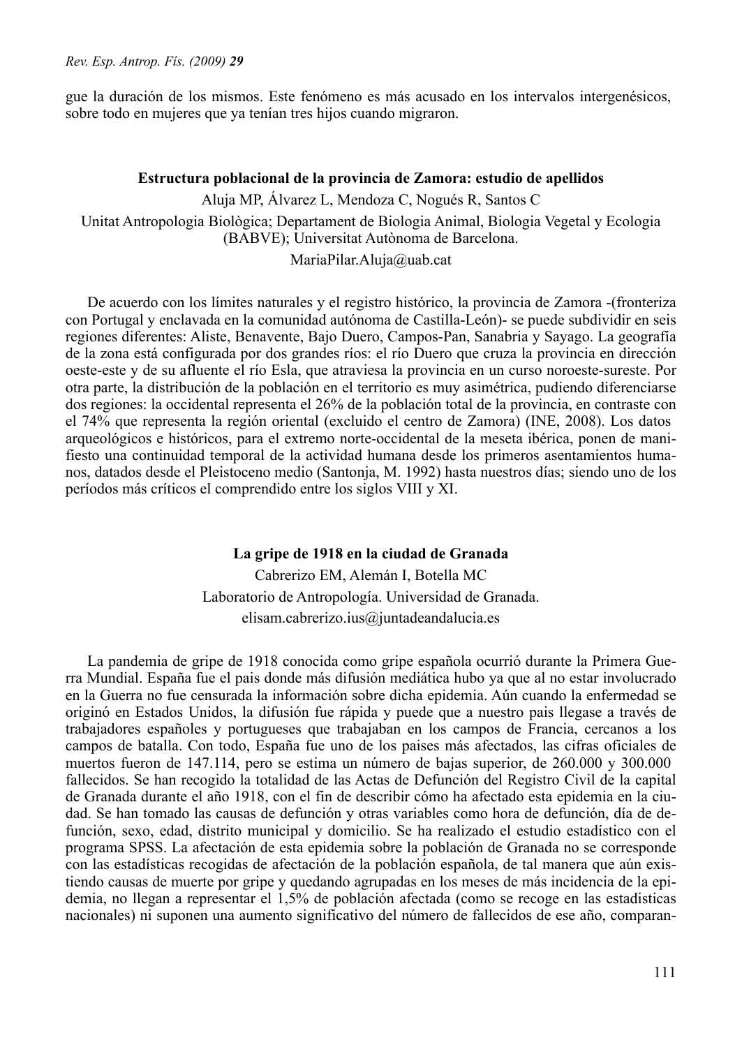gue la duración de los mismos. Este fenómeno es más acusado en los intervalos intergenésicos, sobre todo en mujeres que ya tenían tres hijos cuando migraron.

### Estructura poblacional de la provincia de Zamora: estudio de apellidos

Aluja MP, Álvarez L, Mendoza C, Nogués R, Santos C

Unitat Antropologia Biològica; Departament de Biologia Animal, Biologia Vegetal y Ecologia (BABVE); Universitat Autònoma de Barcelona.

MariaPilar.Aluja@uab.cat

De acuerdo con los límites naturales y el registro histórico, la provincia de Zamora -(fronteriza con Portugal y enclavada en la comunidad autónoma de Castilla-León)- se puede subdividir en seis regiones diferentes: Aliste, Benavente, Bajo Duero, Campos-Pan, Sanabria y Sayago. La geografía de la zona está configurada por dos grandes ríos: el río Duero que cruza la provincia en dirección oeste-este y de su afluente el río Esla, que atraviesa la provincia en un curso noroeste-sureste. Por otra parte, la distribución de la población en el territorio es muy asimétrica, pudiendo diferenciarse dos regiones: la occidental representa el 26% de la población total de la provincia, en contraste con el 74% que representa la región oriental (excluido el centro de Zamora) (INE, 2008). Los datos arqueológicos e históricos, para el extremo norte-occidental de la meseta ibérica, ponen de manifiesto una continuidad temporal de la actividad humana desde los primeros asentamientos humanos, datados desde el Pleistoceno medio (Santonja, M. 1992) hasta nuestros días; siendo uno de los períodos más críticos el comprendido entre los siglos VIII y XI.

### La gripe de 1918 en la ciudad de Granada

Cabrerizo EM, Alemán I, Botella MC

Laboratorio de Antropología. Universidad de Granada.

elisam.cabrerizo.ius@juntadeandalucia.es

La pandemia de gripe de 1918 conocida como gripe española ocurrió durante la Primera Guerra Mundial. España fue el pais donde más difusión mediática hubo ya que al no estar involucrado en la Guerra no fue censurada la información sobre dicha epidemia. Aún cuando la enfermedad se originó en Estados Unidos, la difusión fue rápida y puede que a nuestro pais llegase a través de trabajadores españoles y portugueses que trabajaban en los campos de Francia, cercanos a los campos de batalla. Con todo, España fue uno de los paises más afectados, las cifras oficiales de muertos fueron de 147.114, pero se estima un número de bajas superior, de 260.000 y 300.000 fallecidos. Se han recogido la totalidad de las Actas de Defunción del Registro Civil de la capital de Granada durante el año 1918, con el fin de describir cómo ha afectado esta epidemia en la ciudad. Se han tomado las causas de defunción y otras variables como hora de defunción, día de defunción, sexo, edad, distrito municipal y domicilio. Se ha realizado el estudio estadístico con el programa SPSS. La afectación de esta epidemia sobre la población de Granada no se corresponde con las estadísticas recogidas de afectación de la población española, de tal manera que aún existiendo causas de muerte por gripe y quedando agrupadas en los meses de más incidencia de la epidemia, no llegan a representar el 1,5% de población afectada (como se recoge en las estadisticas nacionales) ni suponen una aumento significativo del número de fallecidos de ese año, comparan-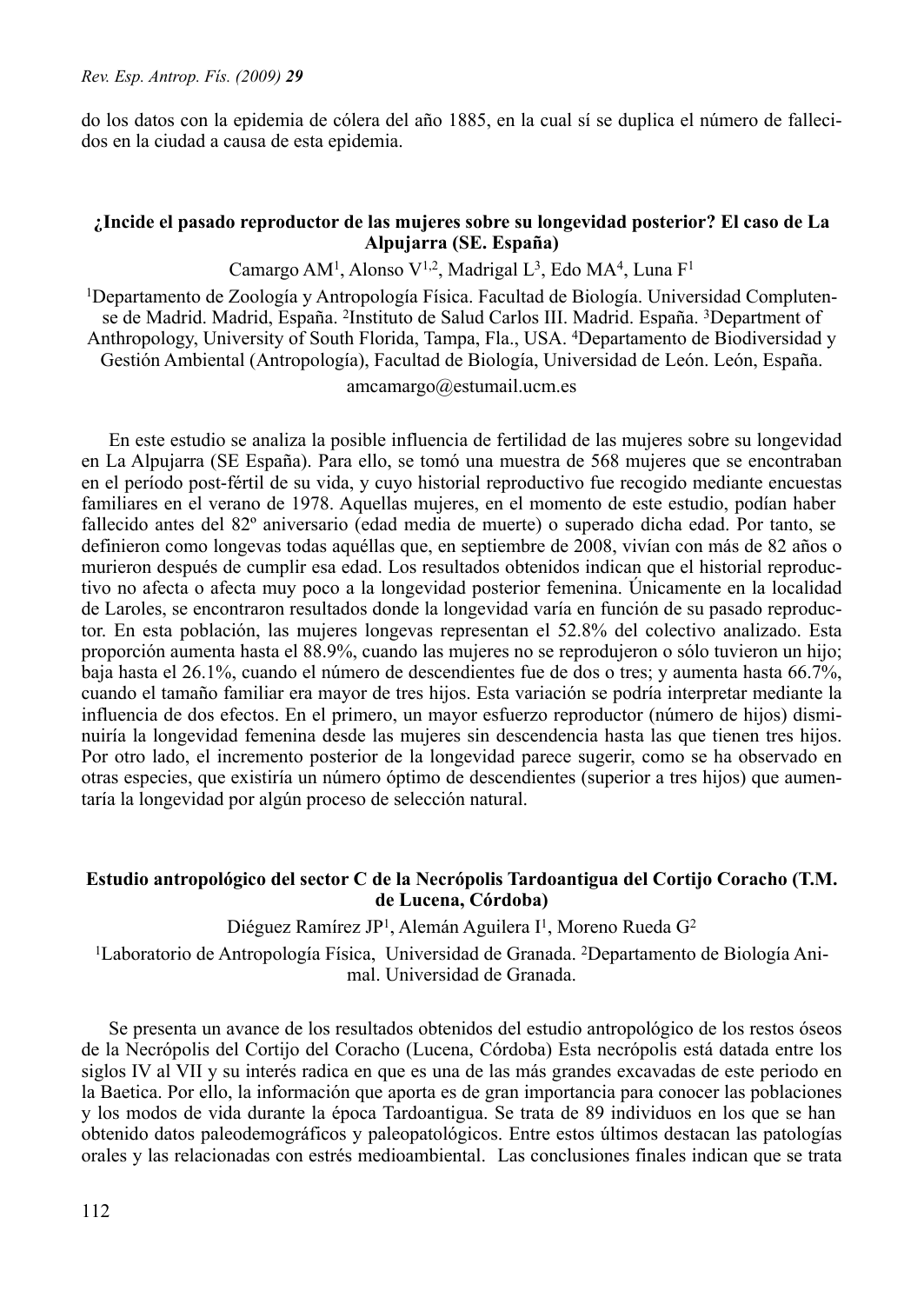do los datos con la epidemia de cólera del año 1885, en la cual sí se duplica el número de fallecidos en la ciudad a causa de esta epidemia.

### ¿Incide el pasado reproductor de las mujeres sobre su longevidad posterior? El caso de La Alpujarra (SE. España)

Camargo AM[1], Alonso V[1,2], Madrigal L[3], Edo MA[4], Luna F[1]

[1]Departamento de Zoología y Antropología Física. Facultad de Biología. Universidad Complutense de Madrid. Madrid, España. [2]Instituto de Salud Carlos III. Madrid. España. [3]Department of Anthropology, University of South Florida, Tampa, Fla., USA. [4]Departamento de Biodiversidad y Gestión Ambiental (Antropología), Facultad de Biología, Universidad de León. León, España.

amcamargo@estumail.ucm.es

En este estudio se analiza la posible influencia de fertilidad de las mujeres sobre su longevidad en La Alpujarra (SE España). Para ello, se tomó una muestra de 568 mujeres que se encontraban en el período post-fértil de su vida, y cuyo historial reproductivo fue recogido mediante encuestas familiares en el verano de 1978. Aquellas mujeres, en el momento de este estudio, podían haber fallecido antes del 82º aniversario (edad media de muerte) o superado dicha edad. Por tanto, se definieron como longevas todas aquéllas que, en septiembre de 2008, vivían con más de 82 años o murieron después de cumplir esa edad. Los resultados obtenidos indican que el historial reproductivo no afecta o afecta muy poco a la longevidad posterior femenina. Únicamente en la localidad de Laroles, se encontraron resultados donde la longevidad varía en función de su pasado reproductor. En esta población, las mujeres longevas representan el 52.8% del colectivo analizado. Esta proporción aumenta hasta el 88.9%, cuando las mujeres no se reprodujeron o sólo tuvieron un hijo; baja hasta el 26.1%, cuando el número de descendientes fue de dos o tres; y aumenta hasta 66.7%, cuando el tamaño familiar era mayor de tres hijos. Esta variación se podría interpretar mediante la influencia de dos efectos. En el primero, un mayor esfuerzo reproductor (número de hijos) disminuiría la longevidad femenina desde las mujeres sin descendencia hasta las que tienen tres hijos. Por otro lado, el incremento posterior de la longevidad parece sugerir, como se ha observado en otras especies, que existiría un número óptimo de descendientes (superior a tres hijos) que aumentaría la longevidad por algún proceso de selección natural.

### Estudio antropológico del sector C de la Necrópolis Tardoantigua del Cortijo Coracho (T.M. de Lucena, Córdoba)

Diéguez Ramírez JP[1], Alemán Aguilera I[1], Moreno Rueda G[2]

[1]Laboratorio de Antropología Física, Universidad de Granada. [2]Departamento de Biología Animal. Universidad de Granada.

Se presenta un avance de los resultados obtenidos del estudio antropológico de los restos óseos de la Necrópolis del Cortijo del Coracho (Lucena, Córdoba) Esta necrópolis está datada entre los siglos IV al VII y su interés radica en que es una de las más grandes excavadas de este periodo en la Baetica. Por ello, la información que aporta es de gran importancia para conocer las poblaciones y los modos de vida durante la época Tardoantigua. Se trata de 89 individuos en los que se han obtenido datos paleodemográficos y paleopatológicos. Entre estos últimos destacan las patologías orales y las relacionadas con estrés medioambiental. Las conclusiones finales indican que se trata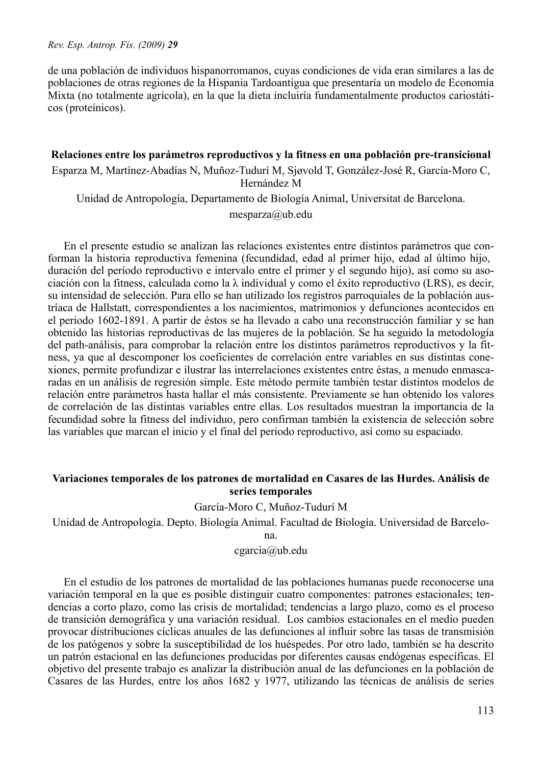de una población de individuos hispanorromanos, cuyas condiciones de vida eran similares a las de poblaciones de otras regiones de la Hispania Tardoantigua que presentaría un modelo de Economía Mixta (no totalmente agrícola), en la que la dieta incluiría fundamentalmente productos cariostáticos (proteínicos).

**Relaciones entre los parámetros reproductivos y la fitness en una población pre-transicional**

Esparza M, Martínez-Abadías N, Muñoz-Tudurí M, Sjøvold T, González-José R, García-Moro C, Hernández M

Unidad de Antropología, Departamento de Biología Animal, Universitat de Barcelona.

mesparza@ub.edu

En el presente estudio se analizan las relaciones existentes entre distintos parámetros que conforman la historia reproductiva femenina (fecundidad, edad al primer hijo, edad al último hijo, duración del período reproductivo e intervalo entre el primer y el segundo hijo), así como su asociación con la fitness, calculada como la λ individual y como el éxito reproductivo (LRS), es decir, su intensidad de selección. Para ello se han utilizado los registros parroquiales de la población austríaca de Hallstatt, correspondientes a los nacimientos, matrimonios y defunciones acontecidos en el periodo 1602-1891. A partir de éstos se ha llevado a cabo una reconstrucción familiar y se han obtenido las historias reproductivas de las mujeres de la población. Se ha seguido la metodología del path-análisis, para comprobar la relación entre los distintos parámetros reproductivos y la fitness, ya que al descomponer los coeficientes de correlación entre variables en sus distintas conexiones, permite profundizar e ilustrar las interrelaciones existentes entre éstas, a menudo enmascaradas en un análisis de regresión simple. Este método permite también testar distintos modelos de relación entre parámetros hasta hallar el más consistente. Previamente se han obtenido los valores de correlación de las distintas variables entre ellas. Los resultados muestran la importancia de la fecundidad sobre la fitness del individuo, pero confirman también la existencia de selección sobre las variables que marcan el inicio y el final del periodo reproductivo, así como su espaciado.

**Variaciones temporales de los patrones de mortalidad en Casares de las Hurdes. Análisis de series temporales**

García-Moro C, Muñoz-Tudurí M

Unidad de Antropología. Depto. Biología Animal. Facultad de Biología. Universidad de Barcelona.

cgarcia@ub.edu

En el estudio de los patrones de mortalidad de las poblaciones humanas puede reconocerse una variación temporal en la que es posible distinguir cuatro componentes: patrones estacionales; tendencias a corto plazo, como las crisis de mortalidad; tendencias a largo plazo, como es el proceso de transición demográfica y una variación residual. Los cambios estacionales en el medio pueden provocar distribuciones cíclicas anuales de las defunciones al influir sobre las tasas de transmisión de los patógenos y sobre la susceptibilidad de los huéspedes. Por otro lado, también se ha descrito un patrón estacional en las defunciones producidas por diferentes causas endógenas específicas. El objetivo del presente trabajo es analizar la distribución anual de las defunciones en la población de Casares de las Hurdes, entre los años 1682 y 1977, utilizando las técnicas de análisis de series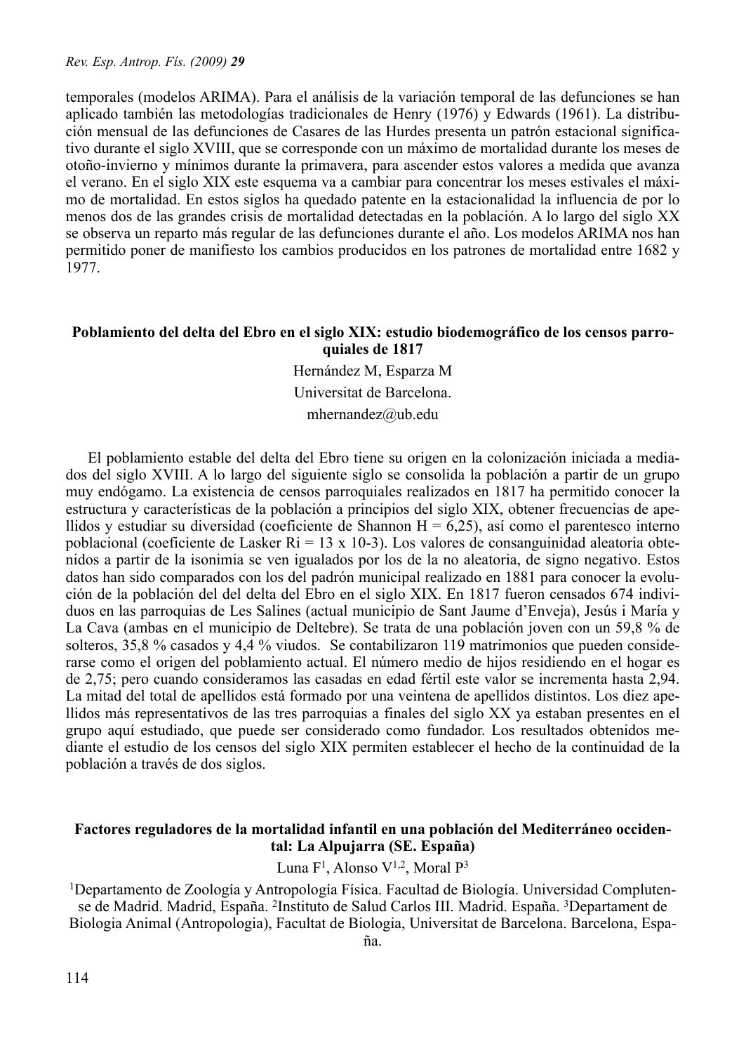temporales (modelos ARIMA). Para el análisis de la variación temporal de las defunciones se han aplicado también las metodologías tradicionales de Henry (1976) y Edwards (1961). La distribución mensual de las defunciones de Casares de las Hurdes presenta un patrón estacional significativo durante el siglo XVIII, que se corresponde con un máximo de mortalidad durante los meses de otoño-invierno y mínimos durante la primavera, para ascender estos valores a medida que avanza el verano. En el siglo XIX este esquema va a cambiar para concentrar los meses estivales el máximo de mortalidad. En estos siglos ha quedado patente en la estacionalidad la influencia de por lo menos dos de las grandes crisis de mortalidad detectadas en la población. A lo largo del siglo XX se observa un reparto más regular de las defunciones durante el año. Los modelos ARIMA nos han permitido poner de manifiesto los cambios producidos en los patrones de mortalidad entre 1682 y 1977.

**Poblamiento del delta del Ebro en el siglo XIX: estudio biodemográfico de los censos parroquiales de 1817**

Hernández M, Esparza M

Universitat de Barcelona.

mhernandez@ub.edu

El poblamiento estable del delta del Ebro tiene su origen en la colonización iniciada a mediados del siglo XVIII. A lo largo del siguiente siglo se consolida la población a partir de un grupo muy endógamo. La existencia de censos parroquiales realizados en 1817 ha permitido conocer la estructura y características de la población a principios del siglo XIX, obtener frecuencias de apellidos y estudiar su diversidad (coeficiente de Shannon H = 6,25), así como el parentesco interno poblacional (coeficiente de Lasker Ri = 13 x 10-3). Los valores de consanguinidad aleatoria obtenidos a partir de la isonimia se ven igualados por los de la no aleatoria, de signo negativo. Estos datos han sido comparados con los del padrón municipal realizado en 1881 para conocer la evolución de la población del delta del Ebro en el siglo XIX. En 1817 fueron censados 674 individuos en las parroquias de Les Salines (actual municipio de Sant Jaume d'Enveja), Jesús i María y La Cava (ambas en el municipio de Deltebre). Se trata de una población joven con un 59,8 % de solteros, 35,8 % casados y 4,4 % viudos. Se contabilizaron 119 matrimonios que pueden considerarse como el origen del poblamiento actual. El número medio de hijos residiendo en el hogar es de 2,75; pero cuando consideramos las casadas en edad fértil este valor se incrementa hasta 2,94. La mitad del total de apellidos está formado por una veintena de apellidos distintos. Los diez apellidos más representativos de las tres parroquias a finales del siglo XX ya estaban presentes en el grupo aquí estudiado, que puede ser considerado como fundador. Los resultados obtenidos mediante el estudio de los censos del siglo XIX permiten establecer el hecho de la continuidad de la población a través de dos siglos.

**Factores reguladores de la mortalidad infantil en una población del Mediterráneo occidental: La Alpujarra (SE. España)**

Luna F[1], Alonso V[1,2], Moral P[3]

[1]Departamento de Zoología y Antropología Física. Facultad de Biología. Universidad Complutense de Madrid. Madrid, España. [2]Instituto de Salud Carlos III. Madrid. España. [3]Departament de Biologia Animal (Antropologia), Facultat de Biologia, Universitat de Barcelona. Barcelona, España.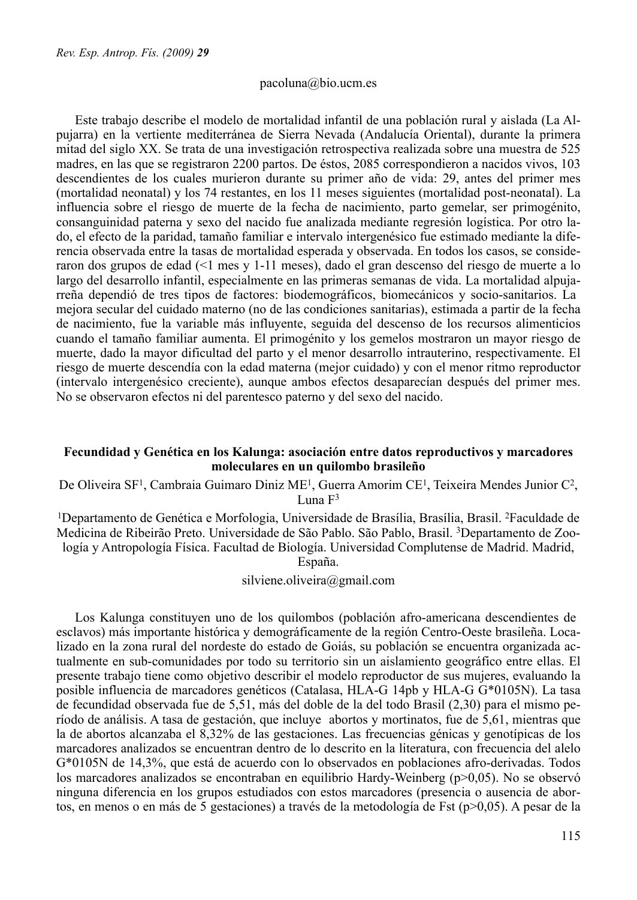pacoluna@bio.ucm.es

Este trabajo describe el modelo de mortalidad infantil de una población rural y aislada (La Alpujarra) en la vertiente mediterránea de Sierra Nevada (Andalucía Oriental), durante la primera mitad del siglo XX. Se trata de una investigación retrospectiva realizada sobre una muestra de 525 madres, en las que se registraron 2200 partos. De éstos, 2085 correspondieron a nacidos vivos, 103 descendientes de los cuales murieron durante su primer año de vida: 29, antes del primer mes (mortalidad neonatal) y los 74 restantes, en los 11 meses siguientes (mortalidad post-neonatal). La influencia sobre el riesgo de muerte de la fecha de nacimiento, parto gemelar, ser primogénito, consanguinidad paterna y sexo del nacido fue analizada mediante regresión logística. Por otro lado, el efecto de la paridad, tamaño familiar e intervalo intergenésico fue estimado mediante la diferencia observada entre la tasas de mortalidad esperada y observada. En todos los casos, se consideraron dos grupos de edad (<1 mes y 1-11 meses), dado el gran descenso del riesgo de muerte a lo largo del desarrollo infantil, especialmente en las primeras semanas de vida. La mortalidad alpujarreña dependió de tres tipos de factores: biodemográficos, biomecánicos y socio-sanitarios. La mejora secular del cuidado materno (no de las condiciones sanitarias), estimada a partir de la fecha de nacimiento, fue la variable más influyente, seguida del descenso de los recursos alimenticios cuando el tamaño familiar aumenta. El primogénito y los gemelos mostraron un mayor riesgo de muerte, dado la mayor dificultad del parto y el menor desarrollo intrauterino, respectivamente. El riesgo de muerte descendía con la edad materna (mejor cuidado) y con el menor ritmo reproductor (intervalo intergenésico creciente), aunque ambos efectos desaparecían después del primer mes. No se observaron efectos ni del parentesco paterno y del sexo del nacido.

**Fecundidad y Genética en los Kalunga: asociación entre datos reproductivos y marcadores moleculares en un quilombo brasileño**

De Oliveira SF[1], Cambraia Guimaro Diniz ME[1], Guerra Amorim CE[1], Teixeira Mendes Junior C[2], Luna F[3]

[1]Departamento de Genética e Morfologia, Universidade de Brasília, Brasília, Brasil. [2]Faculdade de Medicina de Ribeirão Preto. Universidade de São Pablo. São Pablo, Brasil. [3]Departamento de Zoología y Antropología Física. Facultad de Biología. Universidad Complutense de Madrid. Madrid, España.

silviene.oliveira@gmail.com

Los Kalunga constituyen uno de los quilombos (población afro-americana descendientes de esclavos) más importante histórica y demográficamente de la región Centro-Oeste brasileña. Localizado en la zona rural del nordeste do estado de Goiás, su población se encuentra organizada actualmente en sub-comunidades por todo su territorio sin un aislamiento geográfico entre ellas. El presente trabajo tiene como objetivo describir el modelo reproductor de sus mujeres, evaluando la posible influencia de marcadores genéticos (Catalasa, HLA-G 14pb y HLA-G G*0105N). La tasa de fecundidad observada fue de 5,51, más del doble de la del todo Brasil (2,30) para el mismo período de análisis. A tasa de gestación, que incluye abortos y mortinatos, fue de 5,61, mientras que la de abortos alcanzaba el 8,32% de las gestaciones. Las frecuencias génicas y genotípicas de los marcadores analizados se encuentran dentro de lo descrito en la literatura, con frecuencia del alelo G*0105N de 14,3%, que está de acuerdo con lo observados en poblaciones afro-derivadas. Todos los marcadores analizados se encontraban en equilibrio Hardy-Weinberg ($p>0,05$). No se observó ninguna diferencia en los grupos estudiados con estos marcadores (presencia o ausencia de abortos, en menos o en más de 5 gestaciones) a través de la metodología de Fst ($p>0,05$). A pesar de la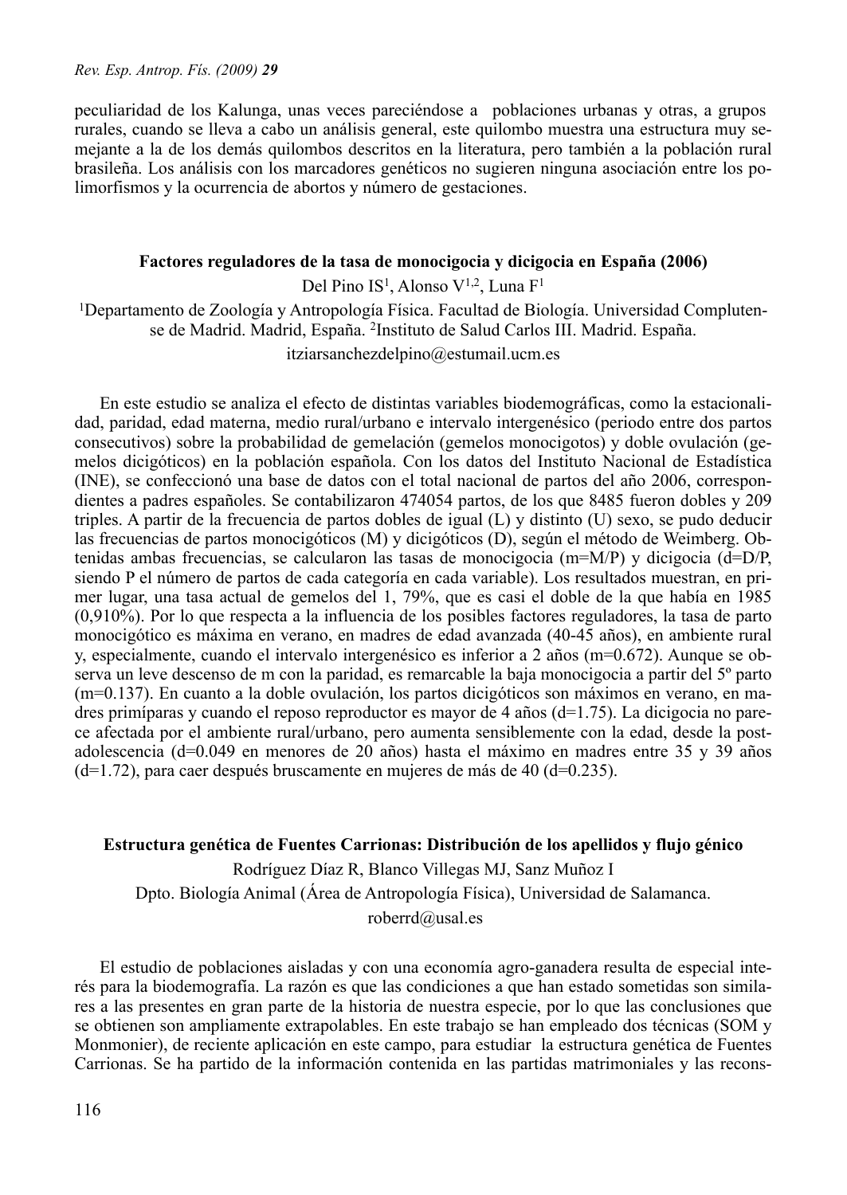peculiaridad de los Kalunga, unas veces pareciéndose a poblaciones urbanas y otras, a grupos rurales, cuando se lleva a cabo un análisis general, este quilombo muestra una estructura muy semejante a la de los demás quilombos descritos en la literatura, pero también a la población rural brasileña. Los análisis con los marcadores genéticos no sugieren ninguna asociación entre los polimorfismos y la ocurrencia de abortos y número de gestaciones.

### Factores reguladores de la tasa de monocigocia y dicigocia en España (2006)

Del Pino IS[1], Alonso V[1,2], Luna F[1]

[1]Departamento de Zoología y Antropología Física. Facultad de Biología. Universidad Complutense de Madrid. Madrid, España. [2]Instituto de Salud Carlos III. Madrid. España.

itziarsanchezdelpino@estumail.ucm.es

En este estudio se analiza el efecto de distintas variables biodemográficas, como la estacionalidad, paridad, edad materna, medio rural/urbano e intervalo intergenésico (periodo entre dos partos consecutivos) sobre la probabilidad de gemelación (gemelos monocigotos) y doble ovulación (gemelos dicigóticos) en la población española. Con los datos del Instituto Nacional de Estadística (INE), se confeccionó una base de datos con el total nacional de partos del año 2006, correspondientes a padres españoles. Se contabilizaron 474054 partos, de los que 8485 fueron dobles y 209 triples. A partir de la frecuencia de partos dobles de igual (L) y distinto (U) sexo, se pudo deducir las frecuencias de partos monocigóticos (M) y dicigóticos (D), según el método de Weimberg. Obtenidas ambas frecuencias, se calcularon las tasas de monocigocia (m=M/P) y dicigocia (d=D/P, siendo P el número de partos de cada categoría en cada variable). Los resultados muestran, en primer lugar, una tasa actual de gemelos del 1, 79%, que es casi el doble de la que había en 1985 (0,910%). Por lo que respecta a la influencia de los posibles factores reguladores, la tasa de parto monocigótico es máxima en verano, en madres de edad avanzada (40-45 años), en ambiente rural y, especialmente, cuando el intervalo intergenésico es inferior a 2 años (m=0.672). Aunque se observa un leve descenso de m con la paridad, es remarcable la baja monocigocia a partir del 5º parto (m=0.137). En cuanto a la doble ovulación, los partos dicigóticos son máximos en verano, en madres primíparas y cuando el reposo reproductor es mayor de 4 años (d=1.75). La dicigocia no parece afectada por el ambiente rural/urbano, pero aumenta sensiblemente con la edad, desde la post-adolescencia (d=0.049 en menores de 20 años) hasta el máximo en madres entre 35 y 39 años (d=1.72), para caer después bruscamente en mujeres de más de 40 (d=0.235).

### Estructura genética de Fuentes Carrionas: Distribución de los apellidos y flujo génico

Rodríguez Díaz R, Blanco Villegas MJ, Sanz Muñoz I

Dpto. Biología Animal (Área de Antropología Física), Universidad de Salamanca.

roberrd@usal.es

El estudio de poblaciones aisladas y con una economía agro-ganadera resulta de especial interés para la biodemografía. La razón es que las condiciones a que han estado sometidas son similares a las presentes en gran parte de la historia de nuestra especie, por lo que las conclusiones que se obtienen son ampliamente extrapolables. En este trabajo se han empleado dos técnicas (SOM y Monmonier), de reciente aplicación en este campo, para estudiar la estructura genética de Fuentes Carrionas. Se ha partido de la información contenida en las partidas matrimoniales y las recons-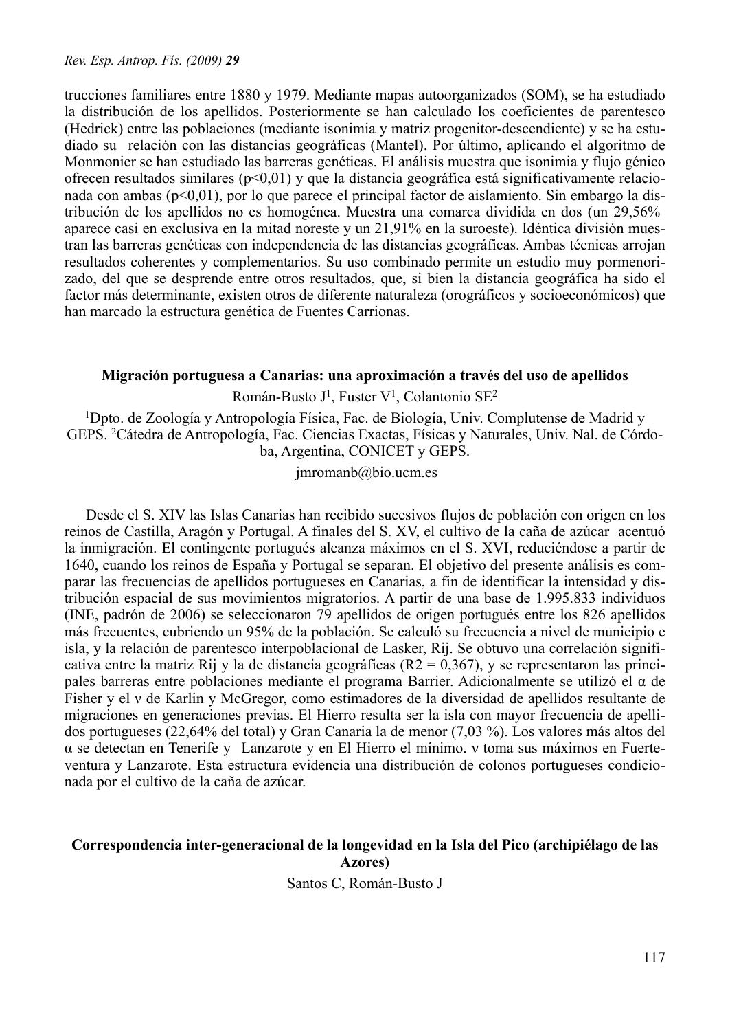trucciones familiares entre 1880 y 1979. Mediante mapas autoorganizados (SOM), se ha estudiado la distribución de los apellidos. Posteriormente se han calculado los coeficientes de parentesco (Hedrick) entre las poblaciones (mediante isonimia y matriz progenitor-descendiente) y se ha estudiado su relación con las distancias geográficas (Mantel). Por último, aplicando el algoritmo de Monmonier se han estudiado las barreras genéticas. El análisis muestra que isonimia y flujo génico ofrecen resultados similares ($p<0,01$) y que la distancia geográfica está significativamente relacionada con ambas ($p<0,01$), por lo que parece el principal factor de aislamiento. Sin embargo la distribución de los apellidos no es homogénea. Muestra una comarca dividida en dos (un 29,56% aparece casi en exclusiva en la mitad noreste y un 21,91% en la suroeste). Idéntica división muestran las barreras genéticas con independencia de las distancias geográficas. Ambas técnicas arrojan resultados coherentes y complementarios. Su uso combinado permite un estudio muy pormenorizado, del que se desprende entre otros resultados, que, si bien la distancia geográfica ha sido el factor más determinante, existen otros de diferente naturaleza (orográficos y socioeconómicos) que han marcado la estructura genética de Fuentes Carrionas.

### Migración portuguesa a Canarias: una aproximación a través del uso de apellidos

Román-Busto J[1], Fuster V[1], Colantonio SE[2]

[1]Dpto. de Zoología y Antropología Física, Fac. de Biología, Univ. Complutense de Madrid y GEPS. [2]Cátedra de Antropología, Fac. Ciencias Exactas, Físicas y Naturales, Univ. Nal. de Córdoba, Argentina, CONICET y GEPS.

jmromanb@bio.ucm.es

Desde el S. XIV las Islas Canarias han recibido sucesivos flujos de población con origen en los reinos de Castilla, Aragón y Portugal. A finales del S. XV, el cultivo de la caña de azúcar acentuó la inmigración. El contingente portugués alcanza máximos en el S. XVI, reduciéndose a partir de 1640, cuando los reinos de España y Portugal se separan. El objetivo del presente análisis es comparar las frecuencias de apellidos portugueses en Canarias, a fin de identificar la intensidad y distribución espacial de sus movimientos migratorios. A partir de una base de 1.995.833 individuos (INE, padrón de 2006) se seleccionaron 79 apellidos de origen portugués entre los 826 apellidos más frecuentes, cubriendo un 95% de la población. Se calculó su frecuencia a nivel de municipio e isla, y la relación de parentesco interpoblacional de Lasker, $R_{ij}$. Se obtuvo una correlación significativa entre la matriz $R_{ij}$ y la de distancia geográficas ($R^2 = 0,367$), y se representaron las principales barreras entre poblaciones mediante el programa Barrier. Adicionalmente se utilizó el $\alpha$ de Fisher y el $\nu$ de Karlin y McGregor, como estimadores de la diversidad de apellidos resultante de migraciones en generaciones previas. El Hierro resulta ser la isla con mayor frecuencia de apellidos portugueses (22,64% del total) y Gran Canaria la de menor (7,03 %). Los valores más altos del $\alpha$ se detectan en Tenerife y Lanzarote y en El Hierro el mínimo. $\nu$ toma sus máximos en Fuerteventura y Lanzarote. Esta estructura evidencia una distribución de colonos portugueses condicionada por el cultivo de la caña de azúcar.

### Correspondencia inter-generacional de la longevidad en la Isla del Pico (archipiélago de las Azores)

Santos C, Román-Busto J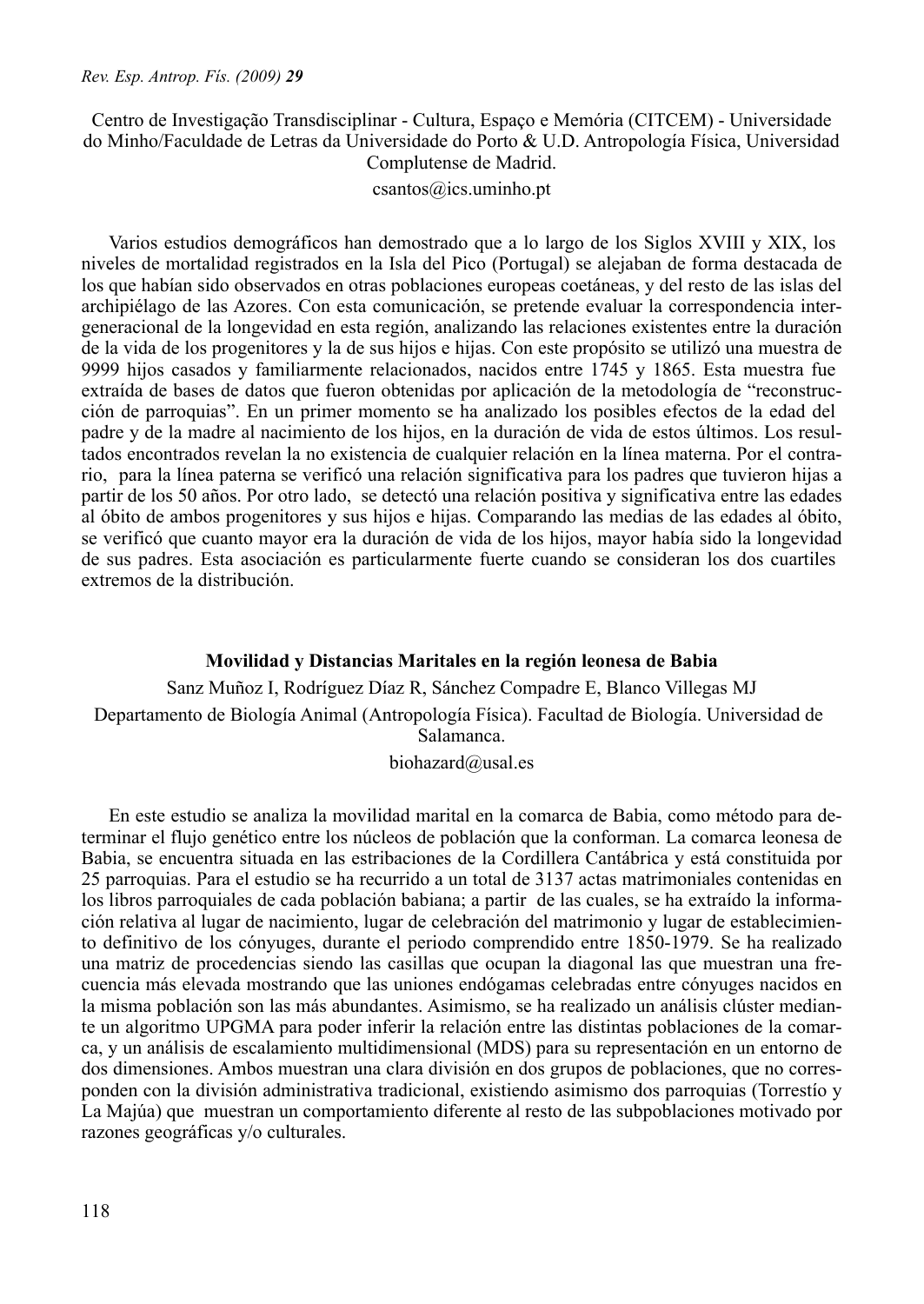Centro de Investigação Transdisciplinar - Cultura, Espaço e Memória (CITCEM) - Universidade do Minho/Faculdade de Letras da Universidade do Porto & U.D. Antropología Física, Universidad Complutense de Madrid.

csantos@ics.uminho.pt

Varios estudios demográficos han demostrado que a lo largo de los Siglos XVIII y XIX, los niveles de mortalidad registrados en la Isla del Pico (Portugal) se alejaban de forma destacada de los que habían sido observados en otras poblaciones europeas coetáneas, y del resto de las islas del archipiélago de las Azores. Con esta comunicación, se pretende evaluar la correspondencia intergeneracional de la longevidad en esta región, analizando las relaciones existentes entre la duración de la vida de los progenitores y la de sus hijos e hijas. Con este propósito se utilizó una muestra de 9999 hijos casados y familiarmente relacionados, nacidos entre 1745 y 1865. Esta muestra fue extraída de bases de datos que fueron obtenidas por aplicación de la metodología de "reconstrucción de parroquias". En un primer momento se ha analizado los posibles efectos de la edad del padre y de la madre al nacimiento de los hijos, en la duración de vida de estos últimos. Los resultados encontrados revelan la no existencia de cualquier relación en la línea materna. Por el contrario, para la línea paterna se verificó una relación significativa para los padres que tuvieron hijas a partir de los 50 años. Por otro lado, se detectó una relación positiva y significativa entre las edades al óbito de ambos progenitores y sus hijos e hijas. Comparando las medias de las edades al óbito, se verificó que cuanto mayor era la duración de vida de los hijos, mayor había sido la longevidad de sus padres. Esta asociación es particularmente fuerte cuando se consideran los dos cuartiles extremos de la distribución.

## Movilidad y Distancias Maritales en la región leonesa de Babia

Sanz Muñoz I, Rodríguez Díaz R, Sánchez Compadre E, Blanco Villegas MJ

Departamento de Biología Animal (Antropología Física). Facultad de Biología. Universidad de Salamanca.

biohazard@usal.es

En este estudio se analiza la movilidad marital en la comarca de Babia, como método para determinar el flujo genético entre los núcleos de población que la conforman. La comarca leonesa de Babia, se encuentra situada en las estribaciones de la Cordillera Cantábrica y está constituida por 25 parroquias. Para el estudio se ha recurrido a un total de 3137 actas matrimoniales contenidas en los libros parroquiales de cada población babiana; a partir de las cuales, se ha extraído la información relativa al lugar de nacimiento, lugar de celebración del matrimonio y lugar de establecimiento definitivo de los cónyuges, durante el periodo comprendido entre 1850-1979. Se ha realizado una matriz de procedencias siendo las casillas que ocupan la diagonal las que muestran una frecuencia más elevada mostrando que las uniones endógamas celebradas entre cónyuges nacidos en la misma población son las más abundantes. Asimismo, se ha realizado un análisis clúster mediante un algoritmo UPGMA para poder inferir la relación entre las distintas poblaciones de la comarca, y un análisis de escalamiento multidimensional (MDS) para su representación en un entorno de dos dimensiones. Ambos muestran una clara división en dos grupos de poblaciones, que no corresponden con la división administrativa tradicional, existiendo asimismo dos parroquias (Torrestío y La Majúa) que muestran un comportamiento diferente al resto de las subpoblaciones motivado por razones geográficas y/o culturales.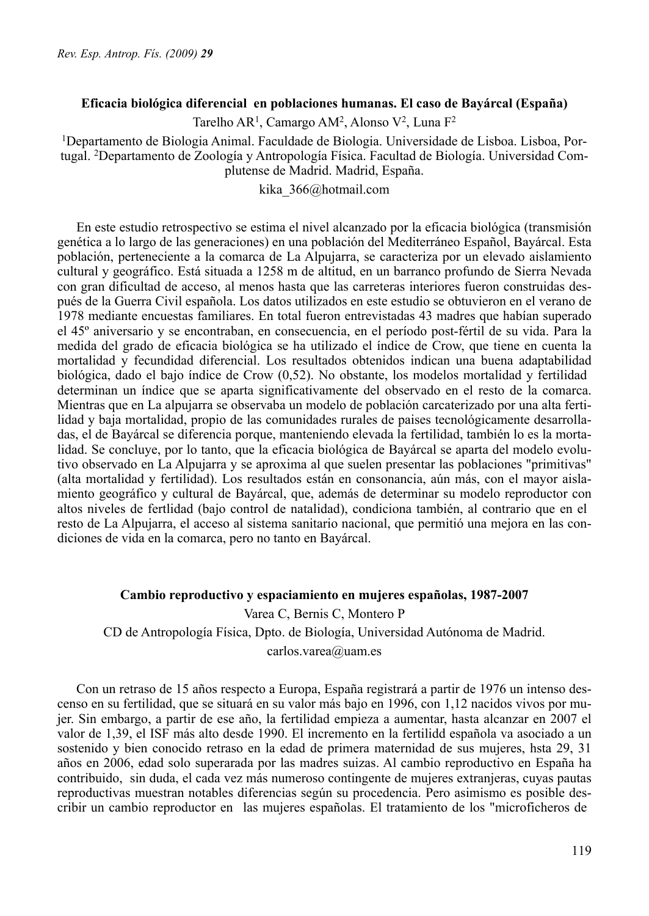**Eficacia biológica diferencial en poblaciones humanas. El caso de Bayárcal (España)**

Tarelho AR[1], Camargo AM[2], Alonso V[2], Luna F[2]

[1]Departamento de Biologia Animal. Faculdade de Biologia. Universidade de Lisboa. Lisboa, Portugal. [2]Departamento de Zoología y Antropología Física. Facultad de Biología. Universidad Complutense de Madrid. Madrid, España.

kika_366@hotmail.com

En este estudio retrospectivo se estima el nivel alcanzado por la eficacia biológica (transmisión genética a lo largo de las generaciones) en una población del Mediterráneo Español, Bayárcal. Esta población, perteneciente a la comarca de La Alpujarra, se caracteriza por un elevado aislamiento cultural y geográfico. Está situada a 1258 m de altitud, en un barranco profundo de Sierra Nevada con gran dificultad de acceso, al menos hasta que las carreteras interiores fueron construidas después de la Guerra Civil española. Los datos utilizados en este estudio se obtuvieron en el verano de 1978 mediante encuestas familiares. En total fueron entrevistadas 43 madres que habían superado el 45º aniversario y se encontraban, en consecuencia, en el período post-fértil de su vida. Para la medida del grado de eficacia biológica se ha utilizado el índice de Crow, que tiene en cuenta la mortalidad y fecundidad diferencial. Los resultados obtenidos indican una buena adaptabilidad biológica, dado el bajo índice de Crow (0,52). No obstante, los modelos mortalidad y fertilidad determinan un índice que se aparta significativamente del observado en el resto de la comarca. Mientras que en La alpujarra se observaba un modelo de población carcaterizado por una alta fertilidad y baja mortalidad, propio de las comunidades rurales de paises tecnológicamente desarrolladas, el de Bayárcal se diferencia porque, manteniendo elevada la fertilidad, también lo es la mortalidad. Se concluye, por lo tanto, que la eficacia biológica de Bayárcal se aparta del modelo evolutivo observado en La Alpujarra y se aproxima al que suelen presentar las poblaciones "primitivas" (alta mortalidad y fertilidad). Los resultados están en consonancia, aún más, con el mayor aislamiento geográfico y cultural de Bayárcal, que, además de determinar su modelo reproductor con altos niveles de fertlidad (bajo control de natalidad), condiciona también, al contrario que en el resto de La Alpujarra, el acceso al sistema sanitario nacional, que permitió una mejora en las condiciones de vida en la comarca, pero no tanto en Bayárcal.

**Cambio reproductivo y espaciamiento en mujeres españolas, 1987-2007**

Varea C, Bernis C, Montero P

CD de Antropología Física, Dpto. de Biología, Universidad Autónoma de Madrid.

carlos.varea@uam.es

Con un retraso de 15 años respecto a Europa, España registrará a partir de 1976 un intenso descenso en su fertilidad, que se situará en su valor más bajo en 1996, con 1,12 nacidos vivos por mujer. Sin embargo, a partir de ese año, la fertilidad empieza a aumentar, hasta alcanzar en 2007 el valor de 1,39, el ISF más alto desde 1990. El incremento en la fertilidd española va asociado a un sostenido y bien conocido retraso en la edad de primera maternidad de sus mujeres, hsta 29, 31 años en 2006, edad solo superarada por las madres suizas. Al cambio reproductivo en España ha contribuido, sin duda, el cada vez más numeroso contingente de mujeres extranjeras, cuyas pautas reproductivas muestran notables diferencias según su procedencia. Pero asimismo es posible describir un cambio reproductor en las mujeres españolas. El tratamiento de los "microficheros de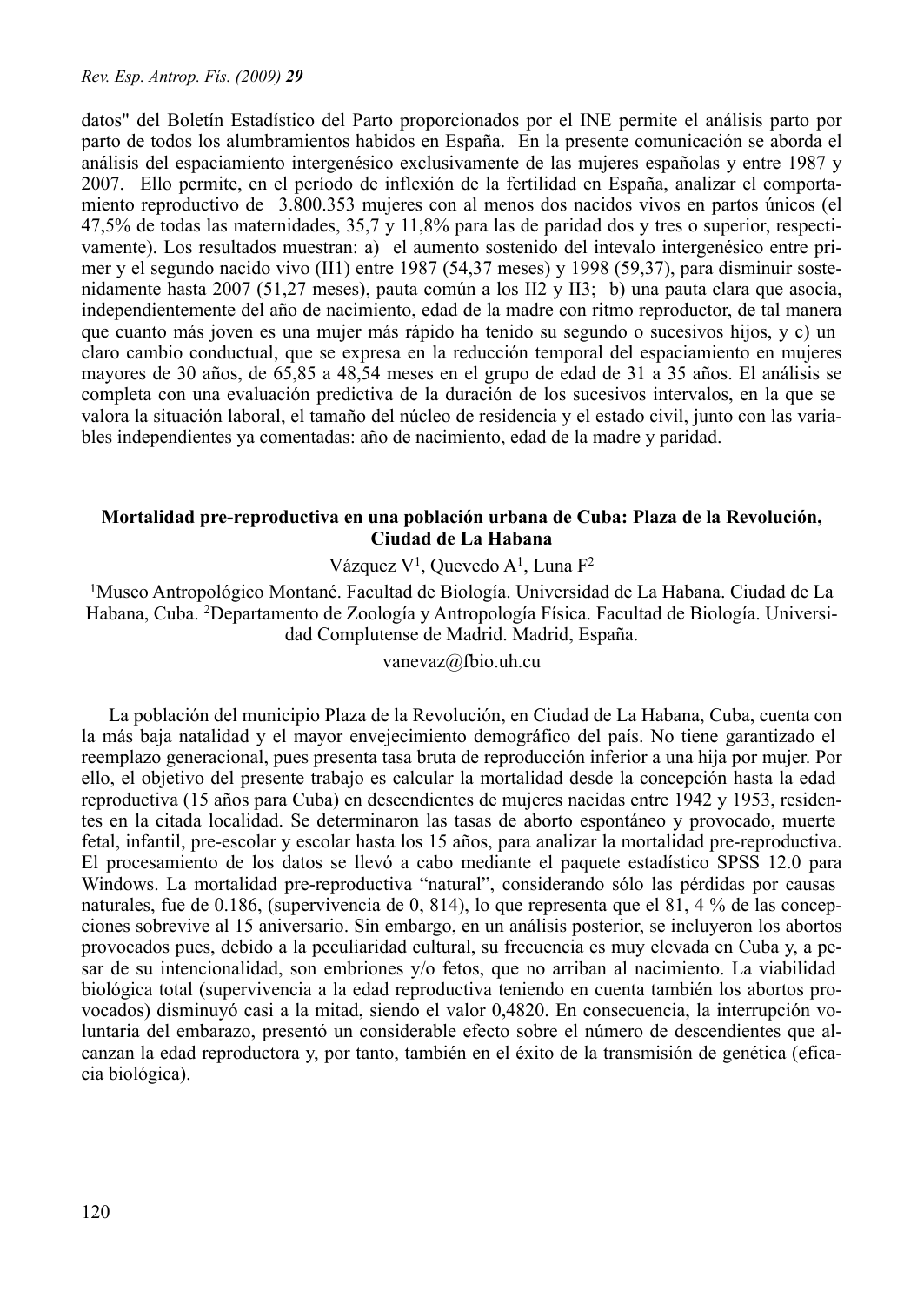datos" del Boletín Estadístico del Parto proporcionados por el INE permite el análisis parto por parto de todos los alumbramientos habidos en España. En la presente comunicación se aborda el análisis del espaciamiento intergenésico exclusivamente de las mujeres españolas y entre 1987 y 2007. Ello permite, en el período de inflexión de la fertilidad en España, analizar el comportamiento reproductivo de 3.800.353 mujeres con al menos dos nacidos vivos en partos únicos (el 47,5% de todas las maternidades, 35,7 y 11,8% para las de paridad dos y tres o superior, respectivamente). Los resultados muestran: a) el aumento sostenido del intevalo intergenésico entre primer y el segundo nacido vivo (II1) entre 1987 (54,37 meses) y 1998 (59,37), para disminuir sostenidamente hasta 2007 (51,27 meses), pauta común a los II2 y II3; b) una pauta clara que asocia, independientemente del año de nacimiento, edad de la madre con ritmo reproductor, de tal manera que cuanto más joven es una mujer más rápido ha tenido su segundo o sucesivos hijos, y c) un claro cambio conductual, que se expresa en la reducción temporal del espaciamiento en mujeres mayores de 30 años, de 65,85 a 48,54 meses en el grupo de edad de 31 a 35 años. El análisis se completa con una evaluación predictiva de la duración de los sucesivos intervalos, en la que se valora la situación laboral, el tamaño del núcleo de residencia y el estado civil, junto con las variables independientes ya comentadas: año de nacimiento, edad de la madre y paridad.

## Mortalidad pre-reproductiva en una población urbana de Cuba: Plaza de la Revolución, Ciudad de La Habana

Vázquez V[1], Quevedo A[1], Luna F[2]

[1]Museo Antropológico Montané. Facultad de Biología. Universidad de La Habana. Ciudad de La Habana, Cuba. [2]Departamento de Zoología y Antropología Física. Facultad de Biología. Universidad Complutense de Madrid. Madrid, España.

vanevaz@fbio.uh.cu

La población del municipio Plaza de la Revolución, en Ciudad de La Habana, Cuba, cuenta con la más baja natalidad y el mayor envejecimiento demográfico del país. No tiene garantizado el reemplazo generacional, pues presenta tasa bruta de reproducción inferior a una hija por mujer. Por ello, el objetivo del presente trabajo es calcular la mortalidad desde la concepción hasta la edad reproductiva (15 años para Cuba) en descendientes de mujeres nacidas entre 1942 y 1953, residentes en la citada localidad. Se determinaron las tasas de aborto espontáneo y provocado, muerte fetal, infantil, pre-escolar y escolar hasta los 15 años, para analizar la mortalidad pre-reproductiva. El procesamiento de los datos se llevó a cabo mediante el paquete estadístico SPSS 12.0 para Windows. La mortalidad pre-reproductiva "natural", considerando sólo las pérdidas por causas naturales, fue de 0.186, (supervivencia de 0, 814), lo que representa que el 81, 4 % de las concepciones sobrevive al 15 aniversario. Sin embargo, en un análisis posterior, se incluyeron los abortos provocados pues, debido a la peculiaridad cultural, su frecuencia es muy elevada en Cuba y, a pesar de su intencionalidad, son embriones y/o fetos, que no arriban al nacimiento. La viabilidad biológica total (supervivencia a la edad reproductiva teniendo en cuenta también los abortos provocados) disminuyó casi a la mitad, siendo el valor 0,4820. En consecuencia, la interrupción voluntaria del embarazo, presentó un considerable efecto sobre el número de descendientes que alcanzan la edad reproductora y, por tanto, también en el éxito de la transmisión de genética (eficacia biológica).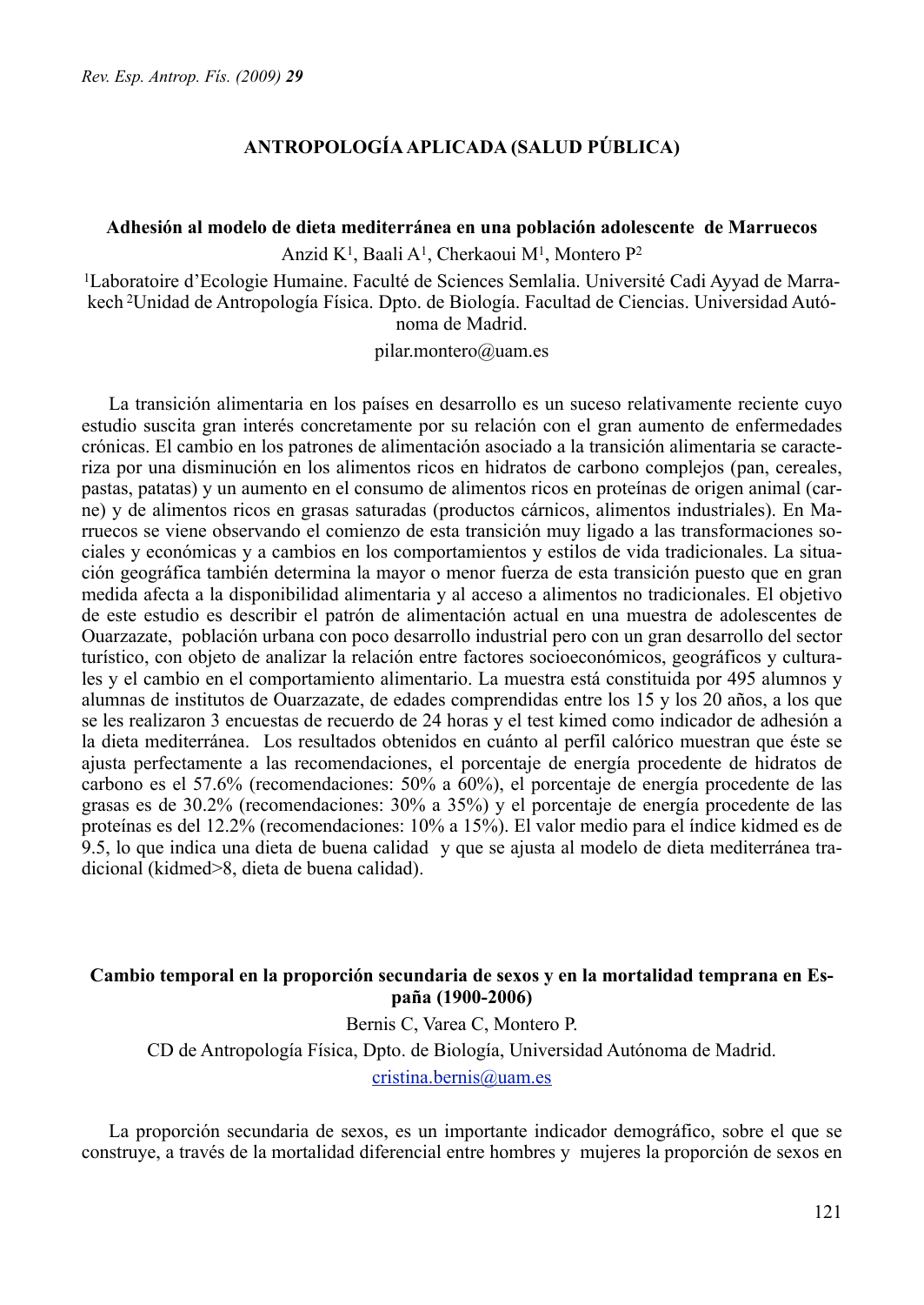## ANTROPOLOGÍA APLICADA (SALUD PÚBLICA)

### Adhesión al modelo de dieta mediterránea en una población adolescente de Marruecos

Anzid K[1], Baali A[1], Cherkaoui M[1], Montero P[2]

[1]Laboratoire d'Ecologie Humaine. Faculté de Sciences Semlalia. Université Cadi Ayyad de Marrakech [2]Unidad de Antropología Física. Dpto. de Biología. Facultad de Ciencias. Universidad Autónoma de Madrid.

pilar.montero@uam.es

La transición alimentaria en los países en desarrollo es un suceso relativamente reciente cuyo estudio suscita gran interés concretamente por su relación con el gran aumento de enfermedades crónicas. El cambio en los patrones de alimentación asociado a la transición alimentaria se caracteriza por una disminución en los alimentos ricos en hidratos de carbono complejos (pan, cereales, pastas, patatas) y un aumento en el consumo de alimentos ricos en proteínas de origen animal (carne) y de alimentos ricos en grasas saturadas (productos cárnicos, alimentos industriales). En Marruecos se viene observando el comienzo de esta transición muy ligado a las transformaciones sociales y económicas y a cambios en los comportamientos y estilos de vida tradicionales. La situación geográfica también determina la mayor o menor fuerza de esta transición puesto que en gran medida afecta a la disponibilidad alimentaria y al acceso a alimentos no tradicionales. El objetivo de este estudio es describir el patrón de alimentación actual en una muestra de adolescentes de Ouarzazate, población urbana con poco desarrollo industrial pero con un gran desarrollo del sector turístico, con objeto de analizar la relación entre factores socioeconómicos, geográficos y culturales y el cambio en el comportamiento alimentario. La muestra está constituida por 495 alumnos y alumnas de institutos de Ouarzazate, de edades comprendidas entre los 15 y los 20 años, a los que se les realizaron 3 encuestas de recuerdo de 24 horas y el test kimed como indicador de adhesión a la dieta mediterránea. Los resultados obtenidos en cuánto al perfil calórico muestran que éste se ajusta perfectamente a las recomendaciones, el porcentaje de energía procedente de hidratos de carbono es el 57.6% (recomendaciones: 50% a 60%), el porcentaje de energía procedente de las grasas es de 30.2% (recomendaciones: 30% a 35%) y el porcentaje de energía procedente de las proteínas es del 12.2% (recomendaciones: 10% a 15%). El valor medio para el índice kidmed es de 9.5, lo que indica una dieta de buena calidad y que se ajusta al modelo de dieta mediterránea tradicional (kidmed>8, dieta de buena calidad).

### Cambio temporal en la proporción secundaria de sexos y en la mortalidad temprana en España (1900-2006)

Bernis C, Varea C, Montero P.

CD de Antropología Física, Dpto. de Biología, Universidad Autónoma de Madrid.

cristina.bernis@uam.es

La proporción secundaria de sexos, es un importante indicador demográfico, sobre el que se construye, a través de la mortalidad diferencial entre hombres y mujeres la proporción de sexos en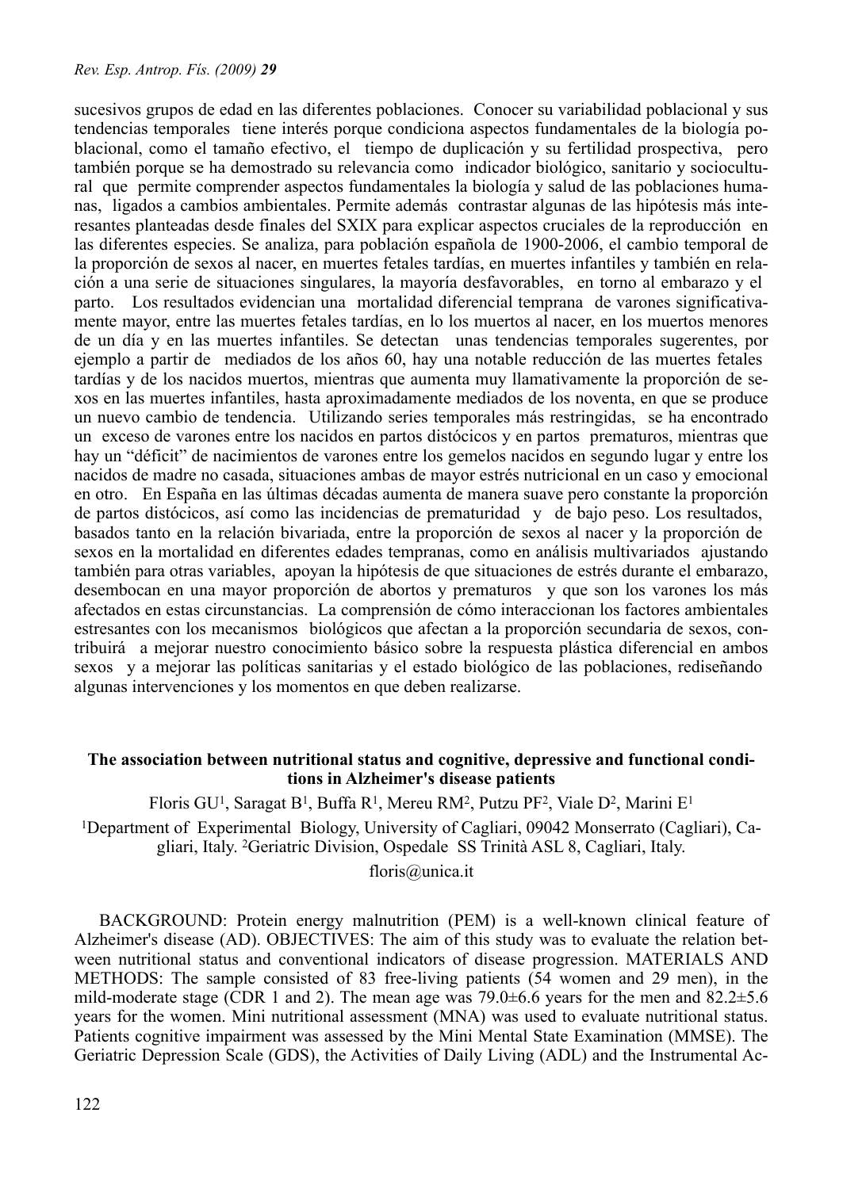sucesivos grupos de edad en las diferentes poblaciones. Conocer su variabilidad poblacional y sus tendencias temporales tiene interés porque condiciona aspectos fundamentales de la biología poblacional, como el tamaño efectivo, el tiempo de duplicación y su fertilidad prospectiva, pero también porque se ha demostrado su relevancia como indicador biológico, sanitario y sociocultural que permite comprender aspectos fundamentales la biología y salud de las poblaciones humanas, ligados a cambios ambientales. Permite además contrastar algunas de las hipótesis más interesantes planteadas desde finales del SXIX para explicar aspectos cruciales de la reproducción en las diferentes especies. Se analiza, para población española de 1900-2006, el cambio temporal de la proporción de sexos al nacer, en muertes fetales tardías, en muertes infantiles y también en relación a una serie de situaciones singulares, la mayoría desfavorables, en torno al embarazo y el parto. Los resultados evidencian una mortalidad diferencial temprana de varones significativamente mayor, entre las muertes fetales tardías, en lo los muertos al nacer, en los muertos menores de un día y en las muertes infantiles. Se detectan unas tendencias temporales sugerentes, por ejemplo a partir de mediados de los años 60, hay una notable reducción de las muertes fetales tardías y de los nacidos muertos, mientras que aumenta muy llamativamente la proporción de sexos en las muertes infantiles, hasta aproximadamente mediados de los noventa, en que se produce un nuevo cambio de tendencia. Utilizando series temporales más restringidas, se ha encontrado un exceso de varones entre los nacidos en partos distócicos y en partos prematuros, mientras que hay un "déficit" de nacimientos de varones entre los gemelos nacidos en segundo lugar y entre los nacidos de madre no casada, situaciones ambas de mayor estrés nutricional en un caso y emocional en otro. En España en las últimas décadas aumenta de manera suave pero constante la proporción de partos distócicos, así como las incidencias de prematuridad y de bajo peso. Los resultados, basados tanto en la relación bivariada, entre la proporción de sexos al nacer y la proporción de sexos en la mortalidad en diferentes edades tempranas, como en análisis multivariados ajustando también para otras variables, apoyan la hipótesis de que situaciones de estrés durante el embarazo, desembocan en una mayor proporción de abortos y prematuros y que son los varones los más afectados en estas circunstancias. La comprensión de cómo interaccionan los factores ambientales estresantes con los mecanismos biológicos que afectan a la proporción secundaria de sexos, contribuirá a mejorar nuestro conocimiento básico sobre la respuesta plástica diferencial en ambos sexos y a mejorar las políticas sanitarias y el estado biológico de las poblaciones, rediseñando algunas intervenciones y los momentos en que deben realizarse.

### The association between nutritional status and cognitive, depressive and functional conditions in Alzheimer's disease patients

Floris GU[1], Saragat B[1], Buffa R[1], Mereu RM[2], Putzu PF[2], Viale D[2], Marini E[1]

[1]Department of Experimental Biology, University of Cagliari, 09042 Monserrato (Cagliari), Cagliari, Italy. [2]Geriatric Division, Ospedale SS Trinità ASL 8, Cagliari, Italy.

floris@unica.it

BACKGROUND: Protein energy malnutrition (PEM) is a well-known clinical feature of Alzheimer's disease (AD). OBJECTIVES: The aim of this study was to evaluate the relation between nutritional status and conventional indicators of disease progression. MATERIALS AND METHODS: The sample consisted of 83 free-living patients (54 women and 29 men), in the mild-moderate stage (CDR 1 and 2). The mean age was 79.0±6.6 years for the men and 82.2±5.6 years for the women. Mini nutritional assessment (MNA) was used to evaluate nutritional status. Patients cognitive impairment was assessed by the Mini Mental State Examination (MMSE). The Geriatric Depression Scale (GDS), the Activities of Daily Living (ADL) and the Instrumental Ac-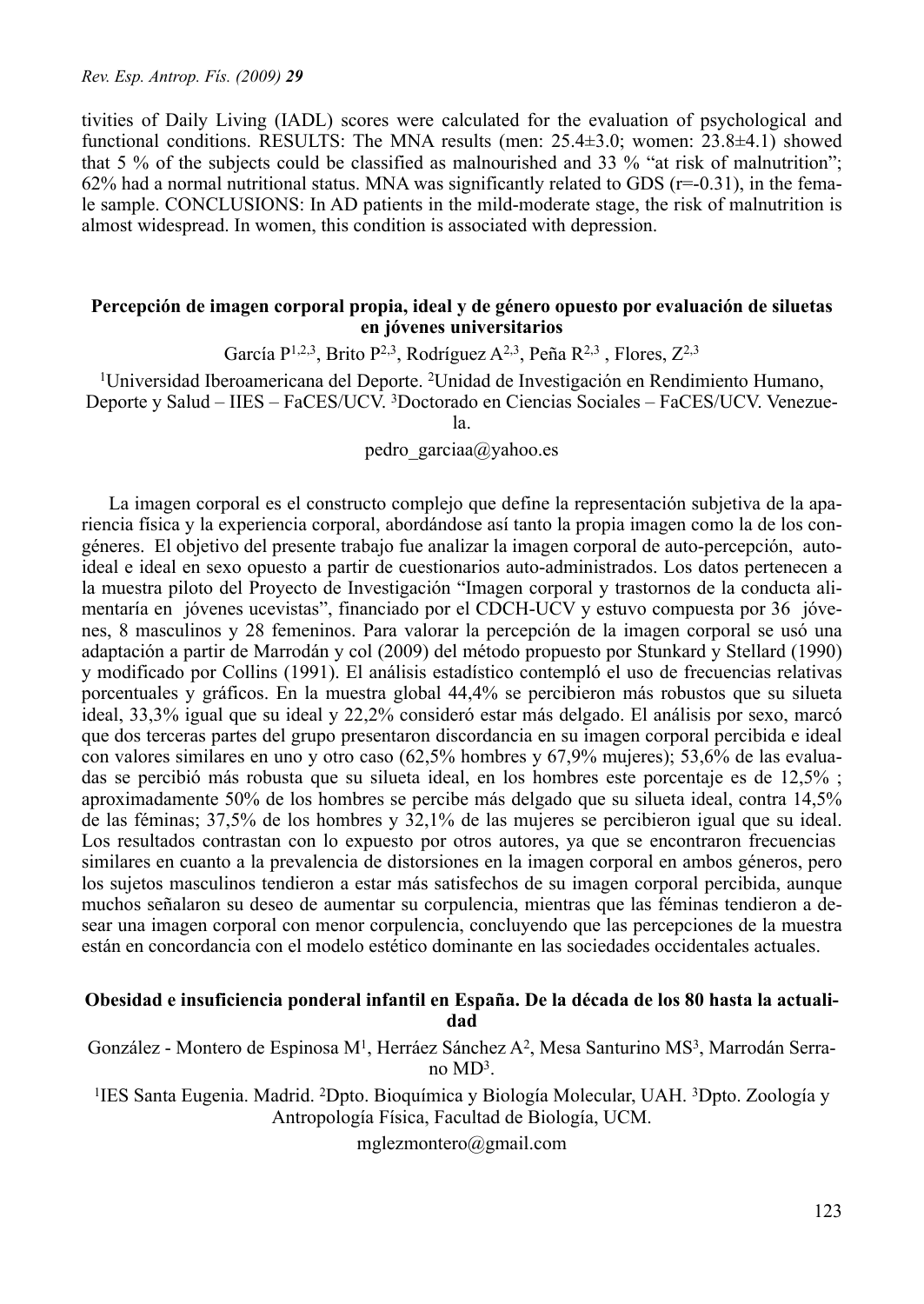tivities of Daily Living (IADL) scores were calculated for the evaluation of psychological and functional conditions. RESULTS: The MNA results (men: 25.4±3.0; women: 23.8±4.1) showed that 5 % of the subjects could be classified as malnourished and 33 % "at risk of malnutrition"; 62% had a normal nutritional status. MNA was significantly related to GDS (r=-0.31), in the female sample. CONCLUSIONS: In AD patients in the mild-moderate stage, the risk of malnutrition is almost widespread. In women, this condition is associated with depression.

### Percepción de imagen corporal propia, ideal y de género opuesto por evaluación de siluetas en jóvenes universitarios

García P[1,2,3], Brito P[2,3], Rodríguez A[2,3], Peña R[2,3] , Flores, Z[2,3]

[1]Universidad Iberoamericana del Deporte. [2]Unidad de Investigación en Rendimiento Humano, Deporte y Salud – IIES – FaCES/UCV. [3]Doctorado en Ciencias Sociales – FaCES/UCV. Venezuela.

pedro_garciaa@yahoo.es

La imagen corporal es el constructo complejo que define la representación subjetiva de la apariencia física y la experiencia corporal, abordándose así tanto la propia imagen como la de los congéneres. El objetivo del presente trabajo fue analizar la imagen corporal de auto-percepción, auto-ideal e ideal en sexo opuesto a partir de cuestionarios auto-administrados. Los datos pertenecen a la muestra piloto del Proyecto de Investigación "Imagen corporal y trastornos de la conducta alimentaría en jóvenes ucevistas", financiado por el CDCH-UCV y estuvo compuesta por 36 jóvenes, 8 masculinos y 28 femeninos. Para valorar la percepción de la imagen corporal se usó una adaptación a partir de Marrodán y col (2009) del método propuesto por Stunkard y Stellard (1990) y modificado por Collins (1991). El análisis estadístico contempló el uso de frecuencias relativas porcentuales y gráficos. En la muestra global 44,4% se percibieron más robustos que su silueta ideal, 33,3% igual que su ideal y 22,2% consideró estar más delgado. El análisis por sexo, marcó que dos terceras partes del grupo presentaron discordancia en su imagen corporal percibida e ideal con valores similares en uno y otro caso (62,5% hombres y 67,9% mujeres); 53,6% de las evaluadas se percibió más robusta que su silueta ideal, en los hombres este porcentaje es de 12,5% ; aproximadamente 50% de los hombres se percibe más delgado que su silueta ideal, contra 14,5% de las féminas; 37,5% de los hombres y 32,1% de las mujeres se percibieron igual que su ideal. Los resultados contrastan con lo expuesto por otros autores, ya que se encontraron frecuencias similares en cuanto a la prevalencia de distorsiones en la imagen corporal en ambos géneros, pero los sujetos masculinos tendieron a estar más satisfechos de su imagen corporal percibida, aunque muchos señalaron su deseo de aumentar su corpulencia, mientras que las féminas tendieron a desear una imagen corporal con menor corpulencia, concluyendo que las percepciones de la muestra están en concordancia con el modelo estético dominante en las sociedades occidentales actuales.

### Obesidad e insuficiencia ponderal infantil en España. De la década de los 80 hasta la actualidad

González - Montero de Espinosa M[1], Herráez Sánchez A[2], Mesa Santurino MS[3], Marrodán Serrano MD[3].

[1]IES Santa Eugenia. Madrid. [2]Dpto. Bioquímica y Biología Molecular, UAH. [3]Dpto. Zoología y Antropología Física, Facultad de Biología, UCM.

mglezmontero@gmail.com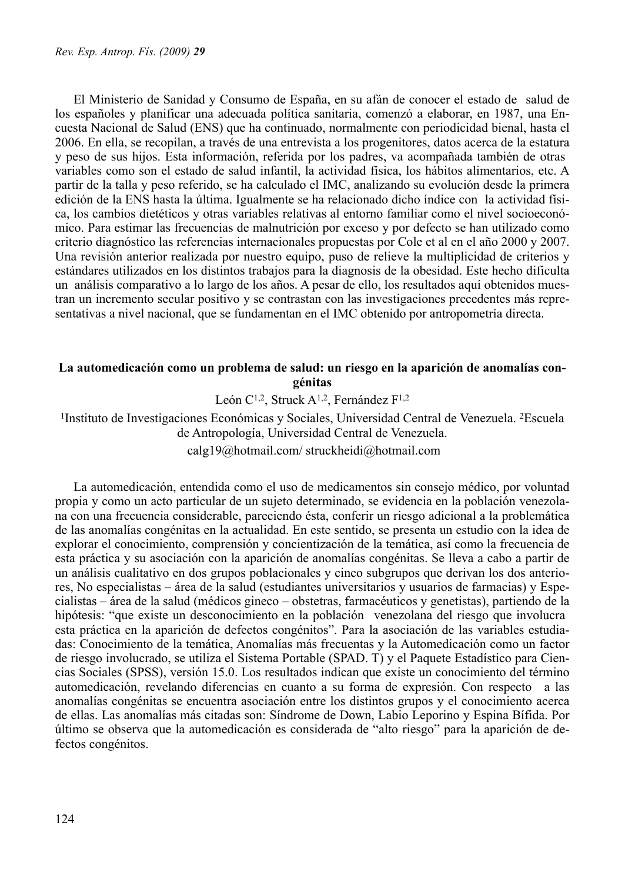El Ministerio de Sanidad y Consumo de España, en su afán de conocer el estado de salud de los españoles y planificar una adecuada política sanitaria, comenzó a elaborar, en 1987, una Encuesta Nacional de Salud (ENS) que ha continuado, normalmente con periodicidad bienal, hasta el 2006. En ella, se recopilan, a través de una entrevista a los progenitores, datos acerca de la estatura y peso de sus hijos. Esta información, referida por los padres, va acompañada también de otras variables como son el estado de salud infantil, la actividad física, los hábitos alimentarios, etc. A partir de la talla y peso referido, se ha calculado el IMC, analizando su evolución desde la primera edición de la ENS hasta la última. Igualmente se ha relacionado dicho índice con la actividad física, los cambios dietéticos y otras variables relativas al entorno familiar como el nivel socioeconómico. Para estimar las frecuencias de malnutrición por exceso y por defecto se han utilizado como criterio diagnóstico las referencias internacionales propuestas por Cole et al en el año 2000 y 2007. Una revisión anterior realizada por nuestro equipo, puso de relieve la multiplicidad de criterios y estándares utilizados en los distintos trabajos para la diagnosis de la obesidad. Este hecho dificulta un análisis comparativo a lo largo de los años. A pesar de ello, los resultados aquí obtenidos muestran un incremento secular positivo y se contrastan con las investigaciones precedentes más representativas a nivel nacional, que se fundamentan en el IMC obtenido por antropometría directa.

## La automedicación como un problema de salud: un riesgo en la aparición de anomalías congénitas

León C[1,2], Struck A[1,2], Fernández F[1,2]

[1]Instituto de Investigaciones Económicas y Sociales, Universidad Central de Venezuela. [2]Escuela de Antropología, Universidad Central de Venezuela.

calg19@hotmail.com/ struckheidi@hotmail.com

La automedicación, entendida como el uso de medicamentos sin consejo médico, por voluntad propia y como un acto particular de un sujeto determinado, se evidencia en la población venezolana con una frecuencia considerable, pareciendo ésta, conferir un riesgo adicional a la problemática de las anomalías congénitas en la actualidad. En este sentido, se presenta un estudio con la idea de explorar el conocimiento, comprensión y concientización de la temática, así como la frecuencia de esta práctica y su asociación con la aparición de anomalías congénitas. Se lleva a cabo a partir de un análisis cualitativo en dos grupos poblacionales y cinco subgrupos que derivan los dos anteriores, No especialistas – área de la salud (estudiantes universitarios y usuarios de farmacias) y Especialistas – área de la salud (médicos gineco – obstetras, farmacéuticos y genetistas), partiendo de la hipótesis: "que existe un desconocimiento en la población venezolana del riesgo que involucra esta práctica en la aparición de defectos congénitos". Para la asociación de las variables estudiadas: Conocimiento de la temática, Anomalías más frecuentas y la Automedicación como un factor de riesgo involucrado, se utiliza el Sistema Portable (SPAD. T) y el Paquete Estadístico para Ciencias Sociales (SPSS), versión 15.0. Los resultados indican que existe un conocimiento del término automedicación, revelando diferencias en cuanto a su forma de expresión. Con respecto a las anomalías congénitas se encuentra asociación entre los distintos grupos y el conocimiento acerca de ellas. Las anomalías más citadas son: Síndrome de Down, Labio Leporino y Espina Bífida. Por último se observa que la automedicación es considerada de "alto riesgo" para la aparición de defectos congénitos.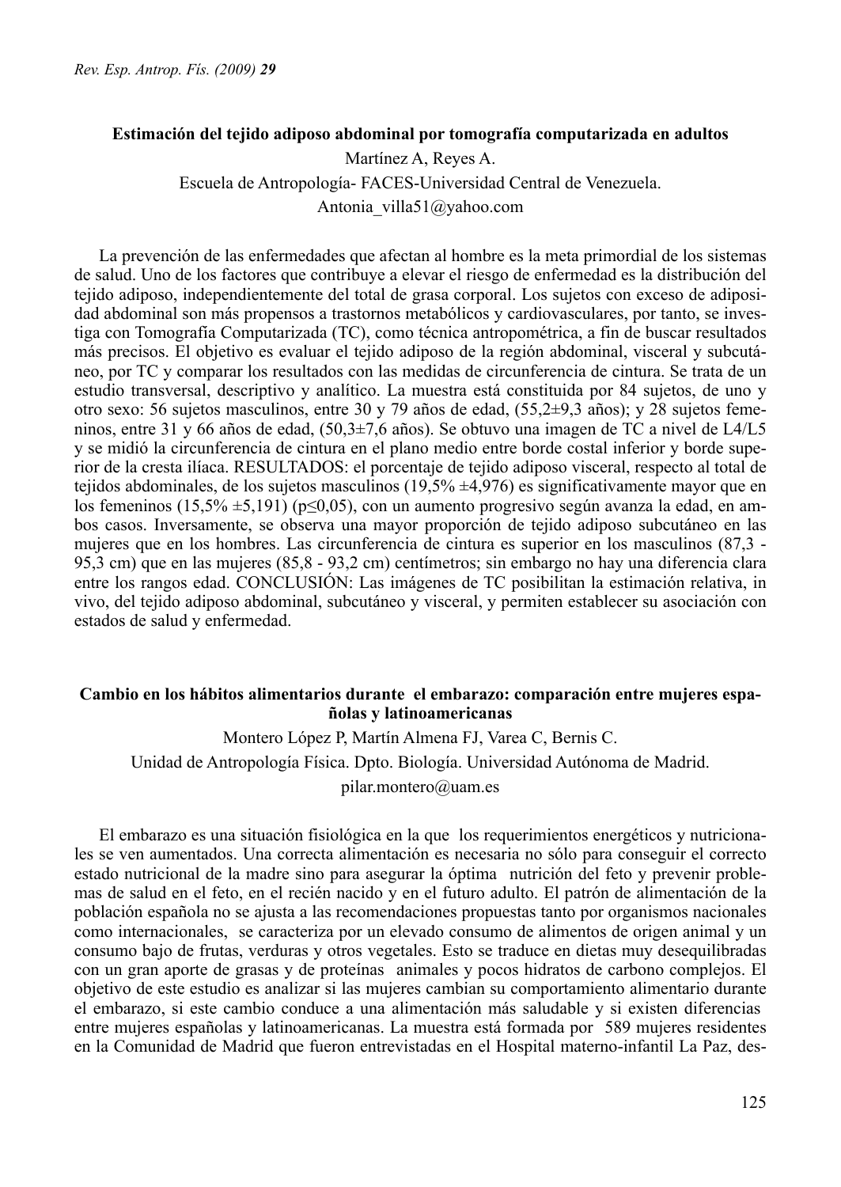**Estimación del tejido adiposo abdominal por tomografía computarizada en adultos**

Martínez A, Reyes A.

Escuela de Antropología- FACES-Universidad Central de Venezuela.

Antonia_villa51@yahoo.com

La prevención de las enfermedades que afectan al hombre es la meta primordial de los sistemas de salud. Uno de los factores que contribuye a elevar el riesgo de enfermedad es la distribución del tejido adiposo, independientemente del total de grasa corporal. Los sujetos con exceso de adiposidad abdominal son más propensos a trastornos metabólicos y cardiovasculares, por tanto, se investiga con Tomografía Computarizada (TC), como técnica antropométrica, a fin de buscar resultados más precisos. El objetivo es evaluar el tejido adiposo de la región abdominal, visceral y subcutáneo, por TC y comparar los resultados con las medidas de circunferencia de cintura. Se trata de un estudio transversal, descriptivo y analítico. La muestra está constituida por 84 sujetos, de uno y otro sexo: 56 sujetos masculinos, entre 30 y 79 años de edad, (55,2±9,3 años); y 28 sujetos femeninos, entre 31 y 66 años de edad, (50,3±7,6 años). Se obtuvo una imagen de TC a nivel de L4/L5 y se midió la circunferencia de cintura en el plano medio entre borde costal inferior y borde superior de la cresta ilíaca. RESULTADOS: el porcentaje de tejido adiposo visceral, respecto al total de tejidos abdominales, de los sujetos masculinos (19,5% ±4,976) es significativamente mayor que en los femeninos (15,5% ±5,191) ($p \leq 0,05$), con un aumento progresivo según avanza la edad, en ambos casos. Inversamente, se observa una mayor proporción de tejido adiposo subcutáneo en las mujeres que en los hombres. Las circunferencia de cintura es superior en los masculinos (87,3 - 95,3 cm) que en las mujeres (85,8 - 93,2 cm) centímetros; sin embargo no hay una diferencia clara entre los rangos edad. CONCLUSIÓN: Las imágenes de TC posibilitan la estimación relativa, in vivo, del tejido adiposo abdominal, subcutáneo y visceral, y permiten establecer su asociación con estados de salud y enfermedad.

**Cambio en los hábitos alimentarios durante el embarazo: comparación entre mujeres españolas y latinoamericanas**

Montero López P, Martín Almena FJ, Varea C, Bernis C.

Unidad de Antropología Física. Dpto. Biología. Universidad Autónoma de Madrid.

pilar.montero@uam.es

El embarazo es una situación fisiológica en la que los requerimientos energéticos y nutricionales se ven aumentados. Una correcta alimentación es necesaria no sólo para conseguir el correcto estado nutricional de la madre sino para asegurar la óptima nutrición del feto y prevenir problemas de salud en el feto, en el recién nacido y en el futuro adulto. El patrón de alimentación de la población española no se ajusta a las recomendaciones propuestas tanto por organismos nacionales como internacionales, se caracteriza por un elevado consumo de alimentos de origen animal y un consumo bajo de frutas, verduras y otros vegetales. Esto se traduce en dietas muy desequilibradas con un gran aporte de grasas y de proteínas animales y pocos hidratos de carbono complejos. El objetivo de este estudio es analizar si las mujeres cambian su comportamiento alimentario durante el embarazo, si este cambio conduce a una alimentación más saludable y si existen diferencias entre mujeres españolas y latinoamericanas. La muestra está formada por 589 mujeres residentes en la Comunidad de Madrid que fueron entrevistadas en el Hospital materno-infantil La Paz, des-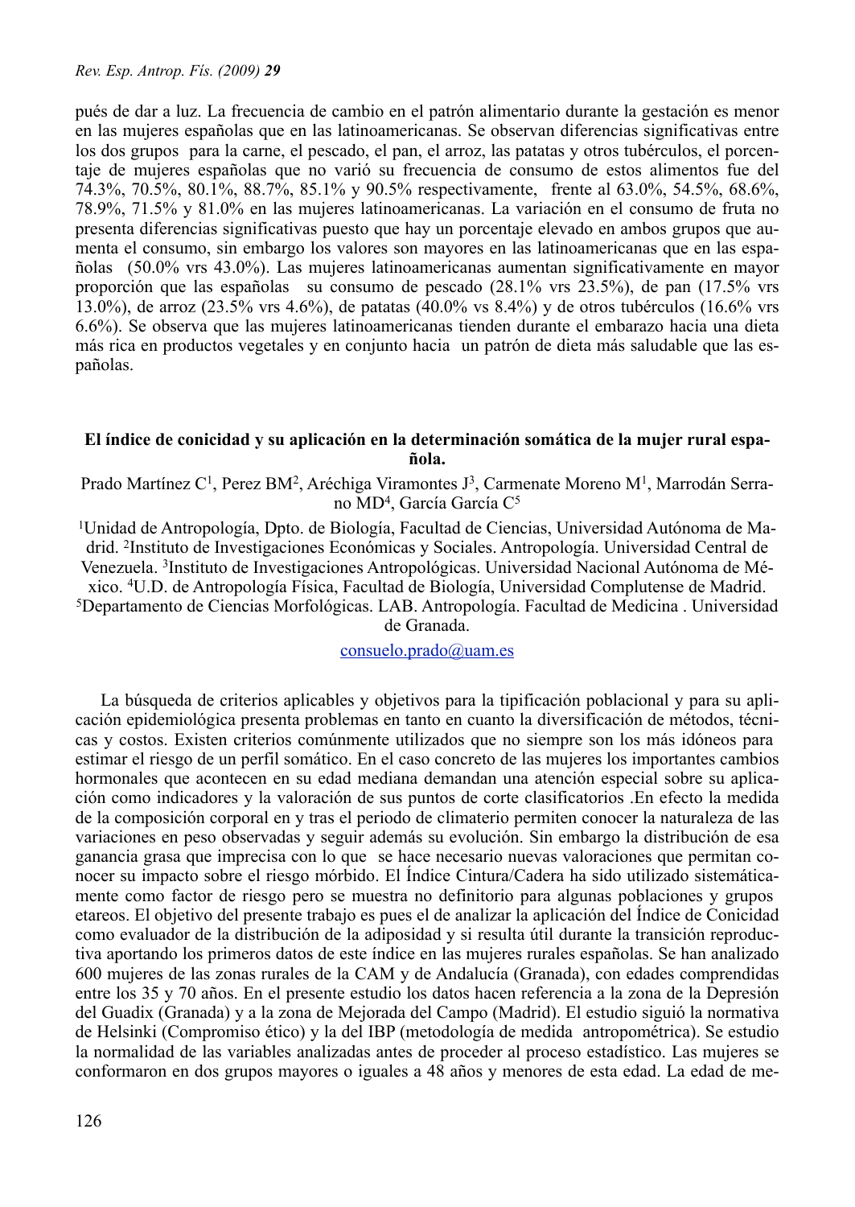pués de dar a luz. La frecuencia de cambio en el patrón alimentario durante la gestación es menor en las mujeres españolas que en las latinoamericanas. Se observan diferencias significativas entre los dos grupos para la carne, el pescado, el pan, el arroz, las patatas y otros tubérculos, el porcentaje de mujeres españolas que no varió su frecuencia de consumo de estos alimentos fue del 74.3%, 70.5%, 80.1%, 88.7%, 85.1% y 90.5% respectivamente, frente al 63.0%, 54.5%, 68.6%, 78.9%, 71.5% y 81.0% en las mujeres latinoamericanas. La variación en el consumo de fruta no presenta diferencias significativas puesto que hay un porcentaje elevado en ambos grupos que aumenta el consumo, sin embargo los valores son mayores en las latinoamericanas que en las españolas (50.0% vrs 43.0%). Las mujeres latinoamericanas aumentan significativamente en mayor proporción que las españolas su consumo de pescado (28.1% vrs 23.5%), de pan (17.5% vrs 13.0%), de arroz (23.5% vrs 4.6%), de patatas (40.0% vs 8.4%) y de otros tubérculos (16.6% vrs 6.6%). Se observa que las mujeres latinoamericanas tienden durante el embarazo hacia una dieta más rica en productos vegetales y en conjunto hacia un patrón de dieta más saludable que las españolas.

## El índice de conicidad y su aplicación en la determinación somática de la mujer rural española.

Prado Martínez C[1], Perez BM[2], Aréchiga Viramontes J[3], Carmenate Moreno M[1], Marrodán Serrano MD[4], García García C[5]

[1]Unidad de Antropología, Dpto. de Biología, Facultad de Ciencias, Universidad Autónoma de Madrid. [2]Instituto de Investigaciones Económicas y Sociales. Antropología. Universidad Central de Venezuela. [3]Instituto de Investigaciones Antropológicas. Universidad Nacional Autónoma de México. [4]U.D. de Antropología Física, Facultad de Biología, Universidad Complutense de Madrid. [5]Departamento de Ciencias Morfológicas. LAB. Antropología. Facultad de Medicina . Universidad de Granada.

consuelo.prado@uam.es

La búsqueda de criterios aplicables y objetivos para la tipificación poblacional y para su aplicación epidemiológica presenta problemas en tanto en cuanto la diversificación de métodos, técnicas y costos. Existen criterios comúnmente utilizados que no siempre son los más idóneos para estimar el riesgo de un perfil somático. En el caso concreto de las mujeres los importantes cambios hormonales que acontecen en su edad mediana demandan una atención especial sobre su aplicación como indicadores y la valoración de sus puntos de corte clasificatorios .En efecto la medida de la composición corporal en y tras el periodo de climaterio permiten conocer la naturaleza de las variaciones en peso observadas y seguir además su evolución. Sin embargo la distribución de esa ganancia grasa que imprecisa con lo que se hace necesario nuevas valoraciones que permitan conocer su impacto sobre el riesgo mórbido. El Índice Cintura/Cadera ha sido utilizado sistemáticamente como factor de riesgo pero se muestra no definitorio para algunas poblaciones y grupos etareos. El objetivo del presente trabajo es pues el de analizar la aplicación del Índice de Conicidad como evaluador de la distribución de la adiposidad y si resulta útil durante la transición reproductiva aportando los primeros datos de este índice en las mujeres rurales españolas. Se han analizado 600 mujeres de las zonas rurales de la CAM y de Andalucía (Granada), con edades comprendidas entre los 35 y 70 años. En el presente estudio los datos hacen referencia a la zona de la Depresión del Guadix (Granada) y a la zona de Mejorada del Campo (Madrid). El estudio siguió la normativa de Helsinki (Compromiso ético) y la del IBP (metodología de medida antropométrica). Se estudio la normalidad de las variables analizadas antes de proceder al proceso estadístico. Las mujeres se conformaron en dos grupos mayores o iguales a 48 años y menores de esta edad. La edad de me-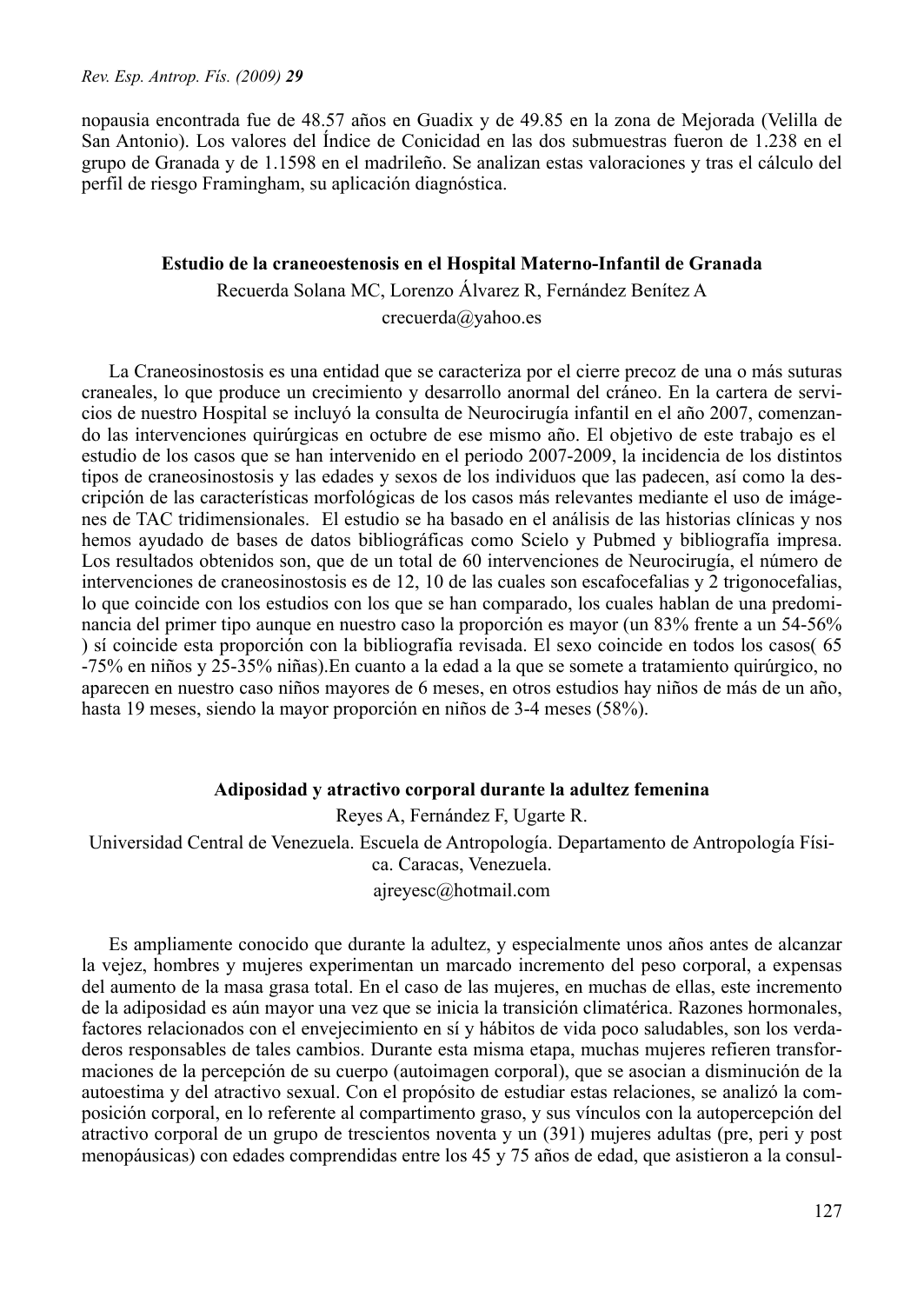nopausia encontrada fue de 48.57 años en Guadix y de 49.85 en la zona de Mejorada (Velilla de San Antonio). Los valores del Índice de Conicidad en las dos submuestras fueron de 1.238 en el grupo de Granada y de 1.1598 en el madrileño. Se analizan estas valoraciones y tras el cálculo del perfil de riesgo Framingham, su aplicación diagnóstica.

### Estudio de la craneoestenosis en el Hospital Materno-Infantil de Granada

Recuerda Solana MC, Lorenzo Álvarez R, Fernández Benítez A

crecuerda@yahoo.es

La Craneosinostosis es una entidad que se caracteriza por el cierre precoz de una o más suturas craneales, lo que produce un crecimiento y desarrollo anormal del cráneo. En la cartera de servicios de nuestro Hospital se incluyó la consulta de Neurocirugía infantil en el año 2007, comenzando las intervenciones quirúrgicas en octubre de ese mismo año. El objetivo de este trabajo es el estudio de los casos que se han intervenido en el periodo 2007-2009, la incidencia de los distintos tipos de craneosinostosis y las edades y sexos de los individuos que las padecen, así como la descripción de las características morfológicas de los casos más relevantes mediante el uso de imágenes de TAC tridimensionales. El estudio se ha basado en el análisis de las historias clínicas y nos hemos ayudado de bases de datos bibliográficas como Scielo y Pubmed y bibliografía impresa. Los resultados obtenidos son, que de un total de 60 intervenciones de Neurocirugía, el número de intervenciones de craneosinostosis es de 12, 10 de las cuales son escafocefalias y 2 trigonocefalias, lo que coincide con los estudios con los que se han comparado, los cuales hablan de una predominancia del primer tipo aunque en nuestro caso la proporción es mayor (un 83% frente a un 54-56% ) sí coincide esta proporción con la bibliografía revisada. El sexo coincide en todos los casos( 65 -75% en niños y 25-35% niñas).En cuanto a la edad a la que se somete a tratamiento quirúrgico, no aparecen en nuestro caso niños mayores de 6 meses, en otros estudios hay niños de más de un año, hasta 19 meses, siendo la mayor proporción en niños de 3-4 meses (58%).

### Adiposidad y atractivo corporal durante la adultez femenina

Reyes A, Fernández F, Ugarte R.

Universidad Central de Venezuela. Escuela de Antropología. Departamento de Antropología Física. Caracas, Venezuela.

ajreyesc@hotmail.com

Es ampliamente conocido que durante la adultez, y especialmente unos años antes de alcanzar la vejez, hombres y mujeres experimentan un marcado incremento del peso corporal, a expensas del aumento de la masa grasa total. En el caso de las mujeres, en muchas de ellas, este incremento de la adiposidad es aún mayor una vez que se inicia la transición climatérica. Razones hormonales, factores relacionados con el envejecimiento en sí y hábitos de vida poco saludables, son los verdaderos responsables de tales cambios. Durante esta misma etapa, muchas mujeres refieren transformaciones de la percepción de su cuerpo (autoimagen corporal), que se asocian a disminución de la autoestima y del atractivo sexual. Con el propósito de estudiar estas relaciones, se analizó la composición corporal, en lo referente al compartimento graso, y sus vínculos con la autopercepción del atractivo corporal de un grupo de trescientos noventa y un (391) mujeres adultas (pre, peri y post menopáusicas) con edades comprendidas entre los 45 y 75 años de edad, que asistieron a la consul-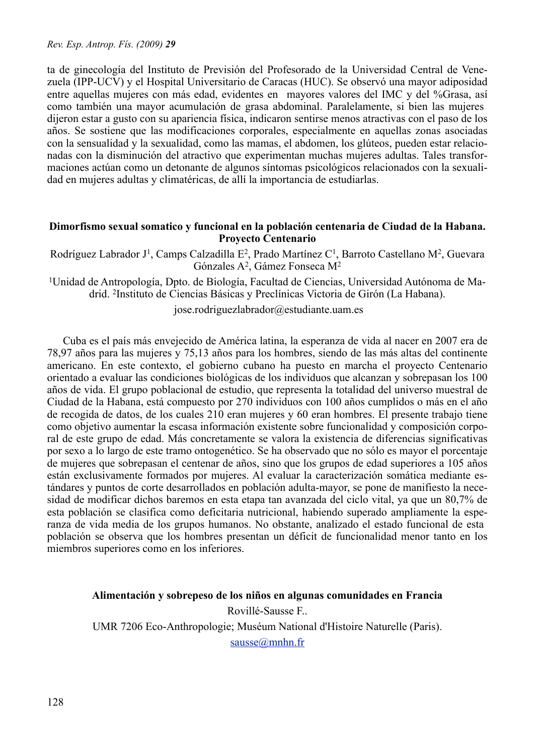ta de ginecología del Instituto de Previsión del Profesorado de la Universidad Central de Venezuela (IPP-UCV) y el Hospital Universitario de Caracas (HUC). Se observó una mayor adiposidad entre aquellas mujeres con más edad, evidentes en mayores valores del IMC y del %Grasa, así como también una mayor acumulación de grasa abdominal. Paralelamente, si bien las mujeres dijeron estar a gusto con su apariencia física, indicaron sentirse menos atractivas con el paso de los años. Se sostiene que las modificaciones corporales, especialmente en aquellas zonas asociadas con la sensualidad y la sexualidad, como las mamas, el abdomen, los glúteos, pueden estar relacionadas con la disminución del atractivo que experimentan muchas mujeres adultas. Tales transformaciones actúan como un detonante de algunos síntomas psicológicos relacionados con la sexualidad en mujeres adultas y climatéricas, de allí la importancia de estudiarlas.

### Dimorfismo sexual somatico y funcional en la población centenaria de Ciudad de la Habana. Proyecto Centenario

Rodríguez Labrador J[1], Camps Calzadilla E[2], Prado Martínez C[1], Barroto Castellano M[2], Guevara Gónzales A[2], Gámez Fonseca M[2]

[1]Unidad de Antropología, Dpto. de Biología, Facultad de Ciencias, Universidad Autónoma de Madrid. [2]Instituto de Ciencias Básicas y Preclínicas Victoria de Girón (La Habana).

jose.rodriguezlabrador@estudiante.uam.es

Cuba es el país más envejecido de América latina, la esperanza de vida al nacer en 2007 era de 78,97 años para las mujeres y 75,13 años para los hombres, siendo de las más altas del continente americano. En este contexto, el gobierno cubano ha puesto en marcha el proyecto Centenario orientado a evaluar las condiciones biológicas de los individuos que alcanzan y sobrepasan los 100 años de vida. El grupo poblacional de estudio, que representa la totalidad del universo muestral de Ciudad de la Habana, está compuesto por 270 individuos con 100 años cumplidos o más en el año de recogida de datos, de los cuales 210 eran mujeres y 60 eran hombres. El presente trabajo tiene como objetivo aumentar la escasa información existente sobre funcionalidad y composición corporal de este grupo de edad. Más concretamente se valora la existencia de diferencias significativas por sexo a lo largo de este tramo ontogenético. Se ha observado que no sólo es mayor el porcentaje de mujeres que sobrepasan el centenar de años, sino que los grupos de edad superiores a 105 años están exclusivamente formados por mujeres. Al evaluar la caracterización somática mediante estándares y puntos de corte desarrollados en población adulta-mayor, se pone de manifiesto la necesidad de modificar dichos baremos en esta etapa tan avanzada del ciclo vital, ya que un 80,7% de esta población se clasifica como deficitaria nutricional, habiendo superado ampliamente la esperanza de vida media de los grupos humanos. No obstante, analizado el estado funcional de esta población se observa que los hombres presentan un déficit de funcionalidad menor tanto en los miembros superiores como en los inferiores.

### Alimentación y sobrepeso de los niños en algunas comunidades en Francia

Rovillé-Sausse F..

UMR 7206 Eco-Anthropologie; Muséum National d'Histoire Naturelle (Paris).

sausse@mnhn.fr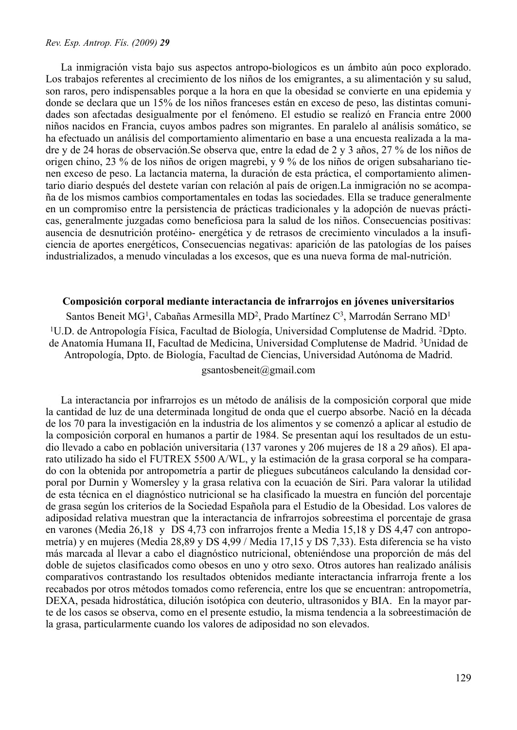La inmigración vista bajo sus aspectos antropo-biologicos es un ámbito aún poco explorado. Los trabajos referentes al crecimiento de los niños de los emigrantes, a su alimentación y su salud, son raros, pero indispensables porque a la hora en que la obesidad se convierte en una epidemia y donde se declara que un 15% de los niños franceses están en exceso de peso, las distintas comunidades son afectadas desigualmente por el fenómeno. El estudio se realizó en Francia entre 2000 niños nacidos en Francia, cuyos ambos padres son migrantes. En paralelo al análisis somático, se ha efectuado un análisis del comportamiento alimentario en base a una encuesta realizada a la madre y de 24 horas de observación.Se observa que, entre la edad de 2 y 3 años, 27 % de los niños de origen chino, 23 % de los niños de origen magrebi, y 9 % de los niños de origen subsahariano tienen exceso de peso. La lactancia materna, la duración de esta práctica, el comportamiento alimentario diario después del destete varían con relación al país de origen.La inmigración no se acompaña de los mismos cambios comportamentales en todas las sociedades. Ella se traduce generalmente en un compromiso entre la persistencia de prácticas tradicionales y la adopción de nuevas prácticas, generalmente juzgadas como beneficiosa para la salud de los niños. Consecuencias positivas: ausencia de desnutrición protéino- energética y de retrasos de crecimiento vinculados a la insuficiencia de aportes energéticos, Consecuencias negativas: aparición de las patologías de los países industrializados, a menudo vinculadas a los excesos, que es una nueva forma de mal-nutrición.

**Composición corporal mediante interactancia de infrarrojos en jóvenes universitarios**

Santos Beneit MG[1], Cabañas Armesilla MD[2], Prado Martínez C[3], Marrodán Serrano MD[1]

[1]U.D. de Antropología Física, Facultad de Biología, Universidad Complutense de Madrid. [2]Dpto. de Anatomía Humana II, Facultad de Medicina, Universidad Complutense de Madrid. [3]Unidad de Antropología, Dpto. de Biología, Facultad de Ciencias, Universidad Autónoma de Madrid.

gsantosbeneit@gmail.com

La interactancia por infrarrojos es un método de análisis de la composición corporal que mide la cantidad de luz de una determinada longitud de onda que el cuerpo absorbe. Nació en la década de los 70 para la investigación en la industria de los alimentos y se comenzó a aplicar al estudio de la composición corporal en humanos a partir de 1984. Se presentan aquí los resultados de un estudio llevado a cabo en población universitaria (137 varones y 206 mujeres de 18 a 29 años). El aparato utilizado ha sido el FUTREX 5500 A/WL, y la estimación de la grasa corporal se ha comparado con la obtenida por antropometría a partir de pliegues subcutáneos calculando la densidad corporal por Durnin y Womersley y la grasa relativa con la ecuación de Siri. Para valorar la utilidad de esta técnica en el diagnóstico nutricional se ha clasificado la muestra en función del porcentaje de grasa según los criterios de la Sociedad Española para el Estudio de la Obesidad. Los valores de adiposidad relativa muestran que la interactancia de infrarrojos sobreestima el porcentaje de grasa en varones (Media 26,18 y DS 4,73 con infrarrojos frente a Media 15,18 y DS 4,47 con antropometría) y en mujeres (Media 28,89 y DS 4,99 / Media 17,15 y DS 7,33). Esta diferencia se ha visto más marcada al llevar a cabo el diagnóstico nutricional, obteniéndose una proporción de más del doble de sujetos clasificados como obesos en uno y otro sexo. Otros autores han realizado análisis comparativos contrastando los resultados obtenidos mediante interactancia infrarroja frente a los recabados por otros métodos tomados como referencia, entre los que se encuentran: antropometría, DEXA, pesada hidrostática, dilución isotópica con deuterio, ultrasonidos y BIA. En la mayor parte de los casos se observa, como en el presente estudio, la misma tendencia a la sobreestimación de la grasa, particularmente cuando los valores de adiposidad no son elevados.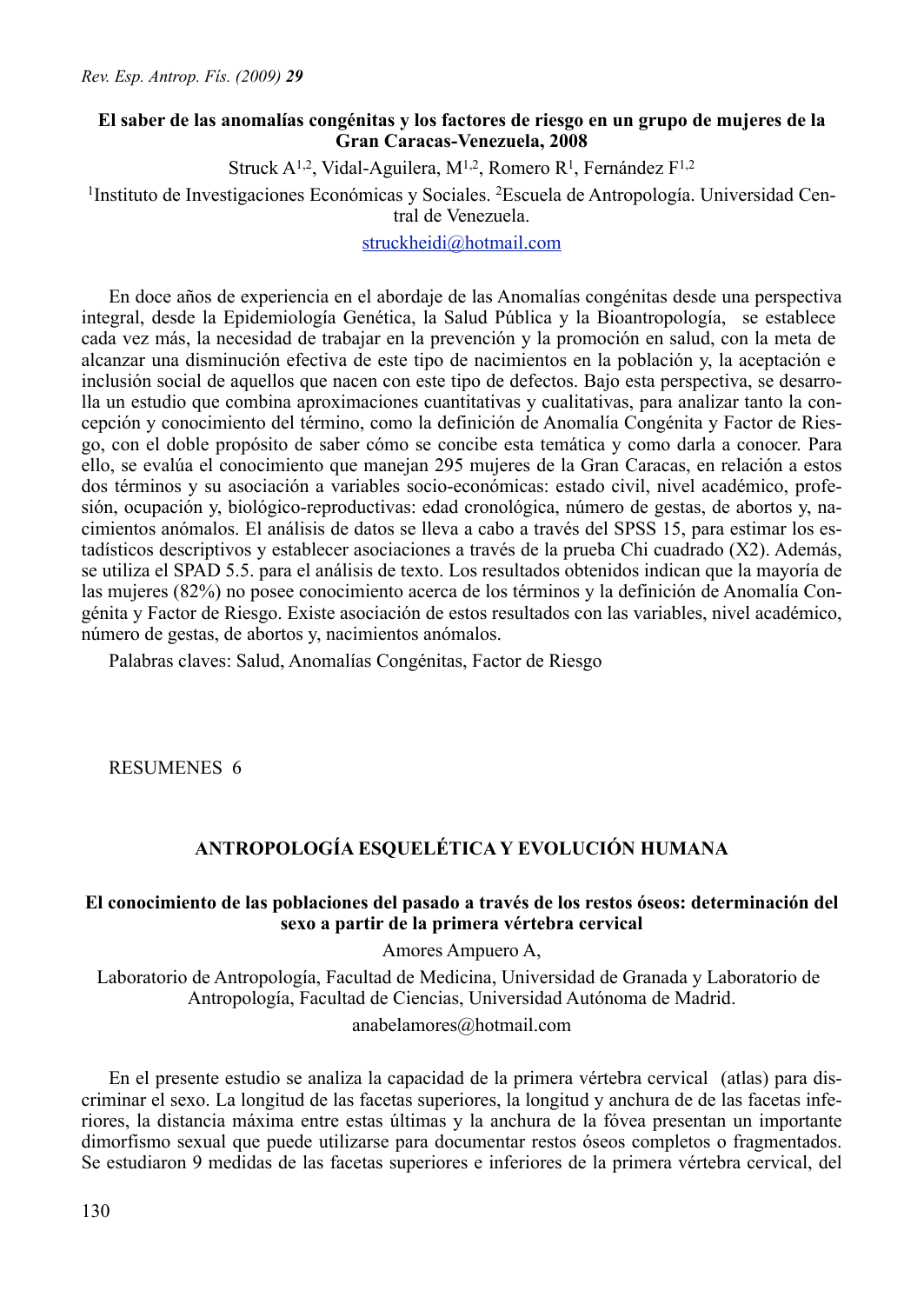### El saber de las anomalías congénitas y los factores de riesgo en un grupo de mujeres de la Gran Caracas-Venezuela, 2008

Struck A[1,2], Vidal-Aguilera, M[1,2], Romero R[1], Fernández F[1,2]

[1]Instituto de Investigaciones Económicas y Sociales. [2]Escuela de Antropología. Universidad Central de Venezuela.

strucheidi@hotmail.com

En doce años de experiencia en el abordaje de las Anomalías congénitas desde una perspectiva integral, desde la Epidemiología Genética, la Salud Pública y la Bioantropología, se establece cada vez más, la necesidad de trabajar en la prevención y la promoción en salud, con la meta de alcanzar una disminución efectiva de este tipo de nacimientos en la población y, la aceptación e inclusión social de aquellos que nacen con este tipo de defectos. Bajo esta perspectiva, se desarrolla un estudio que combina aproximaciones cuantitativas y cualitativas, para analizar tanto la concepción y conocimiento del término, como la definición de Anomalía Congénita y Factor de Riesgo, con el doble propósito de saber cómo se concibe esta temática y como darla a conocer. Para ello, se evalúa el conocimiento que manejan 295 mujeres de la Gran Caracas, en relación a estos dos términos y su asociación a variables socio-económicas: estado civil, nivel académico, profesión, ocupación y, biológico-reproductivas: edad cronológica, número de gestas, de abortos y, nacimientos anómalos. El análisis de datos se lleva a cabo a través del SPSS 15, para estimar los estadísticos descriptivos y establecer asociaciones a través de la prueba Chi cuadrado (X2). Además, se utiliza el SPAD 5.5. para el análisis de texto. Los resultados obtenidos indican que la mayoría de las mujeres (82%) no posee conocimiento acerca de los términos y la definición de Anomalía Congénita y Factor de Riesgo. Existe asociación de estos resultados con las variables, nivel académico, número de gestas, de abortos y, nacimientos anómalos.

Palabras claves: Salud, Anomalías Congénitas, Factor de Riesgo

RESUMENES 6

## ANTROPOLOGÍA ESQUELÉTICA Y EVOLUCIÓN HUMANA

### El conocimiento de las poblaciones del pasado a través de los restos óseos: determinación del sexo a partir de la primera vértebra cervical

Amores Ampuero A,

Laboratorio de Antropología, Facultad de Medicina, Universidad de Granada y Laboratorio de Antropología, Facultad de Ciencias, Universidad Autónoma de Madrid.

anabelamores@hotmail.com

En el presente estudio se analiza la capacidad de la primera vértebra cervical (atlas) para discriminar el sexo. La longitud de las facetas superiores, la longitud y anchura de de las facetas inferiores, la distancia máxima entre estas últimas y la anchura de la fóvea presentan un importante dimorfismo sexual que puede utilizarse para documentar restos óseos completos o fragmentados. Se estudiaron 9 medidas de las facetas superiores e inferiores de la primera vértebra cervical, del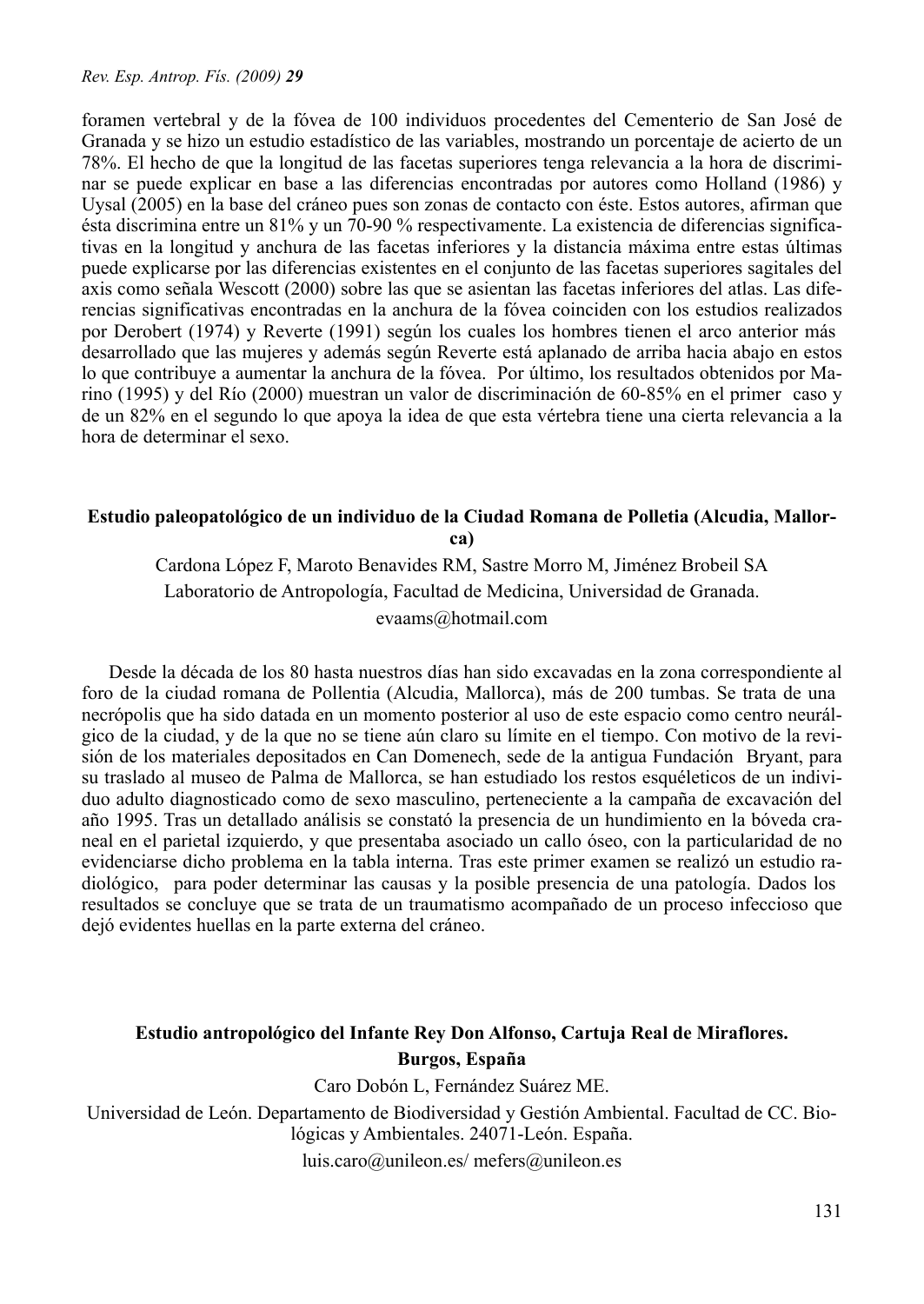foramen vertebral y de la fóvea de 100 individuos procedentes del Cementerio de San José de Granada y se hizo un estudio estadístico de las variables, mostrando un porcentaje de acierto de un 78%. El hecho de que la longitud de las facetas superiores tenga relevancia a la hora de discriminar se puede explicar en base a las diferencias encontradas por autores como Holland (1986) y Uysal (2005) en la base del cráneo pues son zonas de contacto con éste. Estos autores, afirman que ésta discrimina entre un 81% y un 70-90 % respectivamente. La existencia de diferencias significativas en la longitud y anchura de las facetas inferiores y la distancia máxima entre estas últimas puede explicarse por las diferencias existentes en el conjunto de las facetas superiores sagitales del axis como señala Wescott (2000) sobre las que se asientan las facetas inferiores del atlas. Las diferencias significativas encontradas en la anchura de la fóvea coinciden con los estudios realizados por Derobert (1974) y Reverte (1991) según los cuales los hombres tienen el arco anterior más desarrollado que las mujeres y además según Reverte está aplanado de arriba hacia abajo en estos lo que contribuye a aumentar la anchura de la fóvea. Por último, los resultados obtenidos por Marino (1995) y del Río (2000) muestran un valor de discriminación de 60-85% en el primer caso y de un 82% en el segundo lo que apoya la idea de que esta vértebra tiene una cierta relevancia a la hora de determinar el sexo.

### Estudio paleopatológico de un individuo de la Ciudad Romana de Polletia (Alcudia, Mallorca)

Cardona López F, Maroto Benavides RM, Sastre Morro M, Jiménez Brobeil SA

Laboratorio de Antropología, Facultad de Medicina, Universidad de Granada.

evaams@hotmail.com

Desde la década de los 80 hasta nuestros días han sido excavadas en la zona correspondiente al foro de la ciudad romana de Pollentia (Alcudia, Mallorca), más de 200 tumbas. Se trata de una necrópolis que ha sido datada en un momento posterior al uso de este espacio como centro neurálgico de la ciudad, y de la que no se tiene aún claro su límite en el tiempo. Con motivo de la revisión de los materiales depositados en Can Domenech, sede de la antigua Fundación Bryant, para su traslado al museo de Palma de Mallorca, se han estudiado los restos esqueléticos de un individuo adulto diagnosticado como de sexo masculino, perteneciente a la campaña de excavación del año 1995. Tras un detallado análisis se constató la presencia de un hundimiento en la bóveda craneal en el parietal izquierdo, y que presentaba asociado un callo óseo, con la particularidad de no evidenciarse dicho problema en la tabla interna. Tras este primer examen se realizó un estudio radiológico, para poder determinar las causas y la posible presencia de una patología. Dados los resultados se concluye que se trata de un traumatismo acompañado de un proceso infeccioso que dejó evidentes huellas en la parte externa del cráneo.

### Estudio antropológico del Infante Rey Don Alfonso, Cartuja Real de Miraflores. Burgos, España

Caro Dobón L, Fernández Suárez ME.

Universidad de León. Departamento de Biodiversidad y Gestión Ambiental. Facultad de CC. Biológicas y Ambientales. 24071-León. España.

luis.caro@unileon.es/ mefers@unileon.es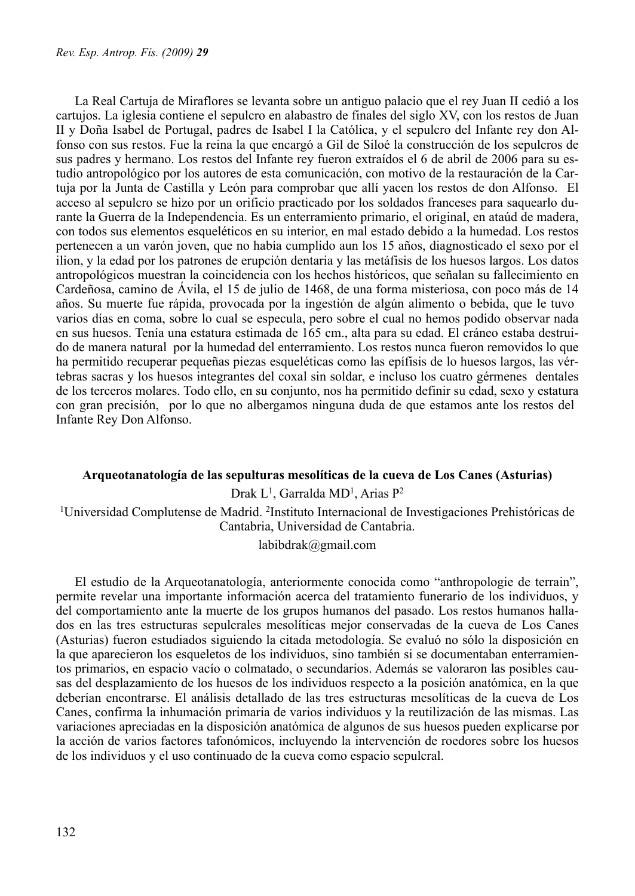La Real Cartuja de Miraflores se levanta sobre un antiguo palacio que el rey Juan II cedió a los cartujos. La iglesia contiene el sepulcro en alabastro de finales del siglo XV, con los restos de Juan II y Doña Isabel de Portugal, padres de Isabel I la Católica, y el sepulcro del Infante rey don Alfonso con sus restos. Fue la reina la que encargó a Gil de Siloé la construcción de los sepulcros de sus padres y hermano. Los restos del Infante rey fueron extraídos el 6 de abril de 2006 para su estudio antropológico por los autores de esta comunicación, con motivo de la restauración de la Cartuja por la Junta de Castilla y León para comprobar que allí yacen los restos de don Alfonso. El acceso al sepulcro se hizo por un orificio practicado por los soldados franceses para saquearlo durante la Guerra de la Independencia. Es un enterramiento primario, el original, en ataúd de madera, con todos sus elementos esqueléticos en su interior, en mal estado debido a la humedad. Los restos pertenecen a un varón joven, que no había cumplido aun los 15 años, diagnosticado el sexo por el ilion, y la edad por los patrones de erupción dentaria y las metáfisis de los huesos largos. Los datos antropológicos muestran la coincidencia con los hechos históricos, que señalan su fallecimiento en Cardeñosa, camino de Ávila, el 15 de julio de 1468, de una forma misteriosa, con poco más de 14 años. Su muerte fue rápida, provocada por la ingestión de algún alimento o bebida, que le tuvo varios días en coma, sobre lo cual se especula, pero sobre el cual no hemos podido observar nada en sus huesos. Tenía una estatura estimada de 165 cm., alta para su edad. El cráneo estaba destruido de manera natural por la humedad del enterramiento. Los restos nunca fueron removidos lo que ha permitido recuperar pequeñas piezas esqueléticas como las epífisis de lo huesos largos, las vértebras sacras y los huesos integrantes del coxal sin soldar, e incluso los cuatro gérmenes dentales de los terceros molares. Todo ello, en su conjunto, nos ha permitido definir su edad, sexo y estatura con gran precisión, por lo que no albergamos ninguna duda de que estamos ante los restos del Infante Rey Don Alfonso.

### Arqueotanatología de las sepulturas mesolíticas de la cueva de Los Canes (Asturias)

Drak L[1], Garralda MD[1], Arias P[2]

[1]Universidad Complutense de Madrid. [2]Instituto Internacional de Investigaciones Prehistóricas de Cantabria, Universidad de Cantabria.

labibdrak@gmail.com

El estudio de la Arqueotanatología, anteriormente conocida como "anthropologie de terrain", permite revelar una importante información acerca del tratamiento funerario de los individuos, y del comportamiento ante la muerte de los grupos humanos del pasado. Los restos humanos hallados en las tres estructuras sepulcrales mesolíticas mejor conservadas de la cueva de Los Canes (Asturias) fueron estudiados siguiendo la citada metodología. Se evaluó no sólo la disposición en la que aparecieron los esqueletos de los individuos, sino también si se documentaban enterramientos primarios, en espacio vacío o colmatado, o secundarios. Además se valoraron las posibles causas del desplazamiento de los huesos de los individuos respecto a la posición anatómica, en la que deberían encontrarse. El análisis detallado de las tres estructuras mesolíticas de la cueva de Los Canes, confirma la inhumación primaria de varios individuos y la reutilización de las mismas. Las variaciones apreciadas en la disposición anatómica de algunos de sus huesos pueden explicarse por la acción de varios factores tafonómicos, incluyendo la intervención de roedores sobre los huesos de los individuos y el uso continuado de la cueva como espacio sepulcral.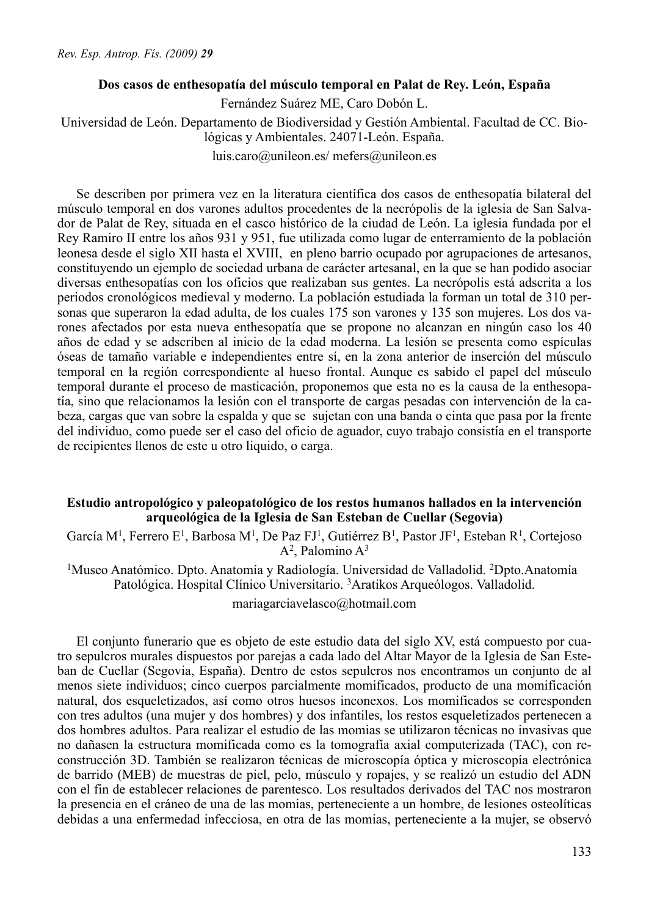**Dos casos de enthesopatía del músculo temporal en Palat de Rey. León, España**

Fernández Suárez ME, Caro Dobón L.

Universidad de León. Departamento de Biodiversidad y Gestión Ambiental. Facultad de CC. Biológicas y Ambientales. 24071-León. España.

luis.caro@unileon.es/ mefers@unileon.es

Se describen por primera vez en la literatura científica dos casos de enthesopatía bilateral del músculo temporal en dos varones adultos procedentes de la necrópolis de la iglesia de San Salvador de Palat de Rey, situada en el casco histórico de la ciudad de León. La iglesia fundada por el Rey Ramiro II entre los años 931 y 951, fue utilizada como lugar de enterramiento de la población leonesa desde el siglo XII hasta el XVIII, en pleno barrio ocupado por agrupaciones de artesanos, constituyendo un ejemplo de sociedad urbana de carácter artesanal, en la que se han podido asociar diversas enthesopatías con los oficios que realizaban sus gentes. La necrópolis está adscrita a los periodos cronológicos medieval y moderno. La población estudiada la forman un total de 310 personas que superaron la edad adulta, de los cuales 175 son varones y 135 son mujeres. Los dos varones afectados por esta nueva enthesopatía que se propone no alcanzan en ningún caso los 40 años de edad y se adscriben al inicio de la edad moderna. La lesión se presenta como espículas óseas de tamaño variable e independientes entre sí, en la zona anterior de inserción del músculo temporal en la región correspondiente al hueso frontal. Aunque es sabido el papel del músculo temporal durante el proceso de masticación, proponemos que esta no es la causa de la enthesopatía, sino que relacionamos la lesión con el transporte de cargas pesadas con intervención de la cabeza, cargas que van sobre la espalda y que se sujetan con una banda o cinta que pasa por la frente del individuo, como puede ser el caso del oficio de aguador, cuyo trabajo consistía en el transporte de recipientes llenos de este u otro liquido, o carga.

**Estudio antropológico y paleopatológico de los restos humanos hallados en la intervención arqueológica de la Iglesia de San Esteban de Cuellar (Segovia)**

García M[1], Ferrero E[1], Barbosa M[1], De Paz FJ[1], Gutiérrez B[1], Pastor JF[1], Esteban R[1], Cortejoso A[2], Palomino A[3]

[1]Museo Anatómico. Dpto. Anatomía y Radiología. Universidad de Valladolid. [2]Dpto.Anatomía Patológica. Hospital Clínico Universitario. [3]Aratikos Arqueólogos. Valladolid.

mariagarciavelasco@hotmail.com

El conjunto funerario que es objeto de este estudio data del siglo XV, está compuesto por cuatro sepulcros murales dispuestos por parejas a cada lado del Altar Mayor de la Iglesia de San Esteban de Cuellar (Segovia, España). Dentro de estos sepulcros nos encontramos un conjunto de al menos siete individuos; cinco cuerpos parcialmente momificados, producto de una momificación natural, dos esqueletizados, así como otros huesos inconexos. Los momificados se corresponden con tres adultos (una mujer y dos hombres) y dos infantiles, los restos esqueletizados pertenecen a dos hombres adultos. Para realizar el estudio de las momias se utilizaron técnicas no invasivas que no dañasen la estructura momificada como es la tomografía axial computerizada (TAC), con reconstrucción 3D. También se realizaron técnicas de microscopía óptica y microscopía electrónica de barrido (MEB) de muestras de piel, pelo, músculo y ropajes, y se realizó un estudio del ADN con el fin de establecer relaciones de parentesco. Los resultados derivados del TAC nos mostraron la presencia en el cráneo de una de las momias, perteneciente a un hombre, de lesiones osteolíticas debidas a una enfermedad infecciosa, en otra de las momias, perteneciente a la mujer, se observó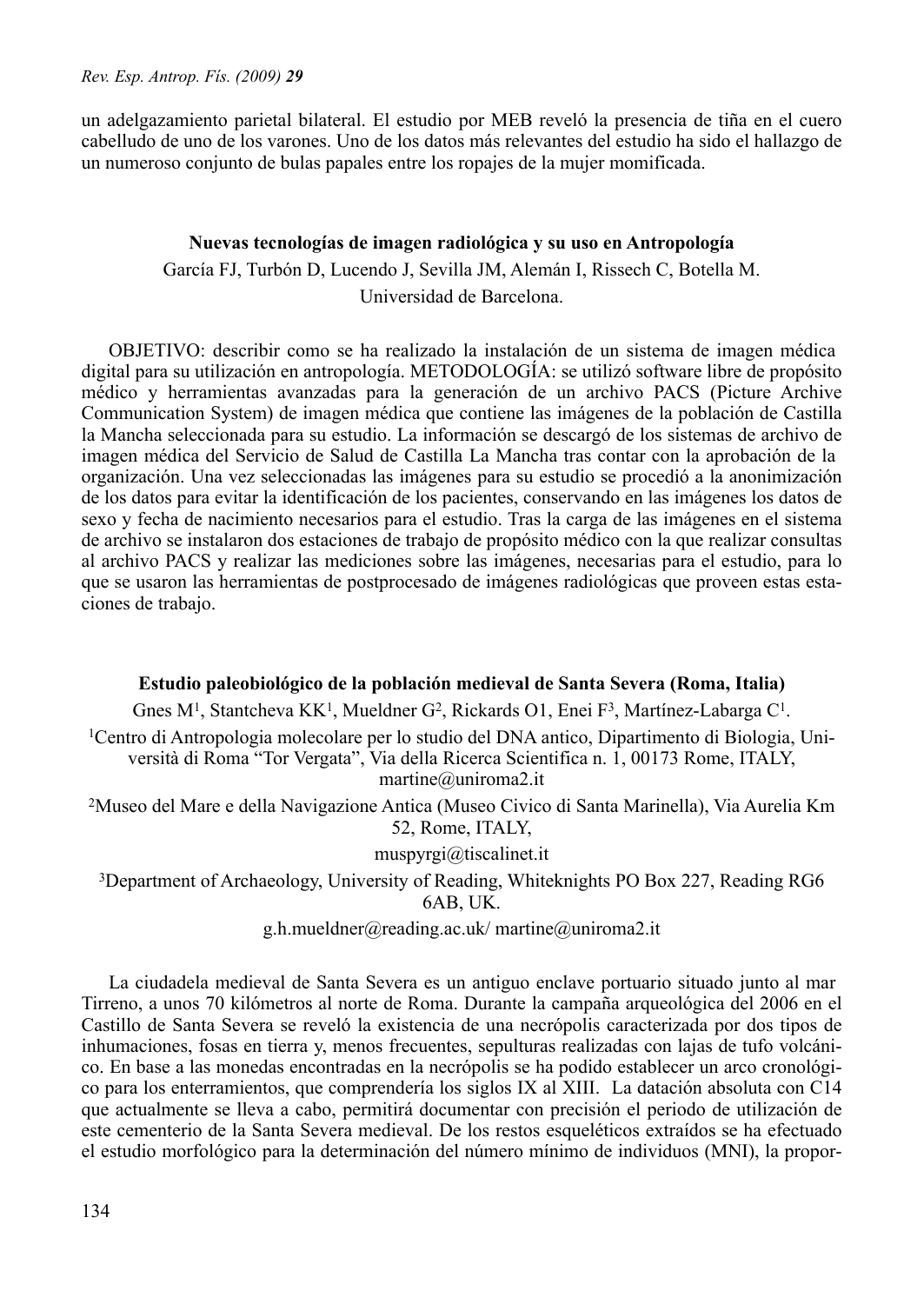un adelgazamiento parietal bilateral. El estudio por MEB reveló la presencia de tiña en el cuero cabelludo de uno de los varones. Uno de los datos más relevantes del estudio ha sido el hallazgo de un numeroso conjunto de bulas papales entre los ropajes de la mujer momificada.

### Nuevas tecnologías de imagen radiológica y su uso en Antropología

García FJ, Turbón D, Lucendo J, Sevilla JM, Alemán I, Rissech C, Botella M.

Universidad de Barcelona.

OBJETIVO: describir como se ha realizado la instalación de un sistema de imagen médica digital para su utilización en antropología. METODOLOGÍA: se utilizó software libre de propósito médico y herramientas avanzadas para la generación de un archivo PACS (Picture Archive Communication System) de imagen médica que contiene las imágenes de la población de Castilla la Mancha seleccionada para su estudio. La información se descargó de los sistemas de archivo de imagen médica del Servicio de Salud de Castilla La Mancha tras contar con la aprobación de la organización. Una vez seleccionadas las imágenes para su estudio se procedió a la anonimización de los datos para evitar la identificación de los pacientes, conservando en las imágenes los datos de sexo y fecha de nacimiento necesarios para el estudio. Tras la carga de las imágenes en el sistema de archivo se instalaron dos estaciones de trabajo de propósito médico con la que realizar consultas al archivo PACS y realizar las mediciones sobre las imágenes, necesarias para el estudio, para lo que se usaron las herramientas de postprocesado de imágenes radiológicas que proveen estas estaciones de trabajo.

### Estudio paleobiológico de la población medieval de Santa Severa (Roma, Italia)

Gnes M[1], Stantcheva KK[1], Mueldner G[2], Rickards O1, Enei F[3], Martínez-Labarga C[1].

[1]Centro di Antropologia molecolare per lo studio del DNA antico, Dipartimento di Biologia, Università di Roma “Tor Vergata”, Via della Ricerca Scientifica n. 1, 00173 Rome, ITALY, martine@uniroma2.it

[2]Museo del Mare e della Navigazione Antica (Museo Civico di Santa Marinella), Via Aurelia Km 52, Rome, ITALY,

muspyrgi@tiscalinet.it

[3]Department of Archaeology, University of Reading, Whiteknights PO Box 227, Reading RG6 6AB, UK.

g.h.mueldner@reading.ac.uk/ martine@uniroma2.it

La ciudadela medieval de Santa Severa es un antiguo enclave portuario situado junto al mar Tirreno, a unos 70 kilómetros al norte de Roma. Durante la campaña arqueológica del 2006 en el Castillo de Santa Severa se reveló la existencia de una necrópolis caracterizada por dos tipos de inhumaciones, fosas en tierra y, menos frecuentes, sepulturas realizadas con lajas de tufo volcánico. En base a las monedas encontradas en la necrópolis se ha podido establecer un arco cronológico para los enterramientos, que comprendería los siglos IX al XIII. La datación absoluta con C14 que actualmente se lleva a cabo, permitirá documentar con precisión el periodo de utilización de este cementerio de la Santa Severa medieval. De los restos esqueléticos extraídos se ha efectuado el estudio morfológico para la determinación del número mínimo de individuos (MNI), la propor-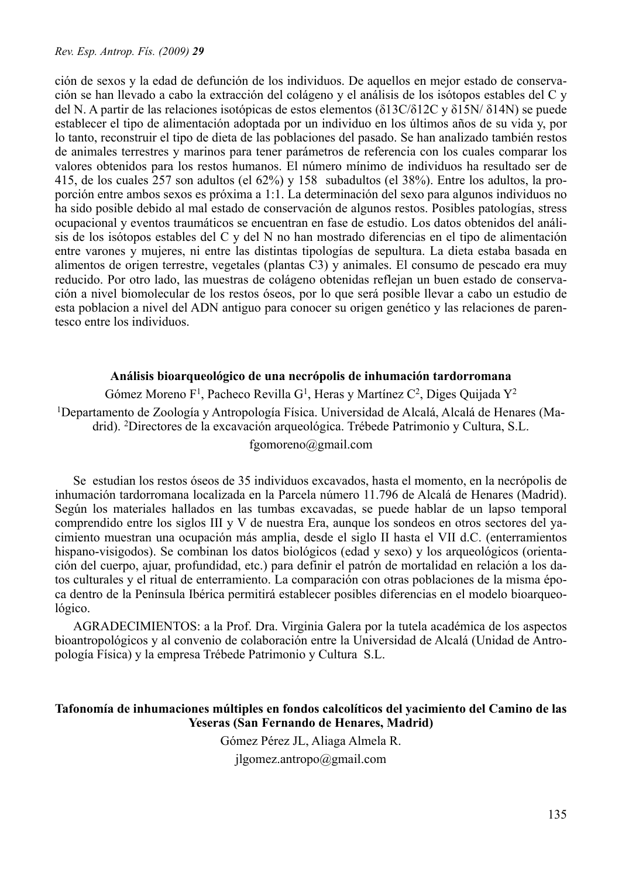ción de sexos y la edad de defunción de los individuos. De aquellos en mejor estado de conservación se han llevado a cabo la extracción del colágeno y el análisis de los isótopos estables del C y del N. A partir de las relaciones isotópicas de estos elementos ($\delta$13C/$\delta$12C y $\delta$15N/ $\delta$14N) se puede establecer el tipo de alimentación adoptada por un individuo en los últimos años de su vida y, por lo tanto, reconstruir el tipo de dieta de las poblaciones del pasado. Se han analizado también restos de animales terrestres y marinos para tener parámetros de referencia con los cuales comparar los valores obtenidos para los restos humanos. El número mínimo de individuos ha resultado ser de 415, de los cuales 257 son adultos (el 62%) y 158 subadultos (el 38%). Entre los adultos, la proporción entre ambos sexos es próxima a 1:1. La determinación del sexo para algunos individuos no ha sido posible debido al mal estado de conservación de algunos restos. Posibles patologías, stress ocupacional y eventos traumáticos se encuentran en fase de estudio. Los datos obtenidos del análisis de los isótopos estables del C y del N no han mostrado diferencias en el tipo de alimentación entre varones y mujeres, ni entre las distintas tipologías de sepultura. La dieta estaba basada en alimentos de origen terrestre, vegetales (plantas C3) y animales. El consumo de pescado era muy reducido. Por otro lado, las muestras de colágeno obtenidas reflejan un buen estado de conservación a nivel biomolecular de los restos óseos, por lo que será posible llevar a cabo un estudio de esta poblacion a nivel del ADN antiguo para conocer su origen genético y las relaciones de parentesco entre los individuos.

### Análisis bioarqueológico de una necrópolis de inhumación tardorromana

Gómez Moreno F[1], Pacheco Revilla G[1], Heras y Martínez C[2], Diges Quijada Y[2]

[1]Departamento de Zoología y Antropología Física. Universidad de Alcalá, Alcalá de Henares (Madrid). [2]Directores de la excavación arqueológica. Trébede Patrimonio y Cultura, S.L.

fgomoreno@gmail.com

Se estudian los restos óseos de 35 individuos excavados, hasta el momento, en la necrópolis de inhumación tardorromana localizada en la Parcela número 11.796 de Alcalá de Henares (Madrid). Según los materiales hallados en las tumbas excavadas, se puede hablar de un lapso temporal comprendido entre los siglos III y V de nuestra Era, aunque los sondeos en otros sectores del yacimiento muestran una ocupación más amplia, desde el siglo II hasta el VII d.C. (enterramientos hispano-visigodos). Se combinan los datos biológicos (edad y sexo) y los arqueológicos (orientación del cuerpo, ajuar, profundidad, etc.) para definir el patrón de mortalidad en relación a los datos culturales y el ritual de enterramiento. La comparación con otras poblaciones de la misma época dentro de la Península Ibérica permitirá establecer posibles diferencias en el modelo bioarqueológico.

AGRADECIMIENTOS: a la Prof. Dra. Virginia Galera por la tutela académica de los aspectos bioantropológicos y al convenio de colaboración entre la Universidad de Alcalá (Unidad de Antropología Física) y la empresa Trébede Patrimonio y Cultura S.L.

### Tafonomía de inhumaciones múltiples en fondos calcolíticos del yacimiento del Camino de las Yeseras (San Fernando de Henares, Madrid)

Gómez Pérez JL, Aliaga Almela R.

jlgomez.antropo@gmail.com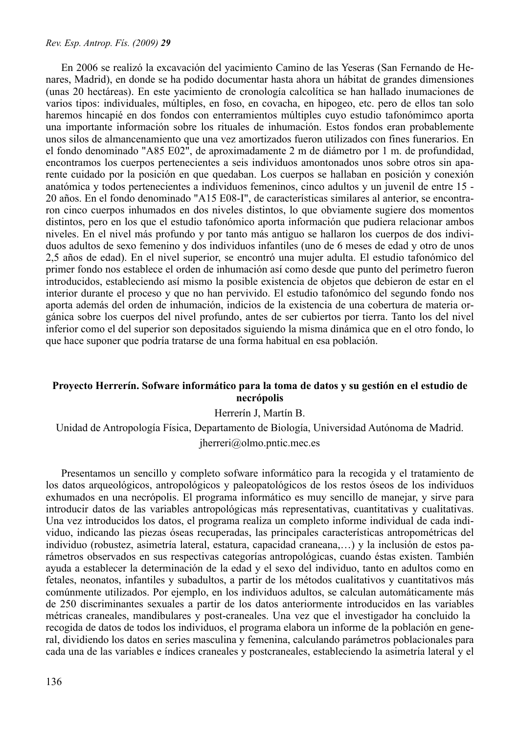En 2006 se realizó la excavación del yacimiento Camino de las Yeseras (San Fernando de Henares, Madrid), en donde se ha podido documentar hasta ahora un hábitat de grandes dimensiones (unas 20 hectáreas). En este yacimiento de cronología calcolítica se han hallado inumaciones de varios tipos: individuales, múltiples, en foso, en covacha, en hipogeo, etc. pero de ellos tan solo haremos hincapié en dos fondos con enterramientos múltiples cuyo estudio tafonómimco aporta una importante información sobre los rituales de inhumación. Estos fondos eran probablemente unos silos de almancenamiento que una vez amortizados fueron utilizados con fines funerarios. En el fondo denominado "A85 E02", de aproximadamente 2 m de diámetro por 1 m. de profundidad, encontramos los cuerpos pertenecientes a seis individuos amontonados unos sobre otros sin aparente cuidado por la posición en que quedaban. Los cuerpos se hallaban en posición y conexión anatómica y todos pertenecientes a individuos femeninos, cinco adultos y un juvenil de entre 15 - 20 años. En el fondo denominado "A15 E08-I", de características similares al anterior, se encontraron cinco cuerpos inhumados en dos niveles distintos, lo que obviamente sugiere dos momentos distintos, pero en los que el estudio tafonómico aporta información que pudiera relacionar ambos niveles. En el nivel más profundo y por tanto más antiguo se hallaron los cuerpos de dos individuos adultos de sexo femenino y dos individuos infantiles (uno de 6 meses de edad y otro de unos 2,5 años de edad). En el nivel superior, se encontró una mujer adulta. El estudio tafonómico del primer fondo nos establece el orden de inhumación así como desde que punto del perímetro fueron introducidos, estableciendo así mismo la posible existencia de objetos que debieron de estar en el interior durante el proceso y que no han pervivido. El estudio tafonómico del segundo fondo nos aporta además del orden de inhumación, indicios de la existencia de una cobertura de materia orgánica sobre los cuerpos del nivel profundo, antes de ser cubiertos por tierra. Tanto los del nivel inferior como el del superior son depositados siguiendo la misma dinámica que en el otro fondo, lo que hace suponer que podría tratarse de una forma habitual en esa población.

## Proyecto Herrerín. Sofware informático para la toma de datos y su gestión en el estudio de necrópolis

Herrerín J, Martín B.

Unidad de Antropología Física, Departamento de Biología, Universidad Autónoma de Madrid.

jherreri@olmo.pntic.mec.es

Presentamos un sencillo y completo sofware informático para la recogida y el tratamiento de los datos arqueológicos, antropológicos y paleopatológicos de los restos óseos de los individuos exhumados en una necrópolis. El programa informático es muy sencillo de manejar, y sirve para introducir datos de las variables antropológicas más representativas, cuantitativas y cualitativas. Una vez introducidos los datos, el programa realiza un completo informe individual de cada individuo, indicando las piezas óseas recuperadas, las principales características antropométricas del individuo (robustez, asimetría lateral, estatura, capacidad craneana,…) y la inclusión de estos parámetros observados en sus respectivas categorías antropológicas, cuando éstas existen. También ayuda a establecer la determinación de la edad y el sexo del individuo, tanto en adultos como en fetales, neonatos, infantiles y subadultos, a partir de los métodos cualitativos y cuantitativos más comúnmente utilizados. Por ejemplo, en los individuos adultos, se calculan automáticamente más de 250 discriminantes sexuales a partir de los datos anteriormente introducidos en las variables métricas craneales, mandibulares y post-craneales. Una vez que el investigador ha concluido la recogida de datos de todos los individuos, el programa elabora un informe de la población en general, dividiendo los datos en series masculina y femenina, calculando parámetros poblacionales para cada una de las variables e índices craneales y postcraneales, estableciendo la asimetría lateral y el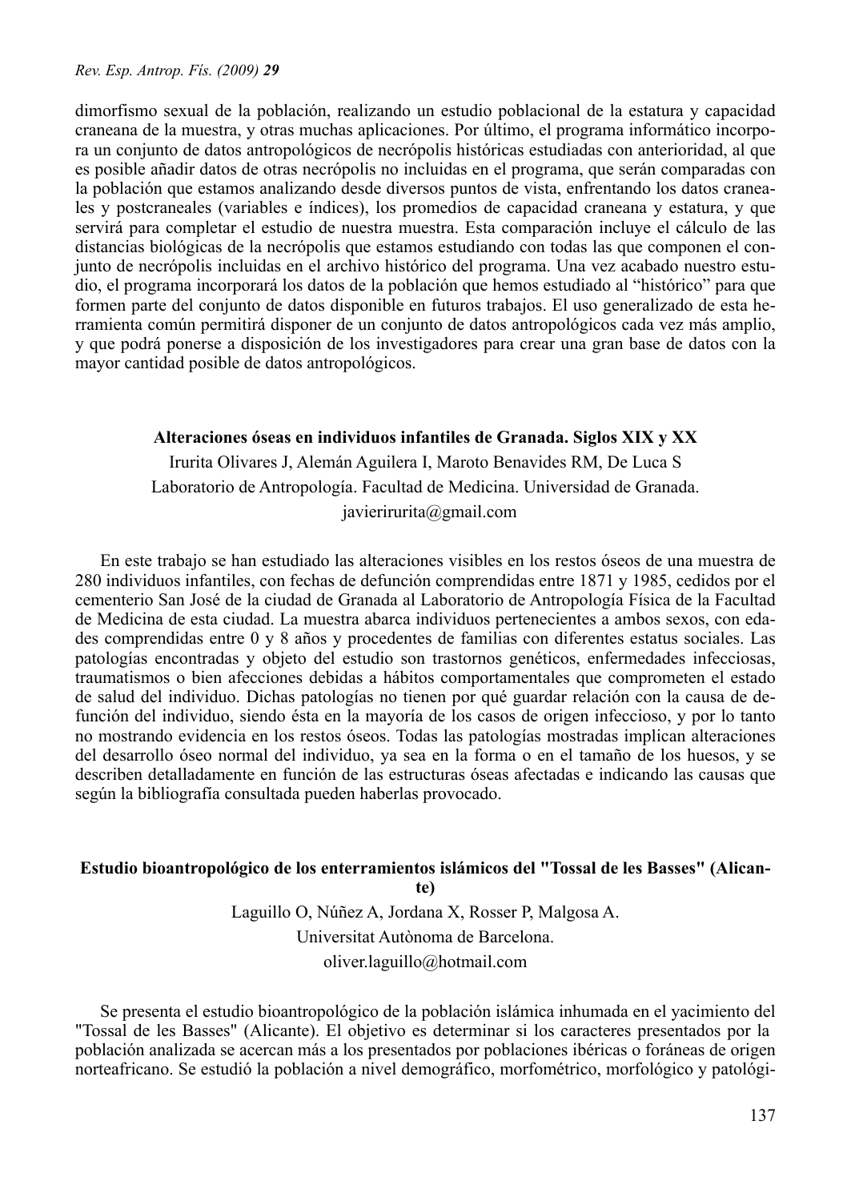dimorfismo sexual de la población, realizando un estudio poblacional de la estatura y capacidad craneana de la muestra, y otras muchas aplicaciones. Por último, el programa informático incorpora un conjunto de datos antropológicos de necrópolis históricas estudiadas con anterioridad, al que es posible añadir datos de otras necrópolis no incluidas en el programa, que serán comparadas con la población que estamos analizando desde diversos puntos de vista, enfrentando los datos craneales y postcraneales (variables e índices), los promedios de capacidad craneana y estatura, y que servirá para completar el estudio de nuestra muestra. Esta comparación incluye el cálculo de las distancias biológicas de la necrópolis que estamos estudiando con todas las que componen el conjunto de necrópolis incluidas en el archivo histórico del programa. Una vez acabado nuestro estudio, el programa incorporará los datos de la población que hemos estudiado al "histórico" para que formen parte del conjunto de datos disponible en futuros trabajos. El uso generalizado de esta herramienta común permitirá disponer de un conjunto de datos antropológicos cada vez más amplio, y que podrá ponerse a disposición de los investigadores para crear una gran base de datos con la mayor cantidad posible de datos antropológicos.

## Alteraciones óseas en individuos infantiles de Granada. Siglos XIX y XX

Irurita Olivares J, Alemán Aguilera I, Maroto Benavides RM, De Luca S

Laboratorio de Antropología. Facultad de Medicina. Universidad de Granada.

javierirurita@gmail.com

En este trabajo se han estudiado las alteraciones visibles en los restos óseos de una muestra de 280 individuos infantiles, con fechas de defunción comprendidas entre 1871 y 1985, cedidos por el cementerio San José de la ciudad de Granada al Laboratorio de Antropología Física de la Facultad de Medicina de esta ciudad. La muestra abarca individuos pertenecientes a ambos sexos, con edades comprendidas entre 0 y 8 años y procedentes de familias con diferentes estatus sociales. Las patologías encontradas y objeto del estudio son trastornos genéticos, enfermedades infecciosas, traumatismos o bien afecciones debidas a hábitos comportamentales que comprometen el estado de salud del individuo. Dichas patologías no tienen por qué guardar relación con la causa de defunción del individuo, siendo ésta en la mayoría de los casos de origen infeccioso, y por lo tanto no mostrando evidencia en los restos óseos. Todas las patologías mostradas implican alteraciones del desarrollo óseo normal del individuo, ya sea en la forma o en el tamaño de los huesos, y se describen detalladamente en función de las estructuras óseas afectadas e indicando las causas que según la bibliografía consultada pueden haberlas provocado.

## Estudio bioantropológico de los enterramientos islámicos del "Tossal de les Basses" (Alicante)

Laguillo O, Núñez A, Jordana X, Rosser P, Malgosa A.

Universitat Autònoma de Barcelona.

oliver.laguillo@hotmail.com

Se presenta el estudio bioantropológico de la población islámica inhumada en el yacimiento del "Tossal de les Basses" (Alicante). El objetivo es determinar si los caracteres presentados por la población analizada se acercan más a los presentados por poblaciones ibéricas o foráneas de origen norteafricano. Se estudió la población a nivel demográfico, morfométrico, morfológico y patológi-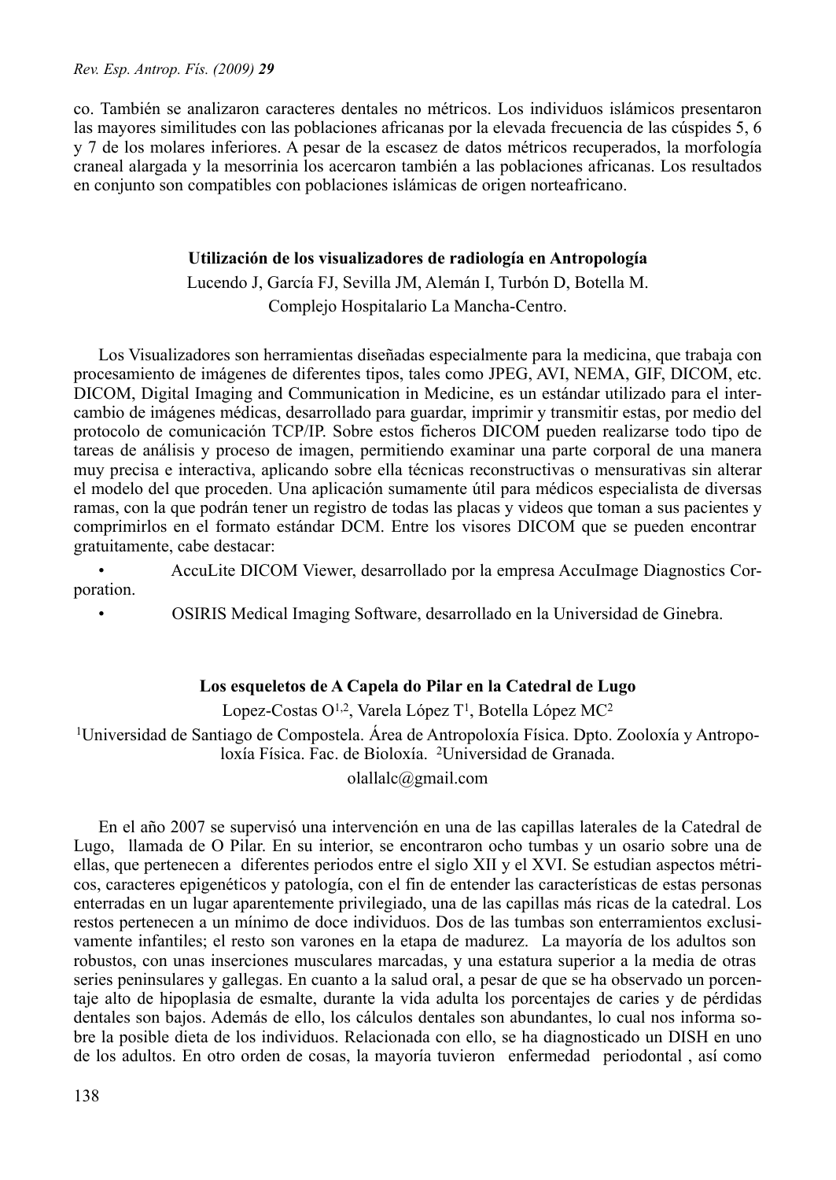co. También se analizaron caracteres dentales no métricos. Los individuos islámicos presentaron las mayores similitudes con las poblaciones africanas por la elevada frecuencia de las cúspides 5, 6 y 7 de los molares inferiores. A pesar de la escasez de datos métricos recuperados, la morfología craneal alargada y la mesorrinia los acercaron también a las poblaciones africanas. Los resultados en conjunto son compatibles con poblaciones islámicas de origen norteafricano.

### Utilización de los visualizadores de radiología en Antropología

Lucendo J, García FJ, Sevilla JM, Alemán I, Turbón D, Botella M.

Complejo Hospitalario La Mancha-Centro.

Los Visualizadores son herramientas diseñadas especialmente para la medicina, que trabaja con procesamiento de imágenes de diferentes tipos, tales como JPEG, AVI, NEMA, GIF, DICOM, etc. DICOM, Digital Imaging and Communication in Medicine, es un estándar utilizado para el intercambio de imágenes médicas, desarrollado para guardar, imprimir y transmitir estas, por medio del protocolo de comunicación TCP/IP. Sobre estos ficheros DICOM pueden realizarse todo tipo de tareas de análisis y proceso de imagen, permitiendo examinar una parte corporal de una manera muy precisa e interactiva, aplicando sobre ella técnicas reconstructivas o mensurativas sin alterar el modelo del que proceden. Una aplicación sumamente útil para médicos especialista de diversas ramas, con la que podrán tener un registro de todas las placas y videos que toman a sus pacientes y comprimirlos en el formato estándar DCM. Entre los visores DICOM que se pueden encontrar gratuitamente, cabe destacar:

- AccuLite DICOM Viewer, desarrollado por la empresa AccuImage Diagnostics Corporation.
- OSIRIS Medical Imaging Software, desarrollado en la Universidad de Ginebra.

### Los esqueletos de A Capela do Pilar en la Catedral de Lugo

Lopez-Costas O[1,2], Varela López T[1], Botella López MC[2]

[1]Universidad de Santiago de Compostela. Área de Antropoloxía Física. Dpto. Zooloxía y Antropoloxía Física. Fac. de Bioloxía. [2]Universidad de Granada.

olallalc@gmail.com

En el año 2007 se supervisó una intervención en una de las capillas laterales de la Catedral de Lugo, llamada de O Pilar. En su interior, se encontraron ocho tumbas y un osario sobre una de ellas, que pertenecen a diferentes periodos entre el siglo XII y el XVI. Se estudian aspectos métricos, caracteres epigenéticos y patología, con el fin de entender las características de estas personas enterradas en un lugar aparentemente privilegiado, una de las capillas más ricas de la catedral. Los restos pertenecen a un mínimo de doce individuos. Dos de las tumbas son enterramientos exclusivamente infantiles; el resto son varones en la etapa de madurez. La mayoría de los adultos son robustos, con unas inserciones musculares marcadas, y una estatura superior a la media de otras series peninsulares y gallegas. En cuanto a la salud oral, a pesar de que se ha observado un porcentaje alto de hipoplasia de esmalte, durante la vida adulta los porcentajes de caries y de pérdidas dentales son bajos. Además de ello, los cálculos dentales son abundantes, lo cual nos informa sobre la posible dieta de los individuos. Relacionada con ello, se ha diagnosticado un DISH en uno de los adultos. En otro orden de cosas, la mayoría tuvieron enfermedad periodontal , así como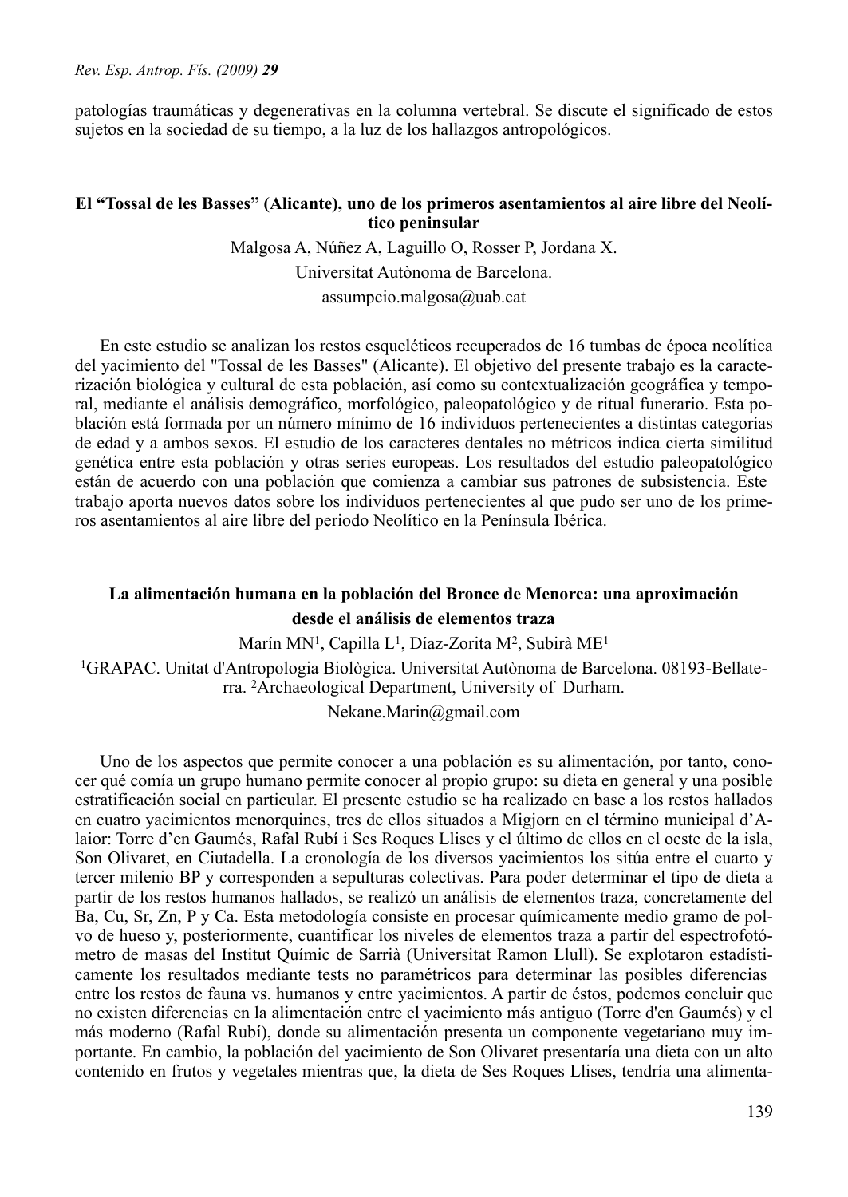patologías traumáticas y degenerativas en la columna vertebral. Se discute el significado de estos sujetos en la sociedad de su tiempo, a la luz de los hallazgos antropológicos.

### El "Tossal de les Basses" (Alicante), uno de los primeros asentamientos al aire libre del Neolítico peninsular

Malgosa A, Núñez A, Laguillo O, Rosser P, Jordana X.

Universitat Autònoma de Barcelona.

assumpcio.malgosa@uab.cat

En este estudio se analizan los restos esqueléticos recuperados de 16 tumbas de época neolítica del yacimiento del "Tossal de les Basses" (Alicante). El objetivo del presente trabajo es la caracterización biológica y cultural de esta población, así como su contextualización geográfica y temporal, mediante el análisis demográfico, morfológico, paleopatológico y de ritual funerario. Esta población está formada por un número mínimo de 16 individuos pertenecientes a distintas categorías de edad y a ambos sexos. El estudio de los caracteres dentales no métricos indica cierta similitud genética entre esta población y otras series europeas. Los resultados del estudio paleopatológico están de acuerdo con una población que comienza a cambiar sus patrones de subsistencia. Este trabajo aporta nuevos datos sobre los individuos pertenecientes al que pudo ser uno de los primeros asentamientos al aire libre del periodo Neolítico en la Península Ibérica.

### La alimentación humana en la población del Bronce de Menorca: una aproximación desde el análisis de elementos traza

Marín MN[1], Capilla L[1], Díaz-Zorita M[2], Subirà ME[1]

[1]GRAPAC. Unitat d'Antropologia Biològica. Universitat Autònoma de Barcelona. 08193-Bellaterra. [2]Archaeological Department, University of Durham.

Nekane.Marin@gmail.com

Uno de los aspectos que permite conocer a una población es su alimentación, por tanto, conocer qué comía un grupo humano permite conocer al propio grupo: su dieta en general y una posible estratificación social en particular. El presente estudio se ha realizado en base a los restos hallados en cuatro yacimientos menorquines, tres de ellos situados a Migjorn en el término municipal d'Alaior: Torre d'en Gaumés, Rafal Rubí i Ses Roques Llises y el último de ellos en el oeste de la isla, Son Olivaret, en Ciutadella. La cronología de los diversos yacimientos los sitúa entre el cuarto y tercer milenio BP y corresponden a sepulturas colectivas. Para poder determinar el tipo de dieta a partir de los restos humanos hallados, se realizó un análisis de elementos traza, concretamente del Ba, Cu, Sr, Zn, P y Ca. Esta metodología consiste en procesar químicamente medio gramo de polvo de hueso y, posteriormente, cuantificar los niveles de elementos traza a partir del espectrofotómetro de masas del Institut Químic de Sarrià (Universitat Ramon Llull). Se explotaron estadísticamente los resultados mediante tests no paramétricos para determinar las posibles diferencias entre los restos de fauna vs. humanos y entre yacimientos. A partir de éstos, podemos concluir que no existen diferencias en la alimentación entre el yacimiento más antiguo (Torre d'en Gaumés) y el más moderno (Rafal Rubí), donde su alimentación presenta un componente vegetariano muy importante. En cambio, la población del yacimiento de Son Olivaret presentaría una dieta con un alto contenido en frutos y vegetales mientras que, la dieta de Ses Roques Llises, tendría una alimenta-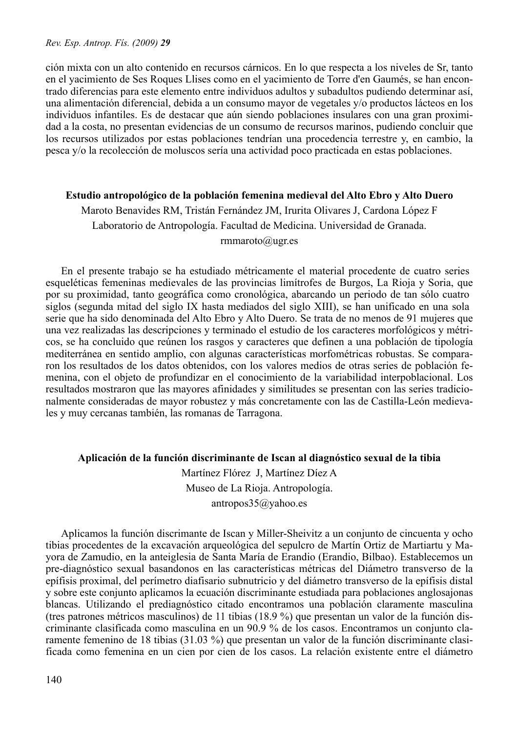ción mixta con un alto contenido en recursos cárnicos. En lo que respecta a los niveles de Sr, tanto en el yacimiento de Ses Roques Llises como en el yacimiento de Torre d'en Gaumés, se han encontrado diferencias para este elemento entre individuos adultos y subadultos pudiendo determinar así, una alimentación diferencial, debida a un consumo mayor de vegetales y/o productos lácteos en los individuos infantiles. Es de destacar que aún siendo poblaciones insulares con una gran proximidad a la costa, no presentan evidencias de un consumo de recursos marinos, pudiendo concluir que los recursos utilizados por estas poblaciones tendrían una procedencia terrestre y, en cambio, la pesca y/o la recolección de moluscos sería una actividad poco practicada en estas poblaciones.

## Estudio antropológico de la población femenina medieval del Alto Ebro y Alto Duero

Maroto Benavides RM, Tristán Fernández JM, Irurita Olivares J, Cardona López F

Laboratorio de Antropología. Facultad de Medicina. Universidad de Granada.

rmmaroto@ugr.es

En el presente trabajo se ha estudiado métricamente el material procedente de cuatro series esqueléticas femeninas medievales de las provincias limítrofes de Burgos, La Rioja y Soria, que por su proximidad, tanto geográfica como cronológica, abarcando un periodo de tan sólo cuatro siglos (segunda mitad del siglo IX hasta mediados del siglo XIII), se han unificado en una sola serie que ha sido denominada del Alto Ebro y Alto Duero. Se trata de no menos de 91 mujeres que una vez realizadas las descripciones y terminado el estudio de los caracteres morfológicos y métricos, se ha concluido que reúnen los rasgos y caracteres que definen a una población de tipología mediterránea en sentido amplio, con algunas características morfométricas robustas. Se compararon los resultados de los datos obtenidos, con los valores medios de otras series de población femenina, con el objeto de profundizar en el conocimiento de la variabilidad interpoblacional. Los resultados mostraron que las mayores afinidades y similitudes se presentan con las series tradicionalmente consideradas de mayor robustez y más concretamente con las de Castilla-León medievales y muy cercanas también, las romanas de Tarragona.

## Aplicación de la función discriminante de Iscan al diagnóstico sexual de la tibia

Martínez Flórez J, Martínez Díez A

Museo de La Rioja. Antropología.

antropos35@yahoo.es

Aplicamos la función discrimante de Iscan y Miller-Sheivitz a un conjunto de cincuenta y ocho tibias procedentes de la excavación arqueológica del sepulcro de Martín Ortiz de Martiartu y Mayora de Zamudio, en la anteiglesia de Santa María de Erandio (Erandio, Bilbao). Establecemos un pre-diagnóstico sexual basandonos en las características métricas del Diámetro transverso de la epífisis proximal, del perímetro diafisario subnutricio y del diámetro transverso de la epífisis distal y sobre este conjunto aplicamos la ecuación discriminante estudiada para poblaciones anglosajonas blancas. Utilizando el prediagnóstico citado encontramos una población claramente masculina (tres patrones métricos masculinos) de 11 tibias (18.9 %) que presentan un valor de la función discriminante clasificada como masculina en un 90.9 % de los casos. Encontramos un conjunto claramente femenino de 18 tibias (31.03 %) que presentan un valor de la función discriminante clasificada como femenina en un cien por cien de los casos. La relación existente entre el diámetro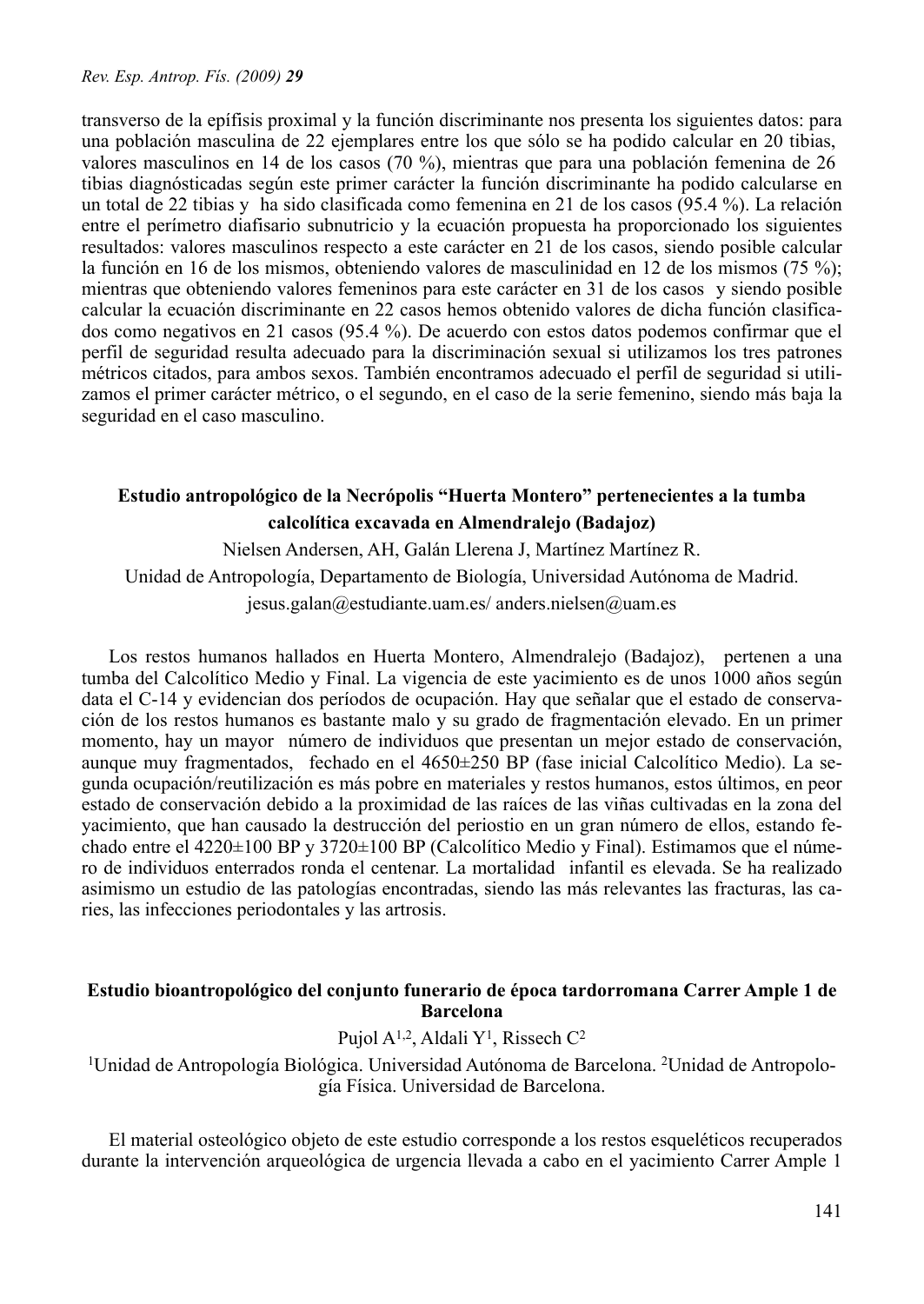transverso de la epífisis proximal y la función discriminante nos presenta los siguientes datos: para una población masculina de 22 ejemplares entre los que sólo se ha podido calcular en 20 tibias, valores masculinos en 14 de los casos (70 %), mientras que para una población femenina de 26 tibias diagnósticadas según este primer carácter la función discriminante ha podido calcularse en un total de 22 tibias y ha sido clasificada como femenina en 21 de los casos (95.4 %). La relación entre el perímetro diafisario subnutricio y la ecuación propuesta ha proporcionado los siguientes resultados: valores masculinos respecto a este carácter en 21 de los casos, siendo posible calcular la función en 16 de los mismos, obteniendo valores de masculinidad en 12 de los mismos (75 %); mientras que obteniendo valores femeninos para este carácter en 31 de los casos y siendo posible calcular la ecuación discriminante en 22 casos hemos obtenido valores de dicha función clasificados como negativos en 21 casos (95.4 %). De acuerdo con estos datos podemos confirmar que el perfil de seguridad resulta adecuado para la discriminación sexual si utilizamos los tres patrones métricos citados, para ambos sexos. También encontramos adecuado el perfil de seguridad si utilizamos el primer carácter métrico, o el segundo, en el caso de la serie femenino, siendo más baja la seguridad en el caso masculino.

## Estudio antropológico de la Necrópolis "Huerta Montero" pertenecientes a la tumba calcolítica excavada en Almendralejo (Badajoz)

Nielsen Andersen, AH, Galán Llerena J, Martínez Martínez R.

Unidad de Antropología, Departamento de Biología, Universidad Autónoma de Madrid.

jesus.galan@estudiante.uam.es/ anders.nielsen@uam.es

Los restos humanos hallados en Huerta Montero, Almendralejo (Badajoz), pertenen a una tumba del Calcolítico Medio y Final. La vigencia de este yacimiento es de unos 1000 años según data el C-14 y evidencian dos períodos de ocupación. Hay que señalar que el estado de conservación de los restos humanos es bastante malo y su grado de fragmentación elevado. En un primer momento, hay un mayor número de individuos que presentan un mejor estado de conservación, aunque muy fragmentados, fechado en el 4650±250 BP (fase inicial Calcolítico Medio). La segunda ocupación/reutilización es más pobre en materiales y restos humanos, estos últimos, en peor estado de conservación debido a la proximidad de las raíces de las viñas cultivadas en la zona del yacimiento, que han causado la destrucción del periostio en un gran número de ellos, estando fechado entre el 4220±100 BP y 3720±100 BP (Calcolítico Medio y Final). Estimamos que el número de individuos enterrados ronda el centenar. La mortalidad infantil es elevada. Se ha realizado asimismo un estudio de las patologías encontradas, siendo las más relevantes las fracturas, las caries, las infecciones periodontales y las artrosis.

## Estudio bioantropológico del conjunto funerario de época tardorromana Carrer Ample 1 de Barcelona

Pujol A[1,2], Aldali Y[1], Rissech C[2]

[1]Unidad de Antropología Biológica. Universidad Autónoma de Barcelona. [2]Unidad de Antropología Física. Universidad de Barcelona.

El material osteológico objeto de este estudio corresponde a los restos esqueléticos recuperados durante la intervención arqueológica de urgencia llevada a cabo en el yacimiento Carrer Ample 1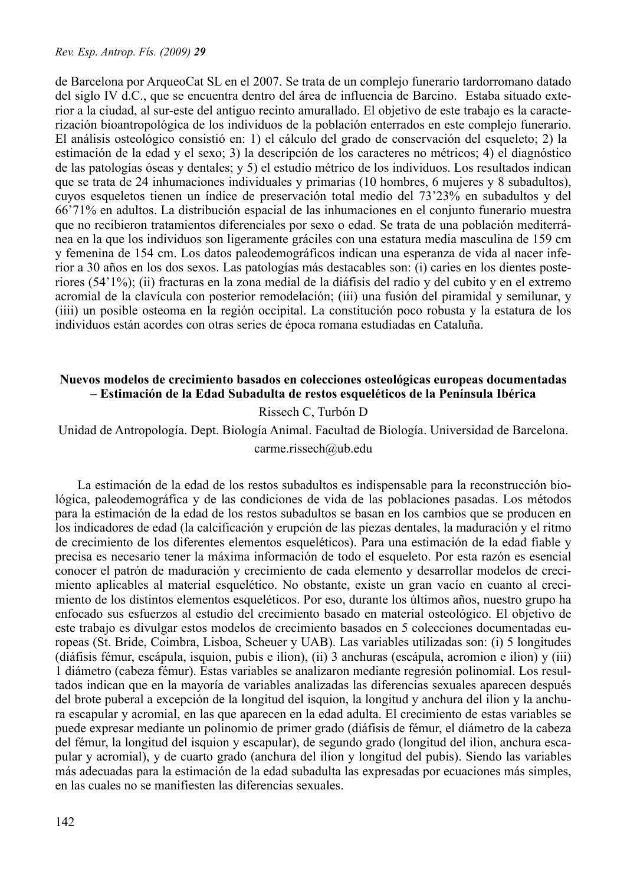de Barcelona por ArqueoCat SL en el 2007. Se trata de un complejo funerario tardorromano datado del siglo IV d.C., que se encuentra dentro del área de influencia de Barcino. Estaba situado exterior a la ciudad, al sur-este del antiguo recinto amurallado. El objetivo de este trabajo es la caracterización bioantropológica de los individuos de la población enterrados en este complejo funerario. El análisis osteológico consistió en: 1) el cálculo del grado de conservación del esqueleto; 2) la estimación de la edad y el sexo; 3) la descripción de los caracteres no métricos; 4) el diagnóstico de las patologías óseas y dentales; y 5) el estudio métrico de los individuos. Los resultados indican que se trata de 24 inhumaciones individuales y primarias (10 hombres, 6 mujeres y 8 subadultos), cuyos esqueletos tienen un índice de preservación total medio del 73'23% en subadultos y del 66'71% en adultos. La distribución espacial de las inhumaciones en el conjunto funerario muestra que no recibieron tratamientos diferenciales por sexo o edad. Se trata de una población mediterránea en la que los individuos son ligeramente gráciles con una estatura media masculina de 159 cm y femenina de 154 cm. Los datos paleodemográficos indican una esperanza de vida al nacer inferior a 30 años en los dos sexos. Las patologías más destacables son: (i) caries en los dientes posteriores (54'1%); (ii) fracturas en la zona medial de la diáfisis del radio y del cubito y en el extremo acromial de la clavícula con posterior remodelación; (iii) una fusión del piramidal y semilunar, y (iiii) un posible osteoma en la región occipital. La constitución poco robusta y la estatura de los individuos están acordes con otras series de época romana estudiadas en Cataluña.

## Nuevos modelos de crecimiento basados en colecciones osteológicas europeas documentadas – Estimación de la Edad Subadulta de restos esqueléticos de la Península Ibérica

Rissech C, Turbón D

Unidad de Antropología. Dept. Biología Animal. Facultad de Biología. Universidad de Barcelona. carme.rissech@ub.edu

La estimación de la edad de los restos subadultos es indispensable para la reconstrucción biológica, paleodemográfica y de las condiciones de vida de las poblaciones pasadas. Los métodos para la estimación de la edad de los restos subadultos se basan en los cambios que se producen en los indicadores de edad (la calcificación y erupción de las piezas dentales, la maduración y el ritmo de crecimiento de los diferentes elementos esqueléticos). Para una estimación de la edad fiable y precisa es necesario tener la máxima información de todo el esqueleto. Por esta razón es esencial conocer el patrón de maduración y crecimiento de cada elemento y desarrollar modelos de crecimiento aplicables al material esquelético. No obstante, existe un gran vacío en cuanto al crecimiento de los distintos elementos esqueléticos. Por eso, durante los últimos años, nuestro grupo ha enfocado sus esfuerzos al estudio del crecimiento basado en material osteológico. El objetivo de este trabajo es divulgar estos modelos de crecimiento basados en 5 colecciones documentadas europeas (St. Bride, Coimbra, Lisboa, Scheuer y UAB). Las variables utilizadas son: (i) 5 longitudes (diáfisis fémur, escápula, isquion, pubis e ilion), (ii) 3 anchuras (escápula, acromion e ilion) y (iii) 1 diámetro (cabeza fémur). Estas variables se analizaron mediante regresión polinomial. Los resultados indican que en la mayoría de variables analizadas las diferencias sexuales aparecen después del brote puberal a excepción de la longitud del isquion, la longitud y anchura del ilion y la anchura escapular y acromial, en las que aparecen en la edad adulta. El crecimiento de estas variables se puede expresar mediante un polinomio de primer grado (diáfisis de fémur, el diámetro de la cabeza del fémur, la longitud del isquion y escapular), de segundo grado (longitud del ilion, anchura escapular y acromial), y de cuarto grado (anchura del ilion y longitud del pubis). Siendo las variables más adecuadas para la estimación de la edad subadulta las expresadas por ecuaciones más simples, en las cuales no se manifiesten las diferencias sexuales.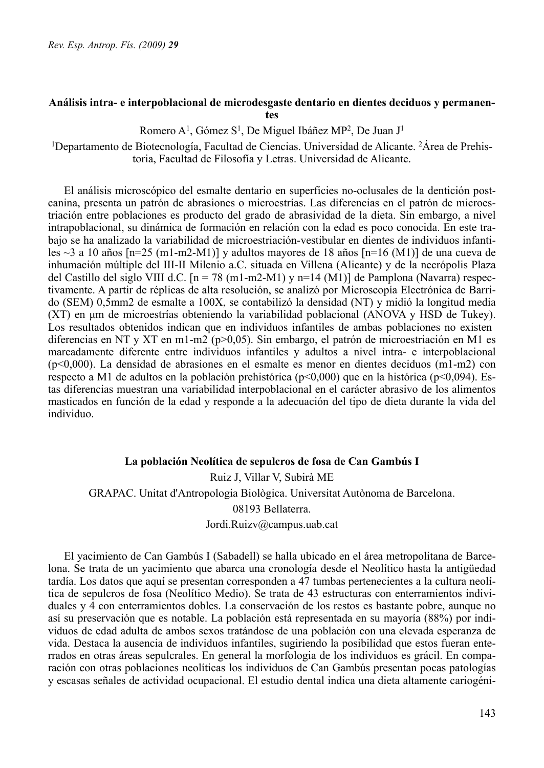### Análisis intra- e interpoblacional de microdesgaste dentario en dientes deciduos y permanentes

Romero A[1], Gómez S[1], De Miguel Ibáñez MP[2], De Juan J[1]

[1]Departamento de Biotecnología, Facultad de Ciencias. Universidad de Alicante. [2]Área de Prehistoria, Facultad de Filosofía y Letras. Universidad de Alicante.

El análisis microscópico del esmalte dentario en superficies no-oclusales de la dentición post-canina, presenta un patrón de abrasiones o microestrías. Las diferencias en el patrón de microestriación entre poblaciones es producto del grado de abrasividad de la dieta. Sin embargo, a nivel intrapoblacional, su dinámica de formación en relación con la edad es poco conocida. En este trabajo se ha analizado la variabilidad de microestriación-vestibular en dientes de individuos infantiles ~3 a 10 años [n=25 (m1-m2-M1)] y adultos mayores de 18 años [n=16 (M1)] de una cueva de inhumación múltiple del III-II Milenio a.C. situada en Villena (Alicante) y de la necrópolis Plaza del Castillo del siglo VIII d.C. [n = 78 (m1-m2-M1) y n=14 (M1)] de Pamplona (Navarra) respectivamente. A partir de réplicas de alta resolución, se analizó por Microscopía Electrónica de Barrido (SEM) 0,5mm2 de esmalte a 100X, se contabilizó la densidad (NT) y midió la longitud media (XT) en μm de microestrías obteniendo la variabilidad poblacional (ANOVA y HSD de Tukey). Los resultados obtenidos indican que en individuos infantiles de ambas poblaciones no existen diferencias en NT y XT en m1-m2 ($p>0{,}05$). Sin embargo, el patrón de microestriación en M1 es marcadamente diferente entre individuos infantiles y adultos a nivel intra- e interpoblacional ($p<0{,}000$). La densidad de abrasiones en el esmalte es menor en dientes deciduos (m1-m2) con respecto a M1 de adultos en la población prehistórica ($p<0{,}000$) que en la histórica ($p<0{,}094$). Estas diferencias muestran una variabilidad interpoblacional en el carácter abrasivo de los alimentos masticados en función de la edad y responde a la adecuación del tipo de dieta durante la vida del individuo.

### La población Neolítica de sepulcros de fosa de Can Gambús I

Ruiz J, Villar V, Subirà ME

GRAPAC. Unitat d'Antropologia Biològica. Universitat Autònoma de Barcelona.

08193 Bellaterra.

Jordi.Ruizv@campus.uab.cat

El yacimiento de Can Gambús I (Sabadell) se halla ubicado en el área metropolitana de Barcelona. Se trata de un yacimiento que abarca una cronología desde el Neolítico hasta la antigüedad tardía. Los datos que aquí se presentan corresponden a 47 tumbas pertenecientes a la cultura neolítica de sepulcros de fosa (Neolítico Medio). Se trata de 43 estructuras con enterramientos individuales y 4 con enterramientos dobles. La conservación de los restos es bastante pobre, aunque no así su preservación que es notable. La población está representada en su mayoría (88%) por individuos de edad adulta de ambos sexos tratándose de una población con una elevada esperanza de vida. Destaca la ausencia de individuos infantiles, sugiriendo la posibilidad que estos fueran enterrados en otras áreas sepulcrales. En general la morfologia de los individuos es grácil. En comparación con otras poblaciones neolíticas los individuos de Can Gambús presentan pocas patologías y escasas señales de actividad ocupacional. El estudio dental indica una dieta altamente cariogéni-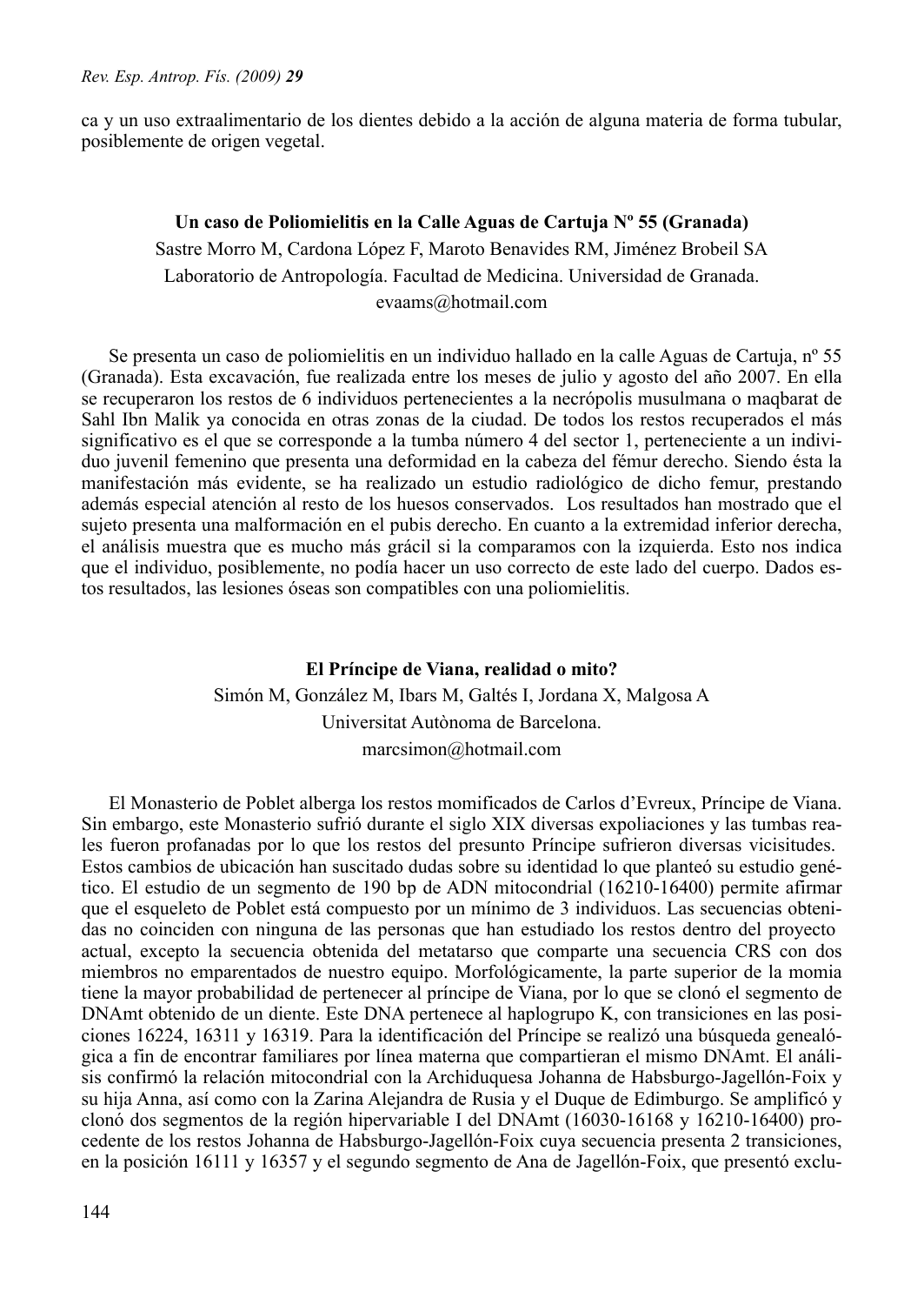ca y un uso extraalimentario de los dientes debido a la acción de alguna materia de forma tubular, posiblemente de origen vegetal.

### Un caso de Poliomielitis en la Calle Aguas de Cartuja Nº 55 (Granada)

Sastre Morro M, Cardona López F, Maroto Benavides RM, Jiménez Brobeil SA

Laboratorio de Antropología. Facultad de Medicina. Universidad de Granada.

evaams@hotmail.com

Se presenta un caso de poliomielitis en un individuo hallado en la calle Aguas de Cartuja, nº 55 (Granada). Esta excavación, fue realizada entre los meses de julio y agosto del año 2007. En ella se recuperaron los restos de 6 individuos pertenecientes a la necrópolis musulmana o maqbarat de Sahl Ibn Malik ya conocida en otras zonas de la ciudad. De todos los restos recuperados el más significativo es el que se corresponde a la tumba número 4 del sector 1, perteneciente a un individuo juvenil femenino que presenta una deformidad en la cabeza del fémur derecho. Siendo ésta la manifestación más evidente, se ha realizado un estudio radiológico de dicho femur, prestando además especial atención al resto de los huesos conservados. Los resultados han mostrado que el sujeto presenta una malformación en el pubis derecho. En cuanto a la extremidad inferior derecha, el análisis muestra que es mucho más grácil si la comparamos con la izquierda. Esto nos indica que el individuo, posiblemente, no podía hacer un uso correcto de este lado del cuerpo. Dados estos resultados, las lesiones óseas son compatibles con una poliomielitis.

### El Príncipe de Viana, realidad o mito?

Simón M, González M, Ibars M, Galtés I, Jordana X, Malgosa A

Universitat Autònoma de Barcelona.

marcsimon@hotmail.com

El Monasterio de Poblet alberga los restos momificados de Carlos d'Evreux, Príncipe de Viana. Sin embargo, este Monasterio sufrió durante el siglo XIX diversas expoliaciones y las tumbas reales fueron profanadas por lo que los restos del presunto Príncipe sufrieron diversas vicisitudes. Estos cambios de ubicación han suscitado dudas sobre su identidad lo que planteó su estudio genético. El estudio de un segmento de 190 bp de ADN mitocondrial (16210-16400) permite afirmar que el esqueleto de Poblet está compuesto por un mínimo de 3 individuos. Las secuencias obtenidas no coinciden con ninguna de las personas que han estudiado los restos dentro del proyecto actual, excepto la secuencia obtenida del metatarso que comparte una secuencia CRS con dos miembros no emparentados de nuestro equipo. Morfológicamente, la parte superior de la momia tiene la mayor probabilidad de pertenecer al príncipe de Viana, por lo que se clonó el segmento de DNAmt obtenido de un diente. Este DNA pertenece al haplogrupo K, con transiciones en las posiciones 16224, 16311 y 16319. Para la identificación del Príncipe se realizó una búsqueda genealógica a fin de encontrar familiares por línea materna que compartieran el mismo DNAmt. El análisis confirmó la relación mitocondrial con la Archiduquesa Johanna de Habsburgo-Jagellón-Foix y su hija Anna, así como con la Zarina Alejandra de Rusia y el Duque de Edimburgo. Se amplificó y clonó dos segmentos de la región hipervariable I del DNAmt (16030-16168 y 16210-16400) procedente de los restos Johanna de Habsburgo-Jagellón-Foix cuya secuencia presenta 2 transiciones, en la posición 16111 y 16357 y el segundo segmento de Ana de Jagellón-Foix, que presentó exclu-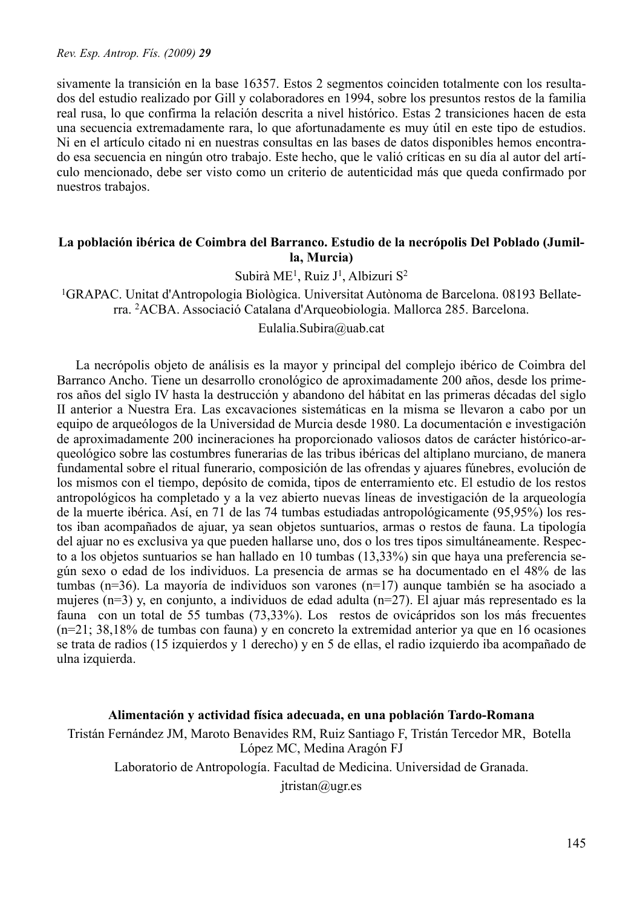sivamente la transición en la base 16357. Estos 2 segmentos coinciden totalmente con los resultados del estudio realizado por Gill y colaboradores en 1994, sobre los presuntos restos de la familia real rusa, lo que confirma la relación descrita a nivel histórico. Estas 2 transiciones hacen de esta una secuencia extremadamente rara, lo que afortunadamente es muy útil en este tipo de estudios. Ni en el artículo citado ni en nuestras consultas en las bases de datos disponibles hemos encontrado esa secuencia en ningún otro trabajo. Este hecho, que le valió críticas en su día al autor del artículo mencionado, debe ser visto como un criterio de autenticidad más que queda confirmado por nuestros trabajos.

### La población ibérica de Coimbra del Barranco. Estudio de la necrópolis Del Poblado (Jumilla, Murcia)

Subirà ME[1], Ruiz J[1], Albizuri S[2]

[1]GRAPAC. Unitat d'Antropologia Biològica. Universitat Autònoma de Barcelona. 08193 Bellaterra. [2]ACBA. Associació Catalana d'Arqueobiologia. Mallorca 285. Barcelona.

Eulalia.Subira@uab.cat

La necrópolis objeto de análisis es la mayor y principal del complejo ibérico de Coimbra del Barranco Ancho. Tiene un desarrollo cronológico de aproximadamente 200 años, desde los primeros años del siglo IV hasta la destrucción y abandono del hábitat en las primeras décadas del siglo II anterior a Nuestra Era. Las excavaciones sistemáticas en la misma se llevaron a cabo por un equipo de arqueólogos de la Universidad de Murcia desde 1980. La documentación e investigación de aproximadamente 200 incineraciones ha proporcionado valiosos datos de carácter histórico-arqueológico sobre las costumbres funerarias de las tribus ibéricas del altiplano murciano, de manera fundamental sobre el ritual funerario, composición de las ofrendas y ajuares fúnebres, evolución de los mismos con el tiempo, depósito de comida, tipos de enterramiento etc. El estudio de los restos antropológicos ha completado y a la vez abierto nuevas líneas de investigación de la arqueología de la muerte ibérica. Así, en 71 de las 74 tumbas estudiadas antropológicamente (95,95%) los restos iban acompañados de ajuar, ya sean objetos suntuarios, armas o restos de fauna. La tipología del ajuar no es exclusiva ya que pueden hallarse uno, dos o los tres tipos simultáneamente. Respecto a los objetos suntuarios se han hallado en 10 tumbas (13,33%) sin que haya una preferencia según sexo o edad de los individuos. La presencia de armas se ha documentado en el 48% de las tumbas (n=36). La mayoría de individuos son varones (n=17) aunque también se ha asociado a mujeres (n=3) y, en conjunto, a individuos de edad adulta (n=27). El ajuar más representado es la fauna con un total de 55 tumbas (73,33%). Los restos de ovicápridos son los más frecuentes (n=21; 38,18% de tumbas con fauna) y en concreto la extremidad anterior ya que en 16 ocasiones se trata de radios (15 izquierdos y 1 derecho) y en 5 de ellas, el radio izquierdo iba acompañado de ulna izquierda.

### Alimentación y actividad física adecuada, en una población Tardo-Romana

Tristán Fernández JM, Maroto Benavides RM, Ruiz Santiago F, Tristán Tercedor MR, Botella López MC, Medina Aragón FJ

Laboratorio de Antropología. Facultad de Medicina. Universidad de Granada.

jtristan@ugr.es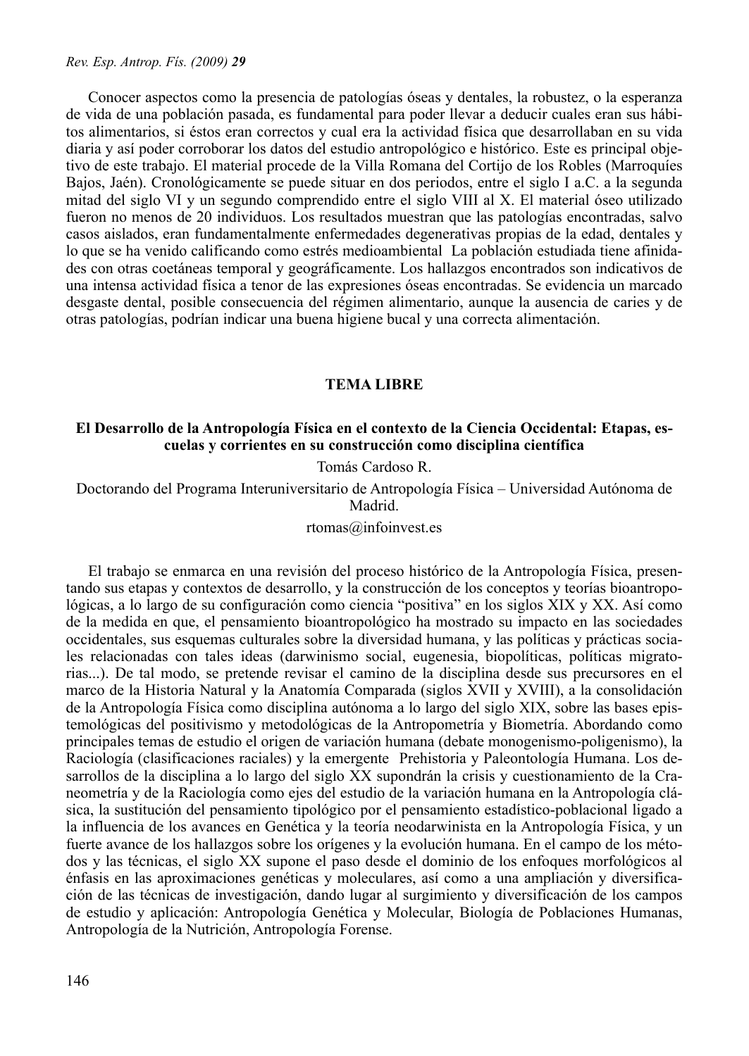Conocer aspectos como la presencia de patologías óseas y dentales, la robustez, o la esperanza de vida de una población pasada, es fundamental para poder llevar a deducir cuales eran sus hábitos alimentarios, si éstos eran correctos y cual era la actividad física que desarrollaban en su vida diaria y así poder corroborar los datos del estudio antropológico e histórico. Este es principal objetivo de este trabajo. El material procede de la Villa Romana del Cortijo de los Robles (Marroquíes Bajos, Jaén). Cronológicamente se puede situar en dos periodos, entre el siglo I a.C. a la segunda mitad del siglo VI y un segundo comprendido entre el siglo VIII al X. El material óseo utilizado fueron no menos de 20 individuos. Los resultados muestran que las patologías encontradas, salvo casos aislados, eran fundamentalmente enfermedades degenerativas propias de la edad, dentales y lo que se ha venido calificando como estrés medioambiental La población estudiada tiene afinidades con otras coetáneas temporal y geográficamente. Los hallazgos encontrados son indicativos de una intensa actividad física a tenor de las expresiones óseas encontradas. Se evidencia un marcado desgaste dental, posible consecuencia del régimen alimentario, aunque la ausencia de caries y de otras patologías, podrían indicar una buena higiene bucal y una correcta alimentación.

## TEMA LIBRE

### El Desarrollo de la Antropología Física en el contexto de la Ciencia Occidental: Etapas, escuelas y corrientes en su construcción como disciplina científica

Tomás Cardoso R.

Doctorando del Programa Interuniversitario de Antropología Física – Universidad Autónoma de Madrid.

rtomas@infoinvest.es

El trabajo se enmarca en una revisión del proceso histórico de la Antropología Física, presentando sus etapas y contextos de desarrollo, y la construcción de los conceptos y teorías bioantropológicas, a lo largo de su configuración como ciencia "positiva" en los siglos XIX y XX. Así como de la medida en que, el pensamiento bioantropológico ha mostrado su impacto en las sociedades occidentales, sus esquemas culturales sobre la diversidad humana, y las políticas y prácticas sociales relacionadas con tales ideas (darwinismo social, eugenesia, biopolíticas, políticas migratorias...). De tal modo, se pretende revisar el camino de la disciplina desde sus precursores en el marco de la Historia Natural y la Anatomía Comparada (siglos XVII y XVIII), a la consolidación de la Antropología Física como disciplina autónoma a lo largo del siglo XIX, sobre las bases epistemológicas del positivismo y metodológicas de la Antropometría y Biometría. Abordando como principales temas de estudio el origen de variación humana (debate monogenismo-poligenismo), la Raciología (clasificaciones raciales) y la emergente Prehistoria y Paleontología Humana. Los desarrollos de la disciplina a lo largo del siglo XX supondrán la crisis y cuestionamiento de la Craneometría y de la Raciología como ejes del estudio de la variación humana en la Antropología clásica, la sustitución del pensamiento tipológico por el pensamiento estadístico-poblacional ligado a la influencia de los avances en Genética y la teoría neodarwinista en la Antropología Física, y un fuerte avance de los hallazgos sobre los orígenes y la evolución humana. En el campo de los métodos y las técnicas, el siglo XX supone el paso desde el dominio de los enfoques morfológicos al énfasis en las aproximaciones genéticas y moleculares, así como a una ampliación y diversificación de las técnicas de investigación, dando lugar al surgimiento y diversificación de los campos de estudio y aplicación: Antropología Genética y Molecular, Biología de Poblaciones Humanas, Antropología de la Nutrición, Antropología Forense.